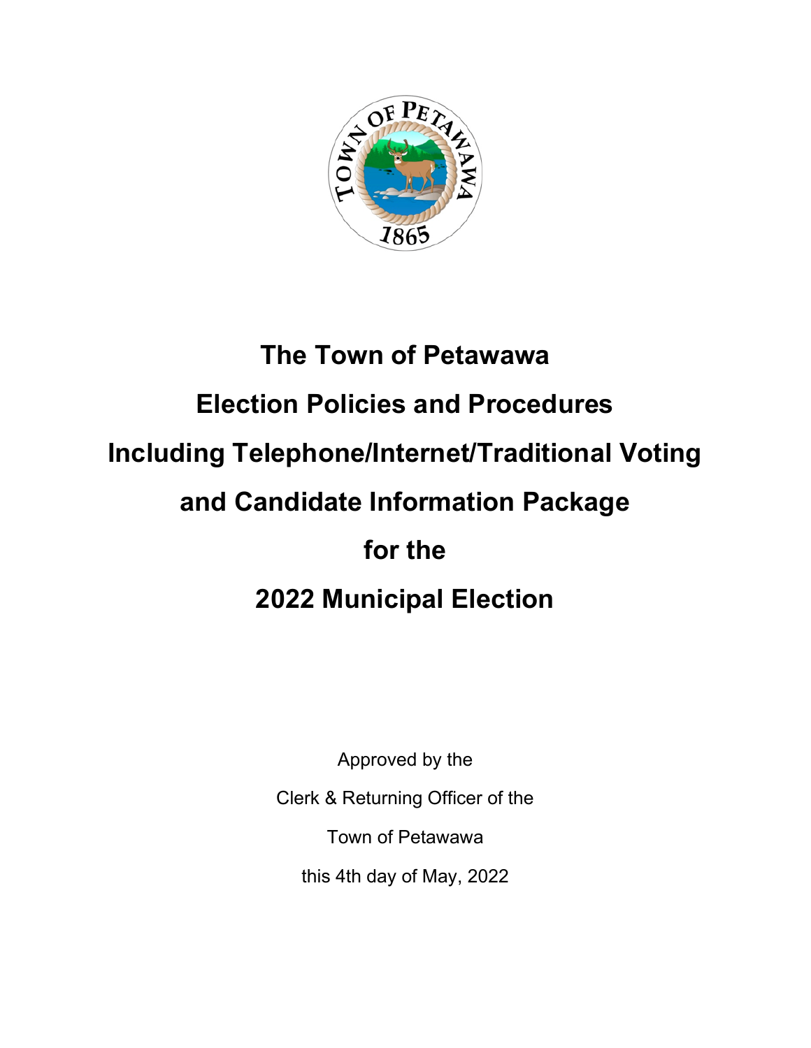# The Town of Petawawa

# Election Policies and Procedures

# Including Telephone/Internet/Traditional Voting

# and Candidate Information Package

# for the

# 2022 Municipal Election

Approved by the

Clerk & Returning Officer of the

Town of Petawawa

this 4th day of May, 2022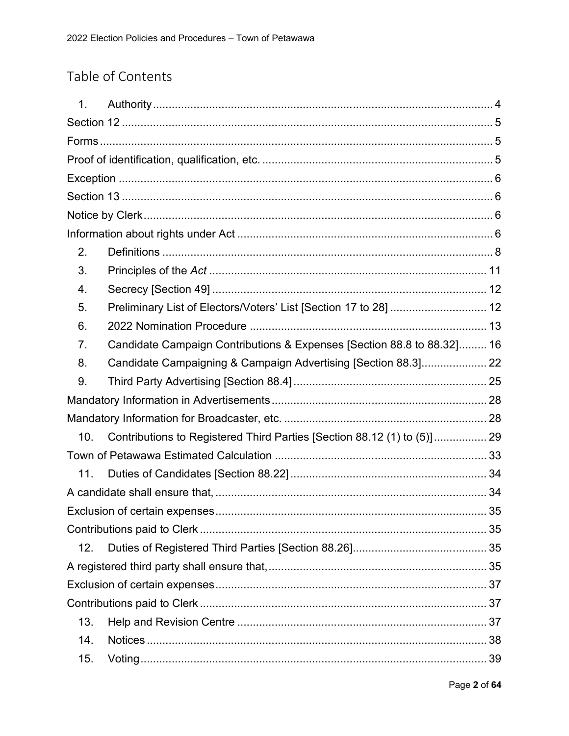## Table of Contents

1. Authority ....... 4

Section 12 ....... 5

Forms ....... 5

Proof of identification, qualification, etc. ....... 5

Exception ....... 6

Section 13 ....... 6

Notice by Clerk ....... 6

Information about rights under Act ....... 6

2. Definitions ....... 8
3. Principles of the *Act* ....... 11
4. Secrecy [Section 49] ....... 12
5. Preliminary List of Electors/Voters' List [Section 17 to 28] ....... 12
6. 2022 Nomination Procedure ....... 13
7. Candidate Campaign Contributions & Expenses [Section 88.8 to 88.32] ....... 16
8. Candidate Campaigning & Campaign Advertising [Section 88.3] ....... 22
9. Third Party Advertising [Section 88.4] ....... 25

Mandatory Information in Advertisements ....... 28

Mandatory Information for Broadcaster, etc. ....... 28

10. Contributions to Registered Third Parties [Section 88.12 (1) to (5)] ....... 29

Town of Petawawa Estimated Calculation ....... 33

11. Duties of Candidates [Section 88.22] ....... 34

A candidate shall ensure that, ....... 34

Exclusion of certain expenses ....... 35

Contributions paid to Clerk ....... 35

12. Duties of Registered Third Parties [Section 88.26] ....... 35

A registered third party shall ensure that, ....... 35

Exclusion of certain expenses ....... 37

Contributions paid to Clerk ....... 37

13. Help and Revision Centre ....... 37
14. Notices ....... 38
15. Voting ....... 39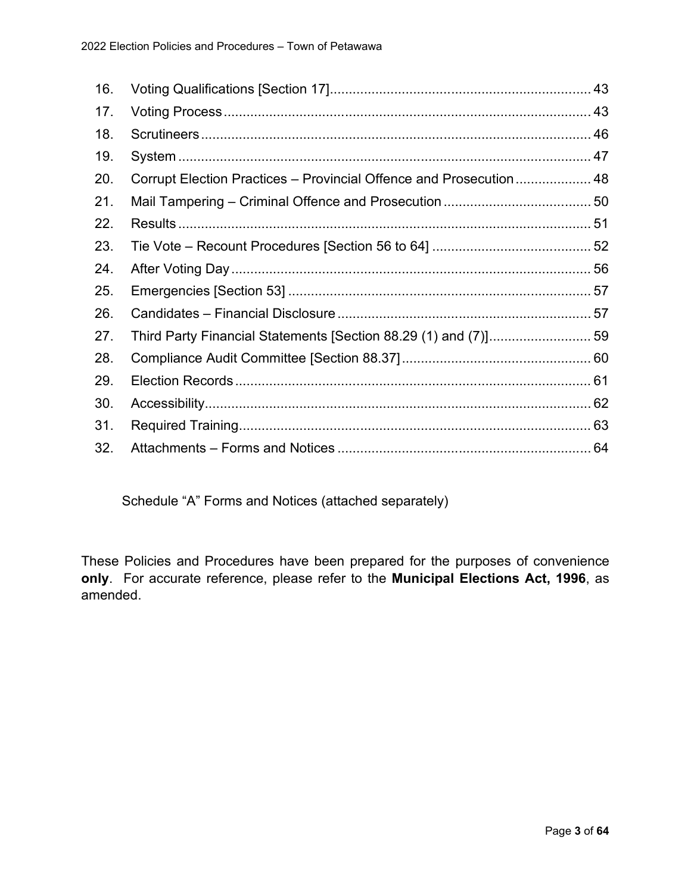| | | |
|---|---|---|
| 16. | Voting Qualifications [Section 17] | 43 |
| 17. | Voting Process | 43 |
| 18. | Scrutineers | 46 |
| 19. | System | 47 |
| 20. | Corrupt Election Practices – Provincial Offence and Prosecution | 48 |
| 21. | Mail Tampering – Criminal Offence and Prosecution | 50 |
| 22. | Results | 51 |
| 23. | Tie Vote – Recount Procedures [Section 56 to 64] | 52 |
| 24. | After Voting Day | 56 |
| 25. | Emergencies [Section 53] | 57 |
| 26. | Candidates – Financial Disclosure | 57 |
| 27. | Third Party Financial Statements [Section 88.29 (1) and (7)] | 59 |
| 28. | Compliance Audit Committee [Section 88.37] | 60 |
| 29. | Election Records | 61 |
| 30. | Accessibility | 62 |
| 31. | Required Training | 63 |
| 32. | Attachments – Forms and Notices | 64 |

Schedule “A” Forms and Notices (attached separately)

These Policies and Procedures have been prepared for the purposes of convenience **only**. For accurate reference, please refer to the **Municipal Elections Act, 1996**, as amended.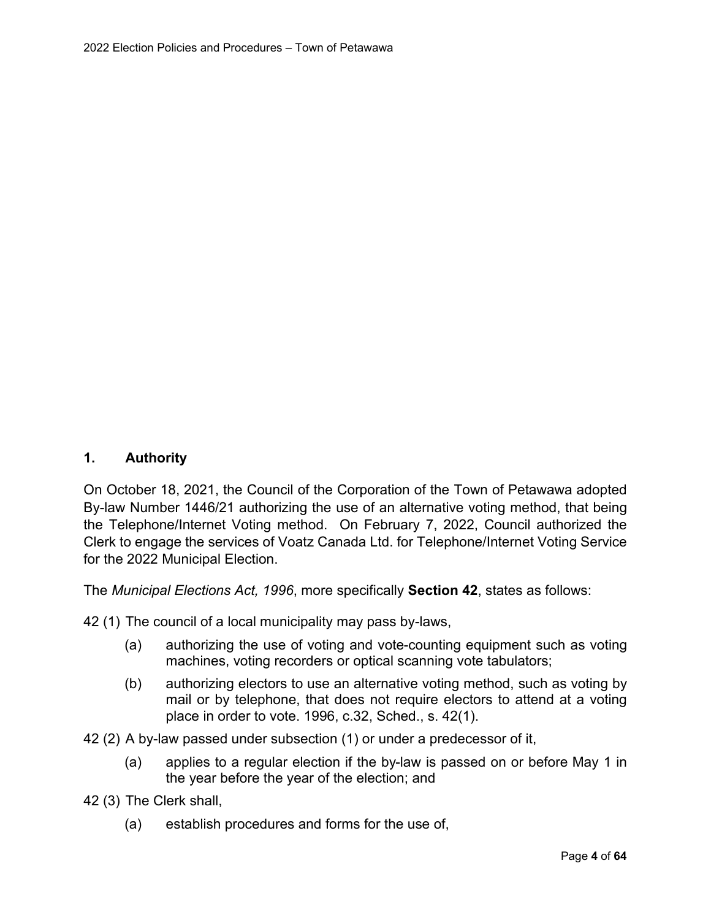## 1. Authority

On October 18, 2021, the Council of the Corporation of the Town of Petawawa adopted By-law Number 1446/21 authorizing the use of an alternative voting method, that being the Telephone/Internet Voting method. On February 7, 2022, Council authorized the Clerk to engage the services of Voatz Canada Ltd. for Telephone/Internet Voting Service for the 2022 Municipal Election.

The *Municipal Elections Act, 1996*, more specifically **Section 42**, states as follows:

42 (1) The council of a local municipality may pass by-laws,

- (a) authorizing the use of voting and vote-counting equipment such as voting machines, voting recorders or optical scanning vote tabulators;
- (b) authorizing electors to use an alternative voting method, such as voting by mail or by telephone, that does not require electors to attend at a voting place in order to vote. 1996, c.32, Sched., s. 42(1).

42 (2) A by-law passed under subsection (1) or under a predecessor of it,

- (a) applies to a regular election if the by-law is passed on or before May 1 in the year before the year of the election; and

42 (3) The Clerk shall,

- (a) establish procedures and forms for the use of,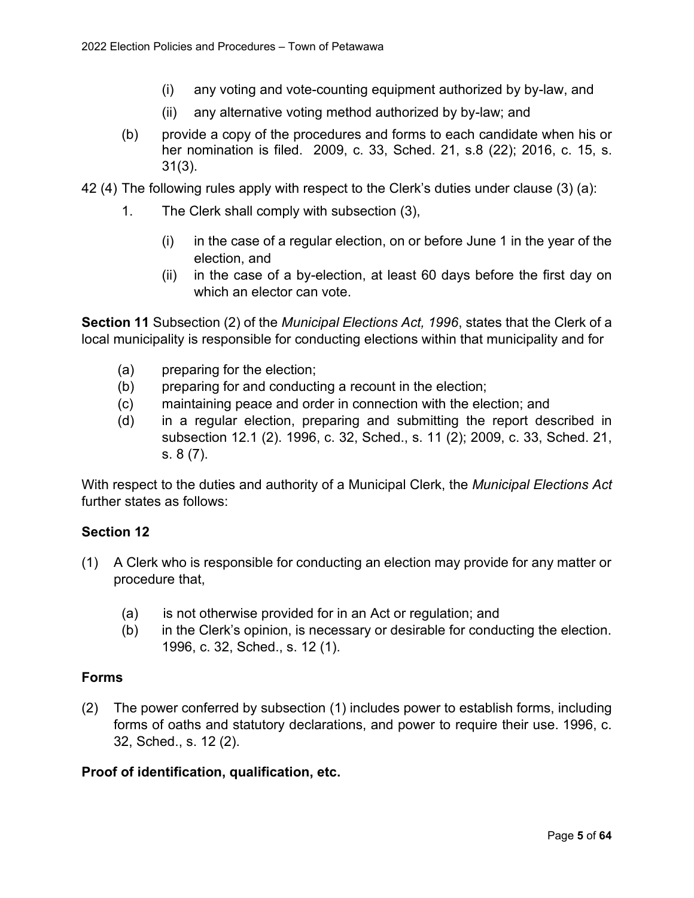(i) any voting and vote-counting equipment authorized by by-law, and

(ii) any alternative voting method authorized by by-law; and

(b) provide a copy of the procedures and forms to each candidate when his or her nomination is filed. 2009, c. 33, Sched. 21, s.8 (22); 2016, c. 15, s. 31(3).

42 (4) The following rules apply with respect to the Clerk's duties under clause (3) (a):

1. The Clerk shall comply with subsection (3),

   (i) in the case of a regular election, on or before June 1 in the year of the election, and

   (ii) in the case of a by-election, at least 60 days before the first day on which an elector can vote.

**Section 11** Subsection (2) of the *Municipal Elections Act, 1996*, states that the Clerk of a local municipality is responsible for conducting elections within that municipality and for

(a) preparing for the election;

(b) preparing for and conducting a recount in the election;

(c) maintaining peace and order in connection with the election; and

(d) in a regular election, preparing and submitting the report described in subsection 12.1 (2). 1996, c. 32, Sched., s. 11 (2); 2009, c. 33, Sched. 21, s. 8 (7).

With respect to the duties and authority of a Municipal Clerk, the *Municipal Elections Act* further states as follows:

**Section 12**

(1) A Clerk who is responsible for conducting an election may provide for any matter or procedure that,

   (a) is not otherwise provided for in an Act or regulation; and

   (b) in the Clerk's opinion, is necessary or desirable for conducting the election. 1996, c. 32, Sched., s. 12 (1).

**Forms**

(2) The power conferred by subsection (1) includes power to establish forms, including forms of oaths and statutory declarations, and power to require their use. 1996, c. 32, Sched., s. 12 (2).

**Proof of identification, qualification, etc.**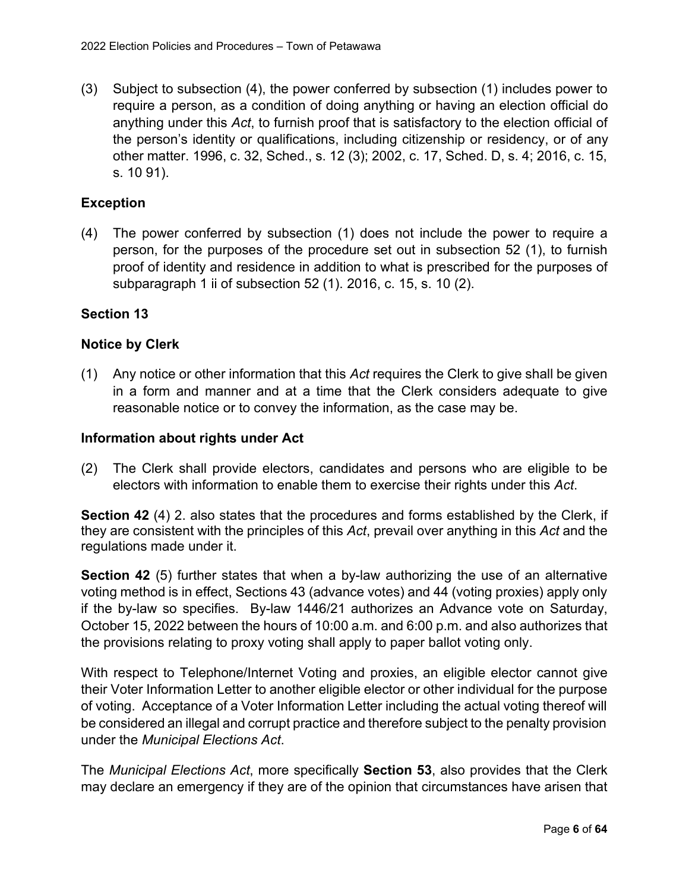(3) Subject to subsection (4), the power conferred by subsection (1) includes power to require a person, as a condition of doing anything or having an election official do anything under this *Act*, to furnish proof that is satisfactory to the election official of the person's identity or qualifications, including citizenship or residency, or of any other matter. 1996, c. 32, Sched., s. 12 (3); 2002, c. 17, Sched. D, s. 4; 2016, c. 15, s. 10 91).

### Exception

(4) The power conferred by subsection (1) does not include the power to require a person, for the purposes of the procedure set out in subsection 52 (1), to furnish proof of identity and residence in addition to what is prescribed for the purposes of subparagraph 1 ii of subsection 52 (1). 2016, c. 15, s. 10 (2).

### Section 13

### Notice by Clerk

(1) Any notice or other information that this *Act* requires the Clerk to give shall be given in a form and manner and at a time that the Clerk considers adequate to give reasonable notice or to convey the information, as the case may be.

### Information about rights under Act

(2) The Clerk shall provide electors, candidates and persons who are eligible to be electors with information to enable them to exercise their rights under this *Act*.

**Section 42** (4) 2. also states that the procedures and forms established by the Clerk, if they are consistent with the principles of this *Act*, prevail over anything in this *Act* and the regulations made under it.

**Section 42** (5) further states that when a by-law authorizing the use of an alternative voting method is in effect, Sections 43 (advance votes) and 44 (voting proxies) apply only if the by-law so specifies. By-law 1446/21 authorizes an Advance vote on Saturday, October 15, 2022 between the hours of 10:00 a.m. and 6:00 p.m. and also authorizes that the provisions relating to proxy voting shall apply to paper ballot voting only.

With respect to Telephone/Internet Voting and proxies, an eligible elector cannot give their Voter Information Letter to another eligible elector or other individual for the purpose of voting. Acceptance of a Voter Information Letter including the actual voting thereof will be considered an illegal and corrupt practice and therefore subject to the penalty provision under the *Municipal Elections Act*.

The *Municipal Elections Act*, more specifically **Section 53**, also provides that the Clerk may declare an emergency if they are of the opinion that circumstances have arisen that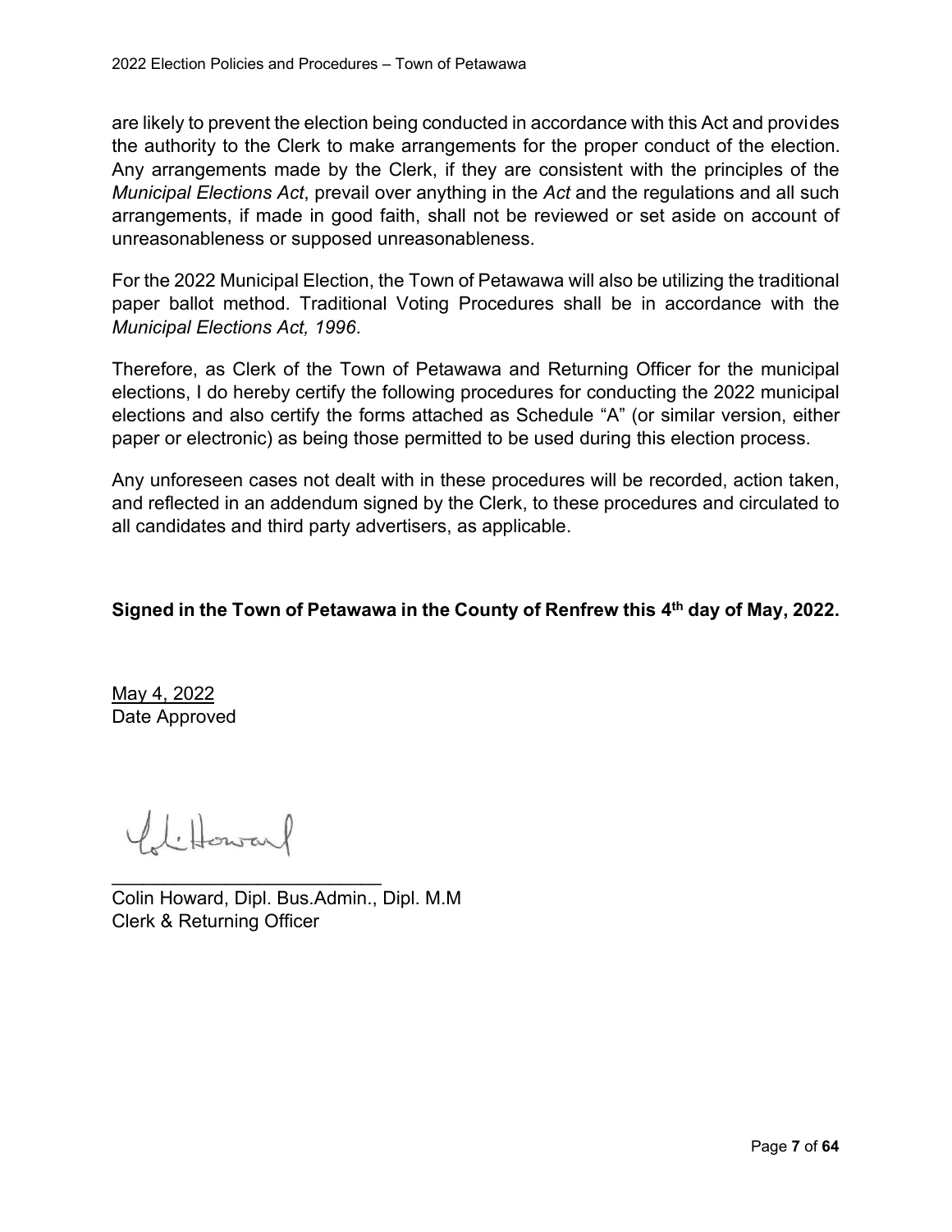are likely to prevent the election being conducted in accordance with this Act and provides the authority to the Clerk to make arrangements for the proper conduct of the election. Any arrangements made by the Clerk, if they are consistent with the principles of the *Municipal Elections Act*, prevail over anything in the *Act* and the regulations and all such arrangements, if made in good faith, shall not be reviewed or set aside on account of unreasonableness or supposed unreasonableness.

For the 2022 Municipal Election, the Town of Petawawa will also be utilizing the traditional paper ballot method. Traditional Voting Procedures shall be in accordance with the *Municipal Elections Act, 1996*.

Therefore, as Clerk of the Town of Petawawa and Returning Officer for the municipal elections, I do hereby certify the following procedures for conducting the 2022 municipal elections and also certify the forms attached as Schedule "A" (or similar version, either paper or electronic) as being those permitted to be used during this election process.

Any unforeseen cases not dealt with in these procedures will be recorded, action taken, and reflected in an addendum signed by the Clerk, to these procedures and circulated to all candidates and third party advertisers, as applicable.

**Signed in the Town of Petawawa in the County of Renfrew this 4th day of May, 2022.**

May 4, 2022
Date Approved

___________________________
Colin Howard, Dipl. Bus.Admin., Dipl. M.M
Clerk & Returning Officer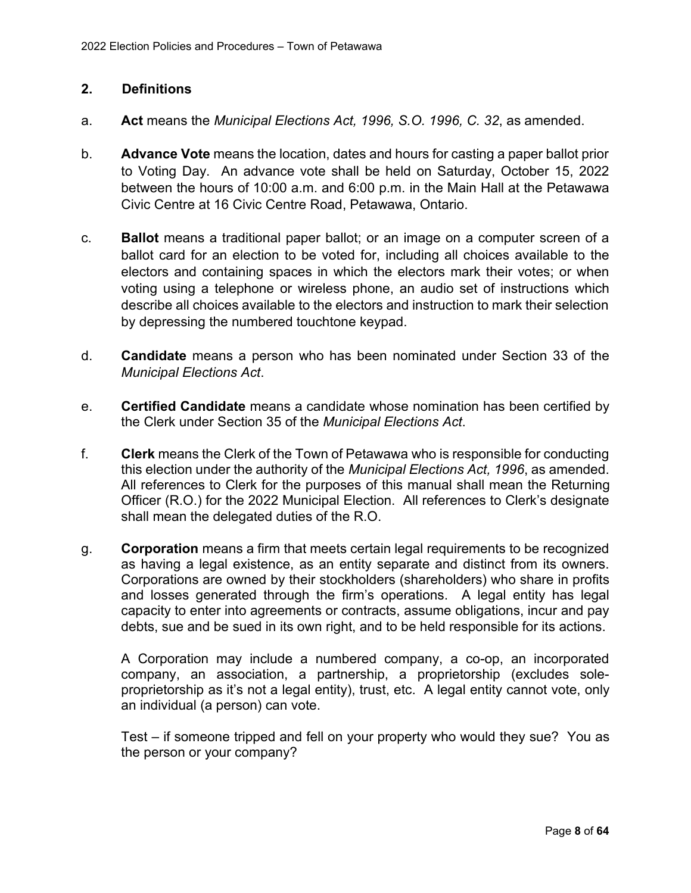## 2. Definitions

a. **Act** means the *Municipal Elections Act, 1996, S.O. 1996, C. 32*, as amended.

b. **Advance Vote** means the location, dates and hours for casting a paper ballot prior to Voting Day. An advance vote shall be held on Saturday, October 15, 2022 between the hours of 10:00 a.m. and 6:00 p.m. in the Main Hall at the Petawawa Civic Centre at 16 Civic Centre Road, Petawawa, Ontario.

c. **Ballot** means a traditional paper ballot; or an image on a computer screen of a ballot card for an election to be voted for, including all choices available to the electors and containing spaces in which the electors mark their votes; or when voting using a telephone or wireless phone, an audio set of instructions which describe all choices available to the electors and instruction to mark their selection by depressing the numbered touchtone keypad.

d. **Candidate** means a person who has been nominated under Section 33 of the *Municipal Elections Act*.

e. **Certified Candidate** means a candidate whose nomination has been certified by the Clerk under Section 35 of the *Municipal Elections Act*.

f. **Clerk** means the Clerk of the Town of Petawawa who is responsible for conducting this election under the authority of the *Municipal Elections Act, 1996*, as amended. All references to Clerk for the purposes of this manual shall mean the Returning Officer (R.O.) for the 2022 Municipal Election. All references to Clerk's designate shall mean the delegated duties of the R.O.

g. **Corporation** means a firm that meets certain legal requirements to be recognized as having a legal existence, as an entity separate and distinct from its owners. Corporations are owned by their stockholders (shareholders) who share in profits and losses generated through the firm's operations. A legal entity has legal capacity to enter into agreements or contracts, assume obligations, incur and pay debts, sue and be sued in its own right, and to be held responsible for its actions.

   A Corporation may include a numbered company, a co-op, an incorporated company, an association, a partnership, a proprietorship (excludes sole-proprietorship as it's not a legal entity), trust, etc. A legal entity cannot vote, only an individual (a person) can vote.

   Test – if someone tripped and fell on your property who would they sue? You as the person or your company?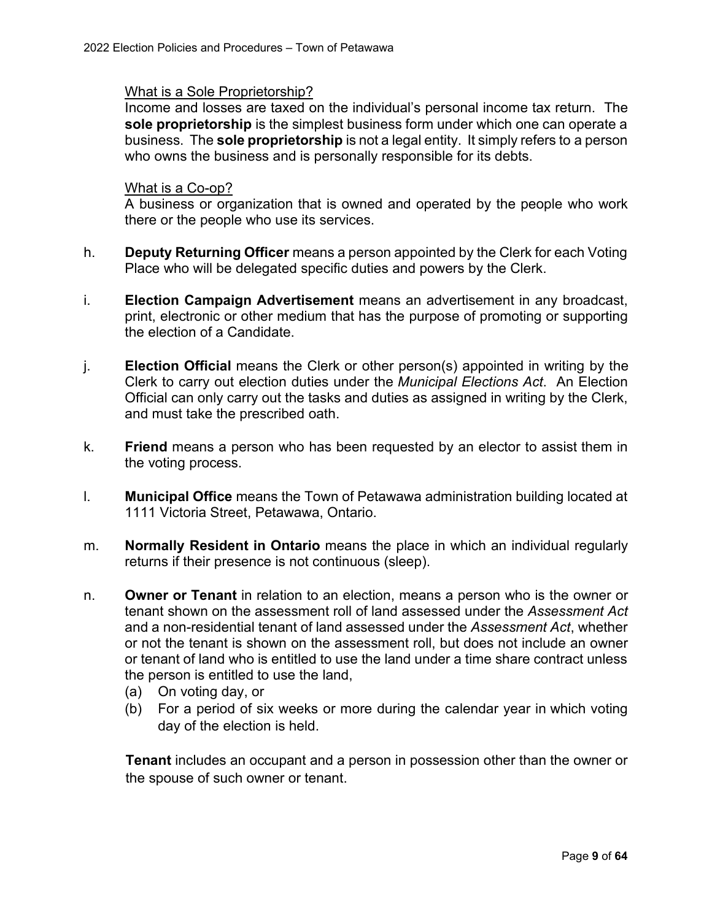What is a Sole Proprietorship?

Income and losses are taxed on the individual's personal income tax return. The **sole proprietorship** is the simplest business form under which one can operate a business. The **sole proprietorship** is not a legal entity. It simply refers to a person who owns the business and is personally responsible for its debts.

What is a Co-op?

A business or organization that is owned and operated by the people who work there or the people who use its services.

h. **Deputy Returning Officer** means a person appointed by the Clerk for each Voting Place who will be delegated specific duties and powers by the Clerk.

i. **Election Campaign Advertisement** means an advertisement in any broadcast, print, electronic or other medium that has the purpose of promoting or supporting the election of a Candidate.

j. **Election Official** means the Clerk or other person(s) appointed in writing by the Clerk to carry out election duties under the *Municipal Elections Act*. An Election Official can only carry out the tasks and duties as assigned in writing by the Clerk, and must take the prescribed oath.

k. **Friend** means a person who has been requested by an elector to assist them in the voting process.

l. **Municipal Office** means the Town of Petawawa administration building located at 1111 Victoria Street, Petawawa, Ontario.

m. **Normally Resident in Ontario** means the place in which an individual regularly returns if their presence is not continuous (sleep).

n. **Owner or Tenant** in relation to an election, means a person who is the owner or tenant shown on the assessment roll of land assessed under the *Assessment Act* and a non-residential tenant of land assessed under the *Assessment Act*, whether or not the tenant is shown on the assessment roll, but does not include an owner or tenant of land who is entitled to use the land under a time share contract unless the person is entitled to use the land,

(a) On voting day, or

(b) For a period of six weeks or more during the calendar year in which voting day of the election is held.

**Tenant** includes an occupant and a person in possession other than the owner or the spouse of such owner or tenant.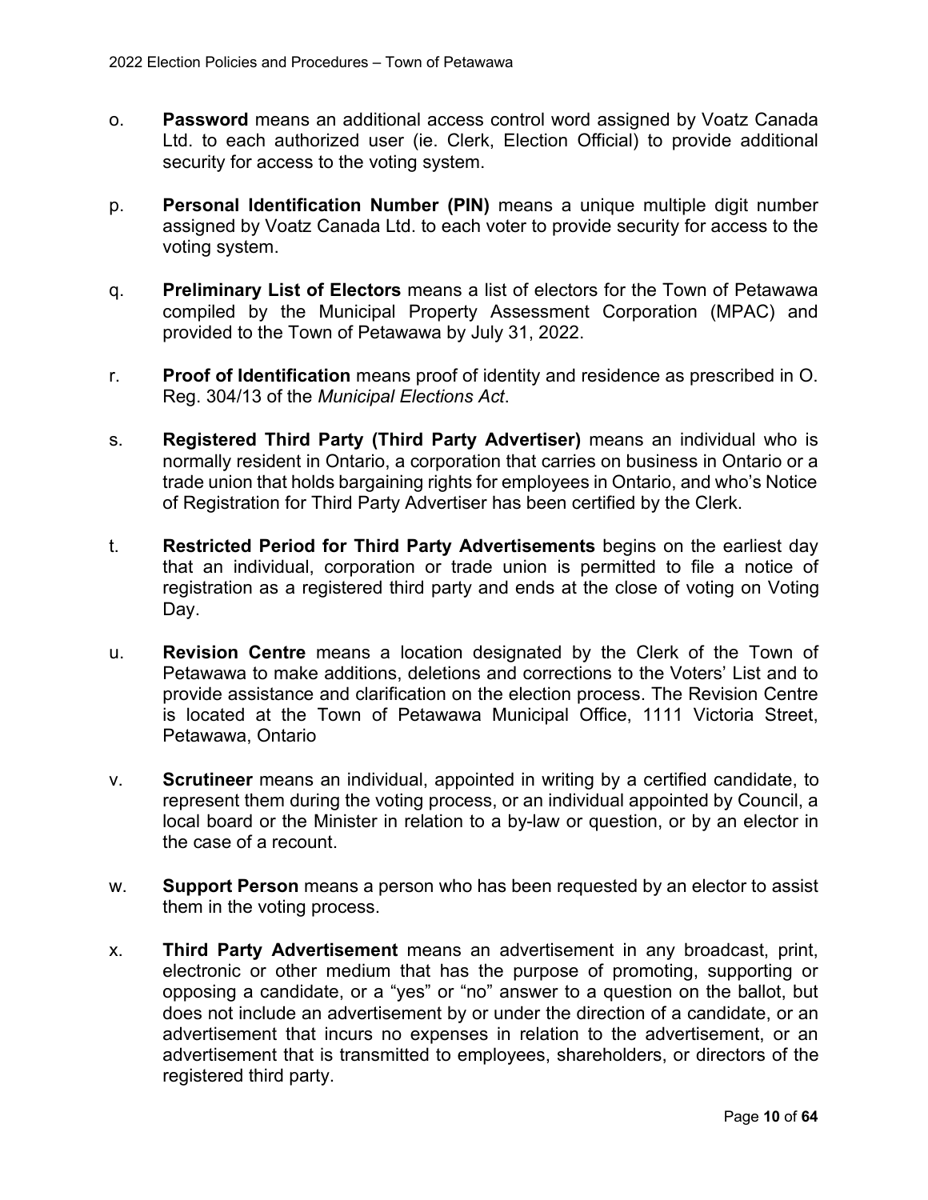o. **Password** means an additional access control word assigned by Voatz Canada Ltd. to each authorized user (ie. Clerk, Election Official) to provide additional security for access to the voting system.

p. **Personal Identification Number (PIN)** means a unique multiple digit number assigned by Voatz Canada Ltd. to each voter to provide security for access to the voting system.

q. **Preliminary List of Electors** means a list of electors for the Town of Petawawa compiled by the Municipal Property Assessment Corporation (MPAC) and provided to the Town of Petawawa by July 31, 2022.

r. **Proof of Identification** means proof of identity and residence as prescribed in O. Reg. 304/13 of the *Municipal Elections Act*.

s. **Registered Third Party (Third Party Advertiser)** means an individual who is normally resident in Ontario, a corporation that carries on business in Ontario or a trade union that holds bargaining rights for employees in Ontario, and who's Notice of Registration for Third Party Advertiser has been certified by the Clerk.

t. **Restricted Period for Third Party Advertisements** begins on the earliest day that an individual, corporation or trade union is permitted to file a notice of registration as a registered third party and ends at the close of voting on Voting Day.

u. **Revision Centre** means a location designated by the Clerk of the Town of Petawawa to make additions, deletions and corrections to the Voters' List and to provide assistance and clarification on the election process. The Revision Centre is located at the Town of Petawawa Municipal Office, 1111 Victoria Street, Petawawa, Ontario

v. **Scrutineer** means an individual, appointed in writing by a certified candidate, to represent them during the voting process, or an individual appointed by Council, a local board or the Minister in relation to a by-law or question, or by an elector in the case of a recount.

w. **Support Person** means a person who has been requested by an elector to assist them in the voting process.

x. **Third Party Advertisement** means an advertisement in any broadcast, print, electronic or other medium that has the purpose of promoting, supporting or opposing a candidate, or a "yes" or "no" answer to a question on the ballot, but does not include an advertisement by or under the direction of a candidate, or an advertisement that incurs no expenses in relation to the advertisement, or an advertisement that is transmitted to employees, shareholders, or directors of the registered third party.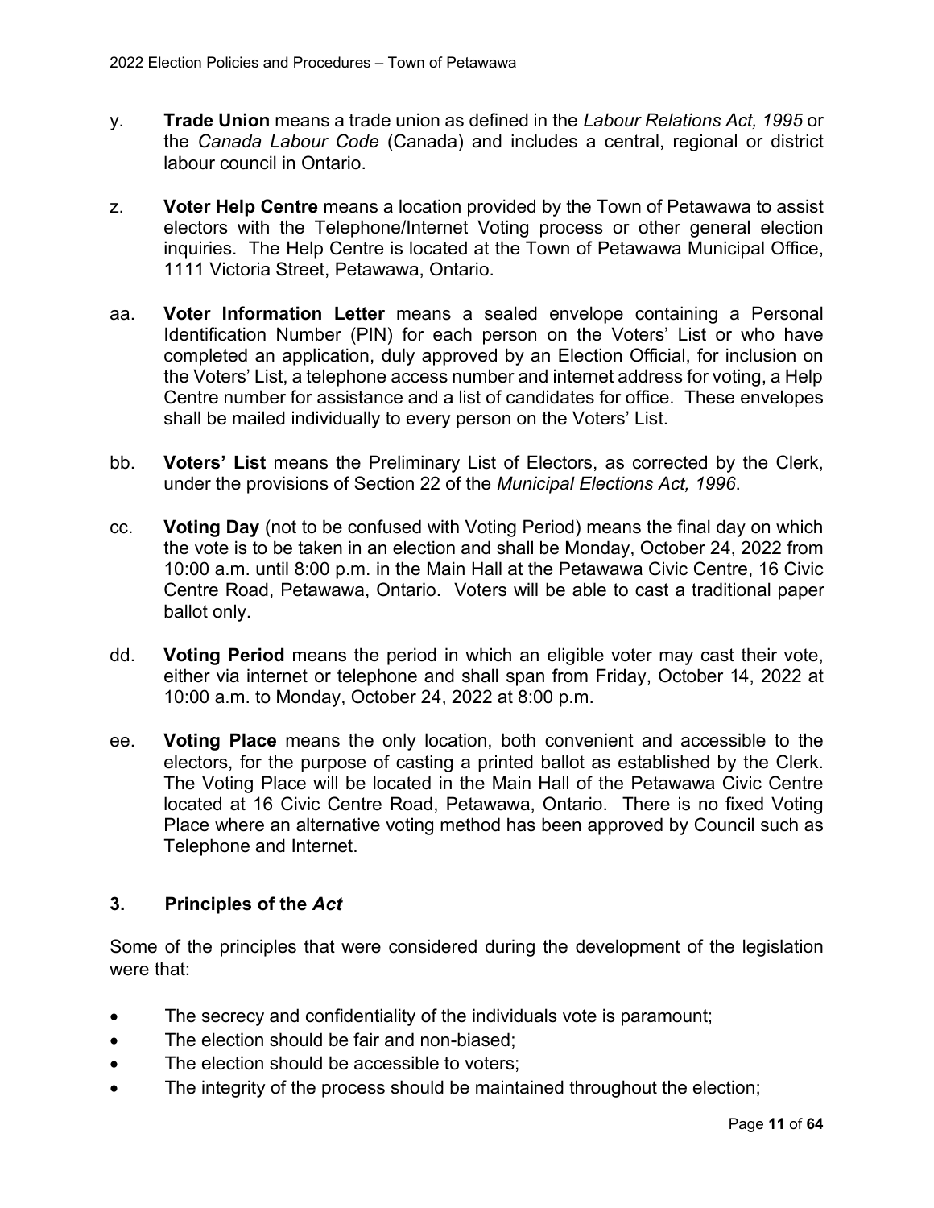y. **Trade Union** means a trade union as defined in the *Labour Relations Act, 1995* or the *Canada Labour Code* (Canada) and includes a central, regional or district labour council in Ontario.

z. **Voter Help Centre** means a location provided by the Town of Petawawa to assist electors with the Telephone/Internet Voting process or other general election inquiries. The Help Centre is located at the Town of Petawawa Municipal Office, 1111 Victoria Street, Petawawa, Ontario.

aa. **Voter Information Letter** means a sealed envelope containing a Personal Identification Number (PIN) for each person on the Voters' List or who have completed an application, duly approved by an Election Official, for inclusion on the Voters' List, a telephone access number and internet address for voting, a Help Centre number for assistance and a list of candidates for office. These envelopes shall be mailed individually to every person on the Voters' List.

bb. **Voters' List** means the Preliminary List of Electors, as corrected by the Clerk, under the provisions of Section 22 of the *Municipal Elections Act, 1996*.

cc. **Voting Day** (not to be confused with Voting Period) means the final day on which the vote is to be taken in an election and shall be Monday, October 24, 2022 from 10:00 a.m. until 8:00 p.m. in the Main Hall at the Petawawa Civic Centre, 16 Civic Centre Road, Petawawa, Ontario. Voters will be able to cast a traditional paper ballot only.

dd. **Voting Period** means the period in which an eligible voter may cast their vote, either via internet or telephone and shall span from Friday, October 14, 2022 at 10:00 a.m. to Monday, October 24, 2022 at 8:00 p.m.

ee. **Voting Place** means the only location, both convenient and accessible to the electors, for the purpose of casting a printed ballot as established by the Clerk. The Voting Place will be located in the Main Hall of the Petawawa Civic Centre located at 16 Civic Centre Road, Petawawa, Ontario. There is no fixed Voting Place where an alternative voting method has been approved by Council such as Telephone and Internet.

## 3. Principles of the *Act*

Some of the principles that were considered during the development of the legislation were that:

- The secrecy and confidentiality of the individuals vote is paramount;
- The election should be fair and non-biased;
- The election should be accessible to voters;
- The integrity of the process should be maintained throughout the election;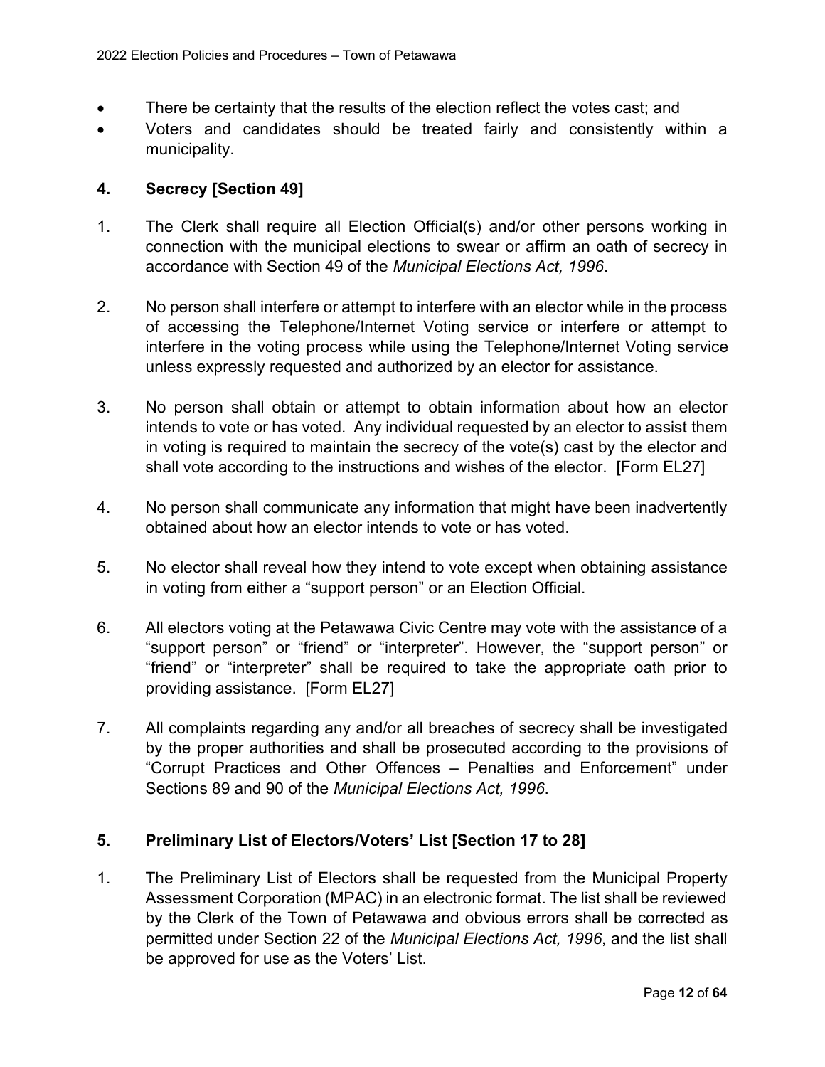- There be certainty that the results of the election reflect the votes cast; and
- Voters and candidates should be treated fairly and consistently within a municipality.

## 4. Secrecy [Section 49]

1. The Clerk shall require all Election Official(s) and/or other persons working in connection with the municipal elections to swear or affirm an oath of secrecy in accordance with Section 49 of the *Municipal Elections Act, 1996*.

2. No person shall interfere or attempt to interfere with an elector while in the process of accessing the Telephone/Internet Voting service or interfere or attempt to interfere in the voting process while using the Telephone/Internet Voting service unless expressly requested and authorized by an elector for assistance.

3. No person shall obtain or attempt to obtain information about how an elector intends to vote or has voted. Any individual requested by an elector to assist them in voting is required to maintain the secrecy of the vote(s) cast by the elector and shall vote according to the instructions and wishes of the elector. [Form EL27]

4. No person shall communicate any information that might have been inadvertently obtained about how an elector intends to vote or has voted.

5. No elector shall reveal how they intend to vote except when obtaining assistance in voting from either a "support person" or an Election Official.

6. All electors voting at the Petawawa Civic Centre may vote with the assistance of a "support person" or "friend" or "interpreter". However, the "support person" or "friend" or "interpreter" shall be required to take the appropriate oath prior to providing assistance. [Form EL27]

7. All complaints regarding any and/or all breaches of secrecy shall be investigated by the proper authorities and shall be prosecuted according to the provisions of "Corrupt Practices and Other Offences – Penalties and Enforcement" under Sections 89 and 90 of the *Municipal Elections Act, 1996*.

## 5. Preliminary List of Electors/Voters' List [Section 17 to 28]

1. The Preliminary List of Electors shall be requested from the Municipal Property Assessment Corporation (MPAC) in an electronic format. The list shall be reviewed by the Clerk of the Town of Petawawa and obvious errors shall be corrected as permitted under Section 22 of the *Municipal Elections Act, 1996*, and the list shall be approved for use as the Voters' List.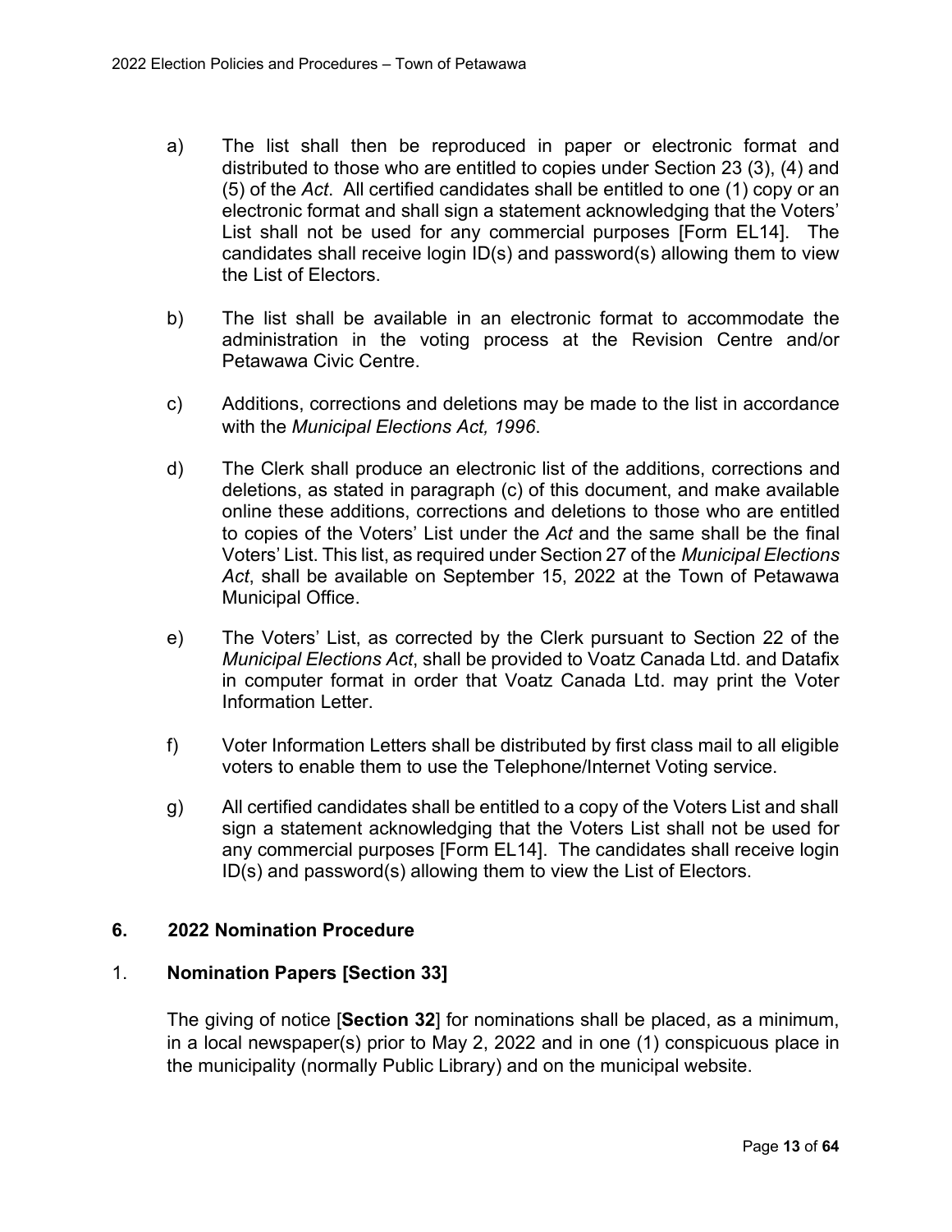a) The list shall then be reproduced in paper or electronic format and distributed to those who are entitled to copies under Section 23 (3), (4) and (5) of the *Act*. All certified candidates shall be entitled to one (1) copy or an electronic format and shall sign a statement acknowledging that the Voters' List shall not be used for any commercial purposes [Form EL14]. The candidates shall receive login ID(s) and password(s) allowing them to view the List of Electors.

b) The list shall be available in an electronic format to accommodate the administration in the voting process at the Revision Centre and/or Petawawa Civic Centre.

c) Additions, corrections and deletions may be made to the list in accordance with the *Municipal Elections Act, 1996*.

d) The Clerk shall produce an electronic list of the additions, corrections and deletions, as stated in paragraph (c) of this document, and make available online these additions, corrections and deletions to those who are entitled to copies of the Voters' List under the *Act* and the same shall be the final Voters' List. This list, as required under Section 27 of the *Municipal Elections Act*, shall be available on September 15, 2022 at the Town of Petawawa Municipal Office.

e) The Voters' List, as corrected by the Clerk pursuant to Section 22 of the *Municipal Elections Act*, shall be provided to Voatz Canada Ltd. and Datafix in computer format in order that Voatz Canada Ltd. may print the Voter Information Letter.

f) Voter Information Letters shall be distributed by first class mail to all eligible voters to enable them to use the Telephone/Internet Voting service.

g) All certified candidates shall be entitled to a copy of the Voters List and shall sign a statement acknowledging that the Voters List shall not be used for any commercial purposes [Form EL14]. The candidates shall receive login ID(s) and password(s) allowing them to view the List of Electors.

## 6. 2022 Nomination Procedure

### 1. Nomination Papers [Section 33]

The giving of notice [**Section 32**] for nominations shall be placed, as a minimum, in a local newspaper(s) prior to May 2, 2022 and in one (1) conspicuous place in the municipality (normally Public Library) and on the municipal website.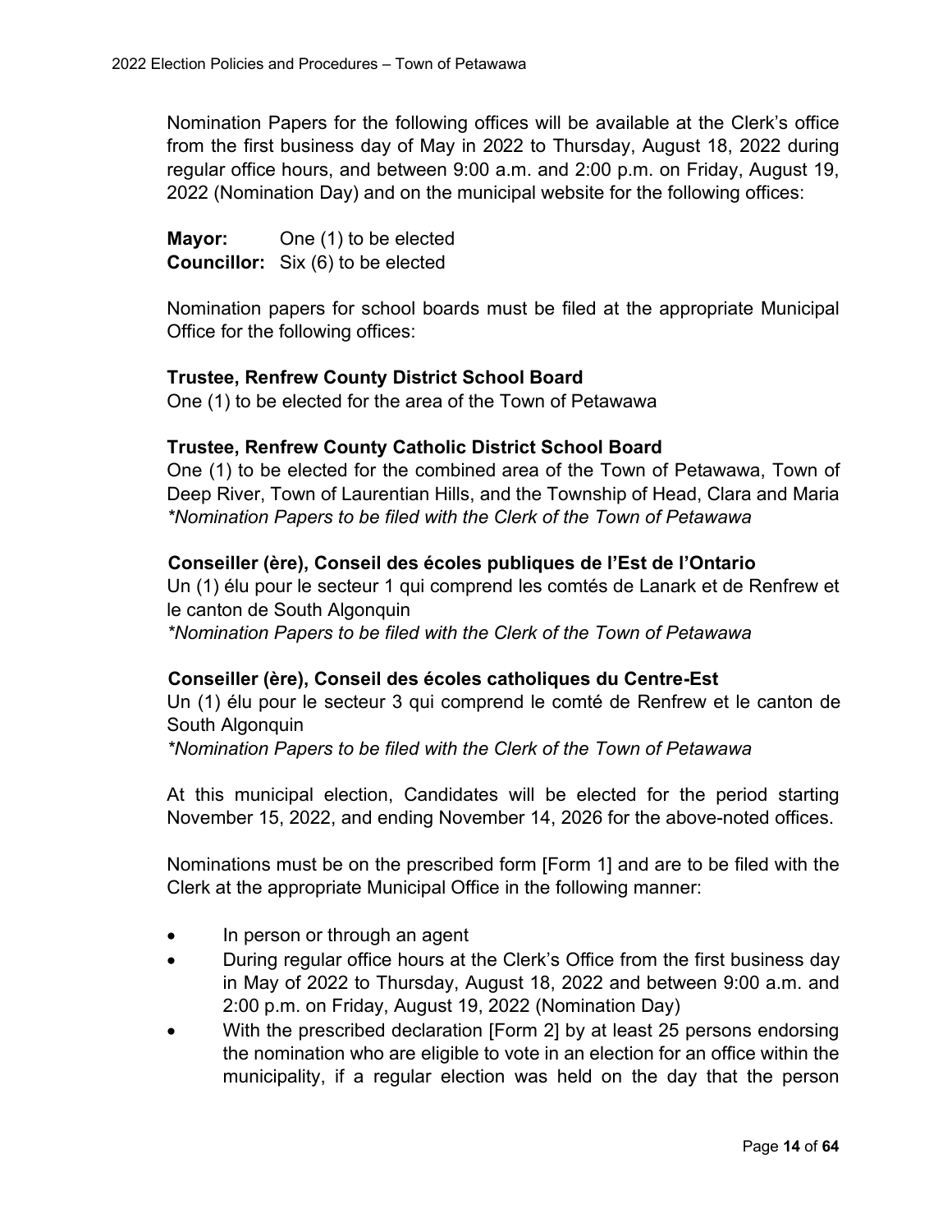Nomination Papers for the following offices will be available at the Clerk's office from the first business day of May in 2022 to Thursday, August 18, 2022 during regular office hours, and between 9:00 a.m. and 2:00 p.m. on Friday, August 19, 2022 (Nomination Day) and on the municipal website for the following offices:

**Mayor:** One (1) to be elected
**Councillor:** Six (6) to be elected

Nomination papers for school boards must be filed at the appropriate Municipal Office for the following offices:

**Trustee, Renfrew County District School Board**
One (1) to be elected for the area of the Town of Petawawa

**Trustee, Renfrew County Catholic District School Board**
One (1) to be elected for the combined area of the Town of Petawawa, Town of Deep River, Town of Laurentian Hills, and the Township of Head, Clara and Maria
*\*Nomination Papers to be filed with the Clerk of the Town of Petawawa*

**Conseiller (ère), Conseil des écoles publiques de l'Est de l'Ontario**
Un (1) élu pour le secteur 1 qui comprend les comtés de Lanark et de Renfrew et le canton de South Algonquin
*\*Nomination Papers to be filed with the Clerk of the Town of Petawawa*

**Conseiller (ère), Conseil des écoles catholiques du Centre-Est**
Un (1) élu pour le secteur 3 qui comprend le comté de Renfrew et le canton de South Algonquin
*\*Nomination Papers to be filed with the Clerk of the Town of Petawawa*

At this municipal election, Candidates will be elected for the period starting November 15, 2022, and ending November 14, 2026 for the above-noted offices.

Nominations must be on the prescribed form [Form 1] and are to be filed with the Clerk at the appropriate Municipal Office in the following manner:

- In person or through an agent
- During regular office hours at the Clerk's Office from the first business day in May of 2022 to Thursday, August 18, 2022 and between 9:00 a.m. and 2:00 p.m. on Friday, August 19, 2022 (Nomination Day)
- With the prescribed declaration [Form 2] by at least 25 persons endorsing the nomination who are eligible to vote in an election for an office within the municipality, if a regular election was held on the day that the person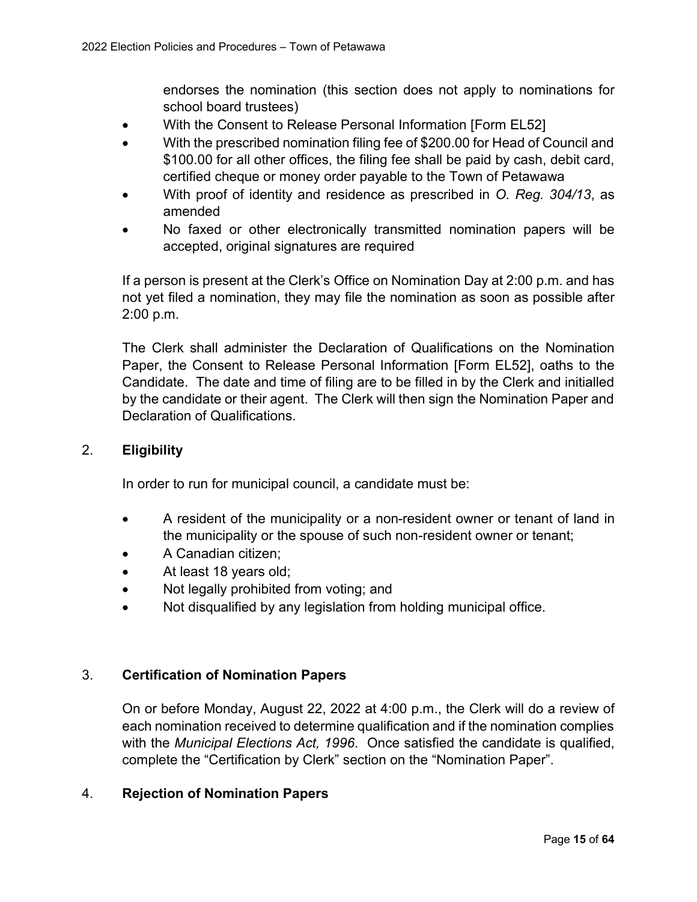endorses the nomination (this section does not apply to nominations for school board trustees)

- With the Consent to Release Personal Information [Form EL52]
- With the prescribed nomination filing fee of $200.00 for Head of Council and $100.00 for all other offices, the filing fee shall be paid by cash, debit card, certified cheque or money order payable to the Town of Petawawa
- With proof of identity and residence as prescribed in *O. Reg. 304/13*, as amended
- No faxed or other electronically transmitted nomination papers will be accepted, original signatures are required

If a person is present at the Clerk's Office on Nomination Day at 2:00 p.m. and has not yet filed a nomination, they may file the nomination as soon as possible after 2:00 p.m.

The Clerk shall administer the Declaration of Qualifications on the Nomination Paper, the Consent to Release Personal Information [Form EL52], oaths to the Candidate. The date and time of filing are to be filled in by the Clerk and initialled by the candidate or their agent. The Clerk will then sign the Nomination Paper and Declaration of Qualifications.

## 2. **Eligibility**

In order to run for municipal council, a candidate must be:

- A resident of the municipality or a non-resident owner or tenant of land in the municipality or the spouse of such non-resident owner or tenant;
- A Canadian citizen;
- At least 18 years old;
- Not legally prohibited from voting; and
- Not disqualified by any legislation from holding municipal office.

## 3. **Certification of Nomination Papers**

On or before Monday, August 22, 2022 at 4:00 p.m., the Clerk will do a review of each nomination received to determine qualification and if the nomination complies with the *Municipal Elections Act, 1996*. Once satisfied the candidate is qualified, complete the "Certification by Clerk" section on the "Nomination Paper".

## 4. **Rejection of Nomination Papers**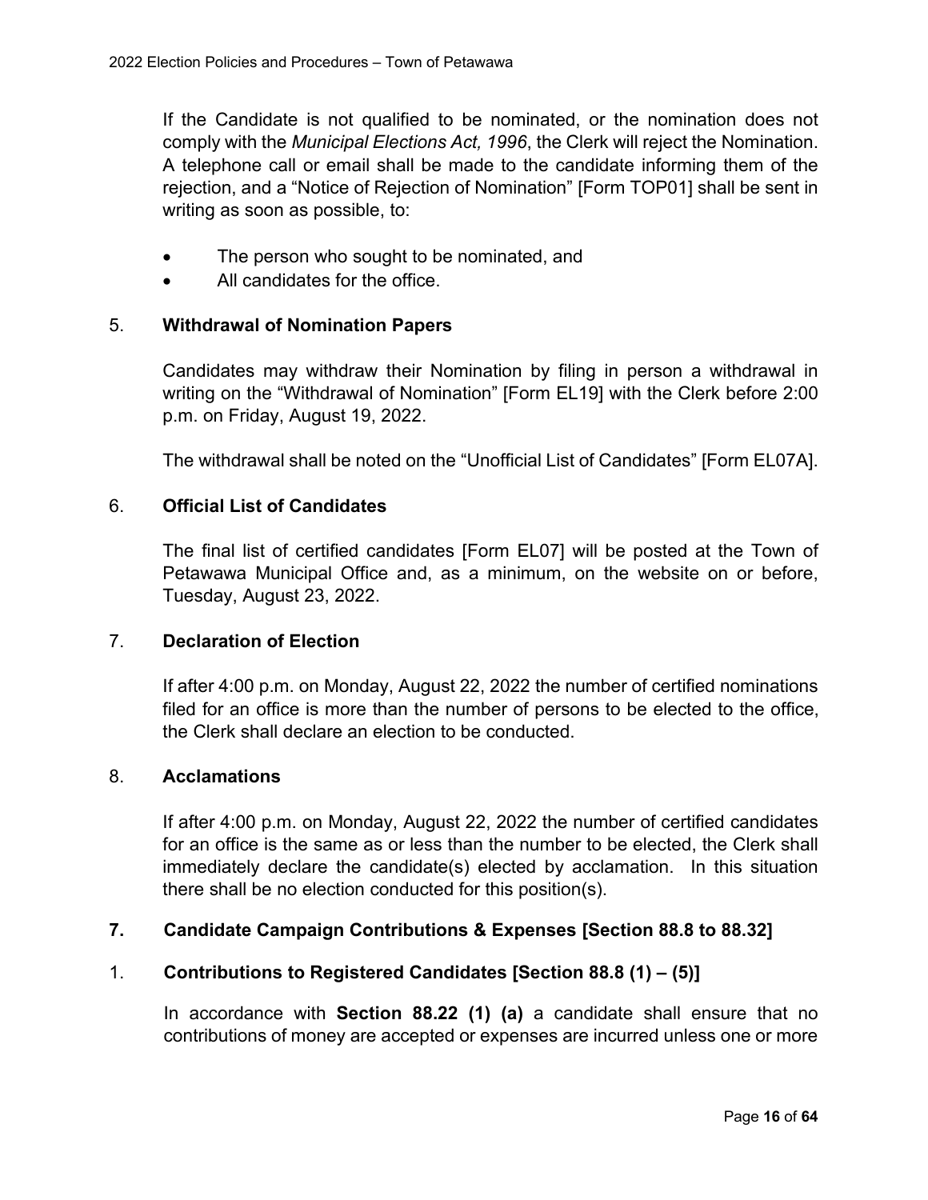If the Candidate is not qualified to be nominated, or the nomination does not comply with the *Municipal Elections Act, 1996*, the Clerk will reject the Nomination. A telephone call or email shall be made to the candidate informing them of the rejection, and a "Notice of Rejection of Nomination" [Form TOP01] shall be sent in writing as soon as possible, to:

- The person who sought to be nominated, and
- All candidates for the office.

### 5. **Withdrawal of Nomination Papers**

Candidates may withdraw their Nomination by filing in person a withdrawal in writing on the "Withdrawal of Nomination" [Form EL19] with the Clerk before 2:00 p.m. on Friday, August 19, 2022.

The withdrawal shall be noted on the "Unofficial List of Candidates" [Form EL07A].

### 6. **Official List of Candidates**

The final list of certified candidates [Form EL07] will be posted at the Town of Petawawa Municipal Office and, as a minimum, on the website on or before, Tuesday, August 23, 2022.

### 7. **Declaration of Election**

If after 4:00 p.m. on Monday, August 22, 2022 the number of certified nominations filed for an office is more than the number of persons to be elected to the office, the Clerk shall declare an election to be conducted.

### 8. **Acclamations**

If after 4:00 p.m. on Monday, August 22, 2022 the number of certified candidates for an office is the same as or less than the number to be elected, the Clerk shall immediately declare the candidate(s) elected by acclamation. In this situation there shall be no election conducted for this position(s).

## 7. Candidate Campaign Contributions & Expenses [Section 88.8 to 88.32]

### 1. Contributions to Registered Candidates [Section 88.8 (1) – (5)]

In accordance with **Section 88.22 (1) (a)** a candidate shall ensure that no contributions of money are accepted or expenses are incurred unless one or more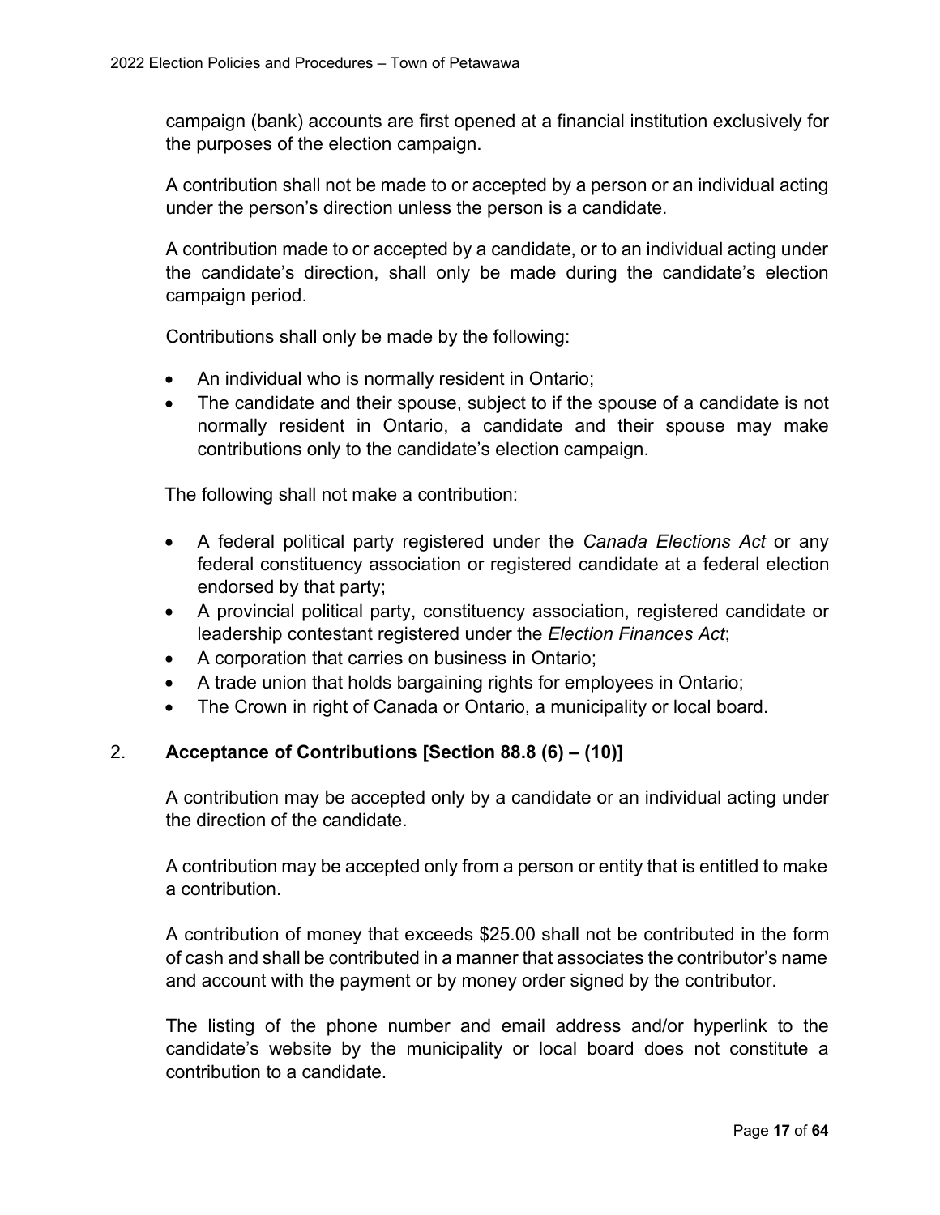campaign (bank) accounts are first opened at a financial institution exclusively for the purposes of the election campaign.

A contribution shall not be made to or accepted by a person or an individual acting under the person's direction unless the person is a candidate.

A contribution made to or accepted by a candidate, or to an individual acting under the candidate's direction, shall only be made during the candidate's election campaign period.

Contributions shall only be made by the following:

- An individual who is normally resident in Ontario;
- The candidate and their spouse, subject to if the spouse of a candidate is not normally resident in Ontario, a candidate and their spouse may make contributions only to the candidate's election campaign.

The following shall not make a contribution:

- A federal political party registered under the *Canada Elections Act* or any federal constituency association or registered candidate at a federal election endorsed by that party;
- A provincial political party, constituency association, registered candidate or leadership contestant registered under the *Election Finances Act*;
- A corporation that carries on business in Ontario;
- A trade union that holds bargaining rights for employees in Ontario;
- The Crown in right of Canada or Ontario, a municipality or local board.

2. **Acceptance of Contributions [Section 88.8 (6) – (10)]**

A contribution may be accepted only by a candidate or an individual acting under the direction of the candidate.

A contribution may be accepted only from a person or entity that is entitled to make a contribution.

A contribution of money that exceeds $25.00 shall not be contributed in the form of cash and shall be contributed in a manner that associates the contributor's name and account with the payment or by money order signed by the contributor.

The listing of the phone number and email address and/or hyperlink to the candidate's website by the municipality or local board does not constitute a contribution to a candidate.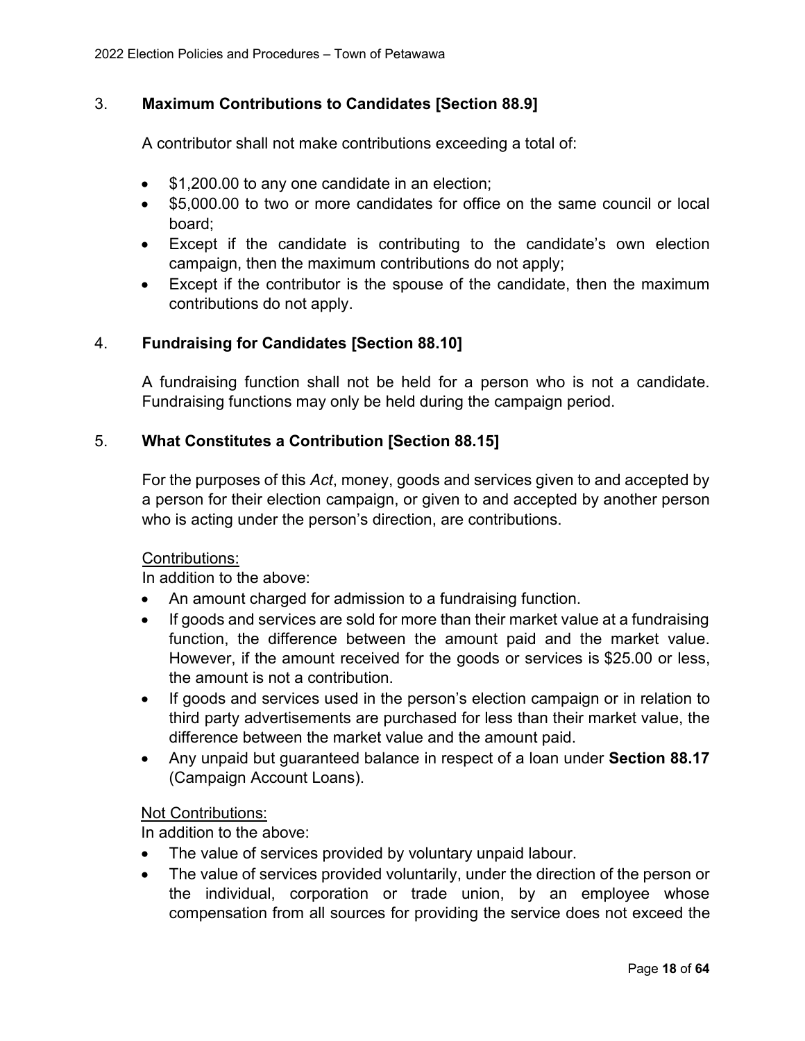## 3. **Maximum Contributions to Candidates [Section 88.9]**

A contributor shall not make contributions exceeding a total of:

- $1,200.00 to any one candidate in an election;
- $5,000.00 to two or more candidates for office on the same council or local board;
- Except if the candidate is contributing to the candidate's own election campaign, then the maximum contributions do not apply;
- Except if the contributor is the spouse of the candidate, then the maximum contributions do not apply.

## 4. **Fundraising for Candidates [Section 88.10]**

A fundraising function shall not be held for a person who is not a candidate. Fundraising functions may only be held during the campaign period.

## 5. **What Constitutes a Contribution [Section 88.15]**

For the purposes of this *Act*, money, goods and services given to and accepted by a person for their election campaign, or given to and accepted by another person who is acting under the person's direction, are contributions.

Contributions:
In addition to the above:

- An amount charged for admission to a fundraising function.
- If goods and services are sold for more than their market value at a fundraising function, the difference between the amount paid and the market value. However, if the amount received for the goods or services is $25.00 or less, the amount is not a contribution.
- If goods and services used in the person's election campaign or in relation to third party advertisements are purchased for less than their market value, the difference between the market value and the amount paid.
- Any unpaid but guaranteed balance in respect of a loan under **Section 88.17** (Campaign Account Loans).

Not Contributions:
In addition to the above:

- The value of services provided by voluntary unpaid labour.
- The value of services provided voluntarily, under the direction of the person or the individual, corporation or trade union, by an employee whose compensation from all sources for providing the service does not exceed the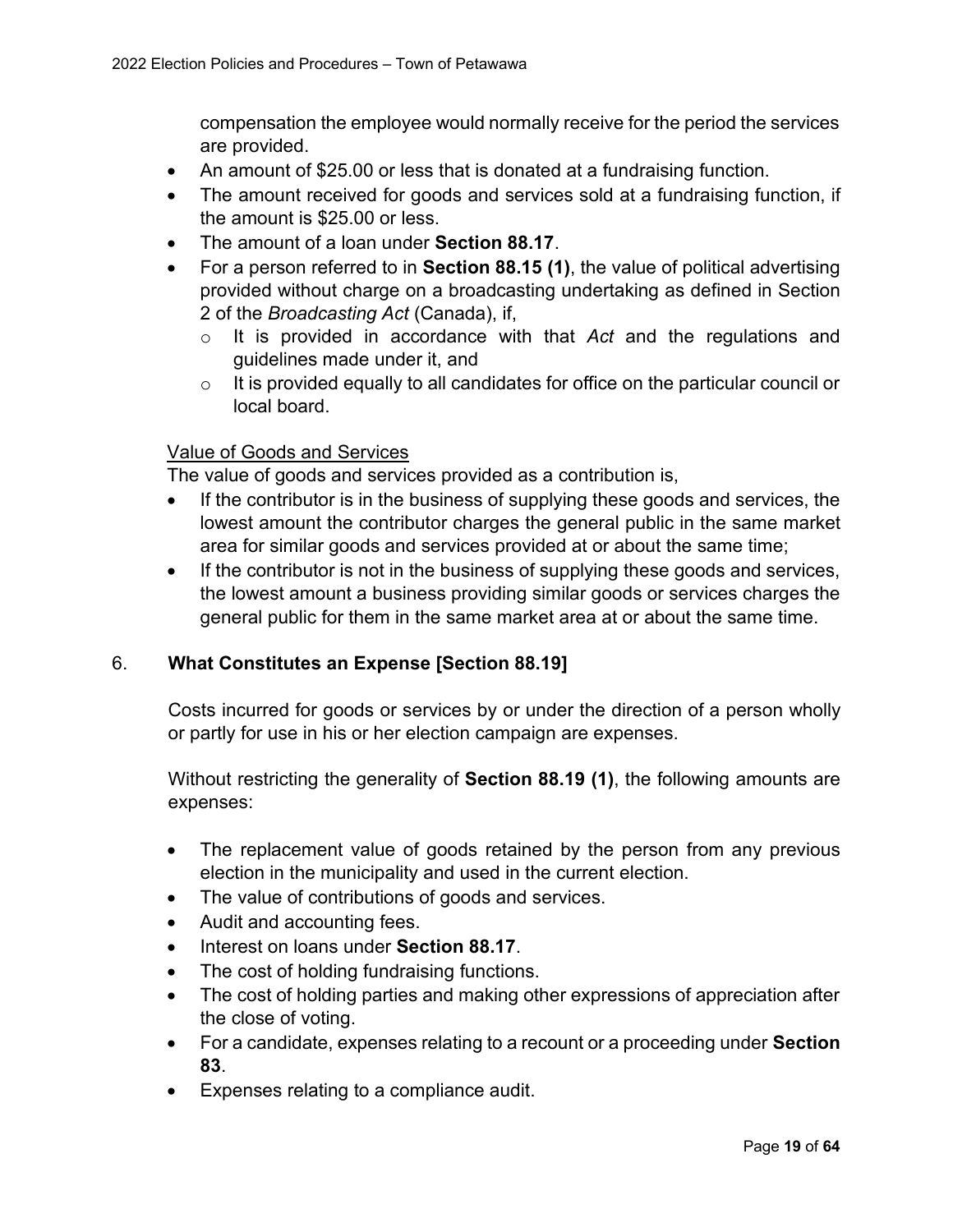compensation the employee would normally receive for the period the services are provided.

- An amount of $25.00 or less that is donated at a fundraising function.
- The amount received for goods and services sold at a fundraising function, if the amount is $25.00 or less.
- The amount of a loan under **Section 88.17**.
- For a person referred to in **Section 88.15 (1)**, the value of political advertising provided without charge on a broadcasting undertaking as defined in Section 2 of the *Broadcasting Act* (Canada), if,
  - It is provided in accordance with that *Act* and the regulations and guidelines made under it, and
  - It is provided equally to all candidates for office on the particular council or local board.

Value of Goods and Services

The value of goods and services provided as a contribution is,

- If the contributor is in the business of supplying these goods and services, the lowest amount the contributor charges the general public in the same market area for similar goods and services provided at or about the same time;
- If the contributor is not in the business of supplying these goods and services, the lowest amount a business providing similar goods or services charges the general public for them in the same market area at or about the same time.

## 6. What Constitutes an Expense [Section 88.19]

Costs incurred for goods or services by or under the direction of a person wholly or partly for use in his or her election campaign are expenses.

Without restricting the generality of **Section 88.19 (1)**, the following amounts are expenses:

- The replacement value of goods retained by the person from any previous election in the municipality and used in the current election.
- The value of contributions of goods and services.
- Audit and accounting fees.
- Interest on loans under **Section 88.17**.
- The cost of holding fundraising functions.
- The cost of holding parties and making other expressions of appreciation after the close of voting.
- For a candidate, expenses relating to a recount or a proceeding under **Section 83**.
- Expenses relating to a compliance audit.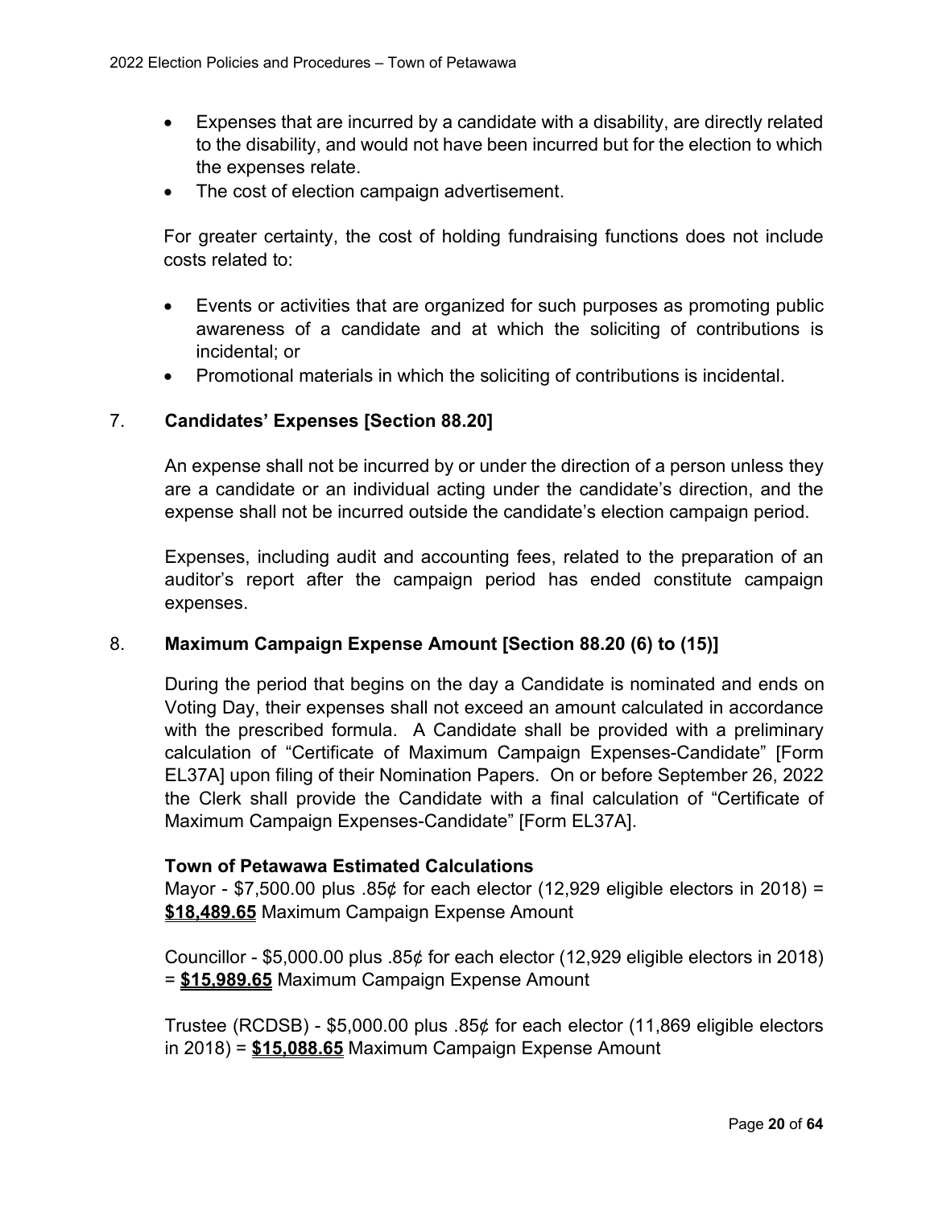- Expenses that are incurred by a candidate with a disability, are directly related to the disability, and would not have been incurred but for the election to which the expenses relate.
- The cost of election campaign advertisement.

For greater certainty, the cost of holding fundraising functions does not include costs related to:

- Events or activities that are organized for such purposes as promoting public awareness of a candidate and at which the soliciting of contributions is incidental; or
- Promotional materials in which the soliciting of contributions is incidental.

## 7. Candidates' Expenses [Section 88.20]

An expense shall not be incurred by or under the direction of a person unless they are a candidate or an individual acting under the candidate's direction, and the expense shall not be incurred outside the candidate's election campaign period.

Expenses, including audit and accounting fees, related to the preparation of an auditor's report after the campaign period has ended constitute campaign expenses.

## 8. Maximum Campaign Expense Amount [Section 88.20 (6) to (15)]

During the period that begins on the day a Candidate is nominated and ends on Voting Day, their expenses shall not exceed an amount calculated in accordance with the prescribed formula. A Candidate shall be provided with a preliminary calculation of "Certificate of Maximum Campaign Expenses-Candidate" [Form EL37A] upon filing of their Nomination Papers. On or before September 26, 2022 the Clerk shall provide the Candidate with a final calculation of "Certificate of Maximum Campaign Expenses-Candidate" [Form EL37A].

**Town of Petawawa Estimated Calculations**

Mayor - $7,500.00 plus .85¢ for each elector (12,929 eligible electors in 2018) = **$18,489.65** Maximum Campaign Expense Amount

Councillor - $5,000.00 plus .85¢ for each elector (12,929 eligible electors in 2018) = **$15,989.65** Maximum Campaign Expense Amount

Trustee (RCDSB) - $5,000.00 plus .85¢ for each elector (11,869 eligible electors in 2018) = **$15,088.65** Maximum Campaign Expense Amount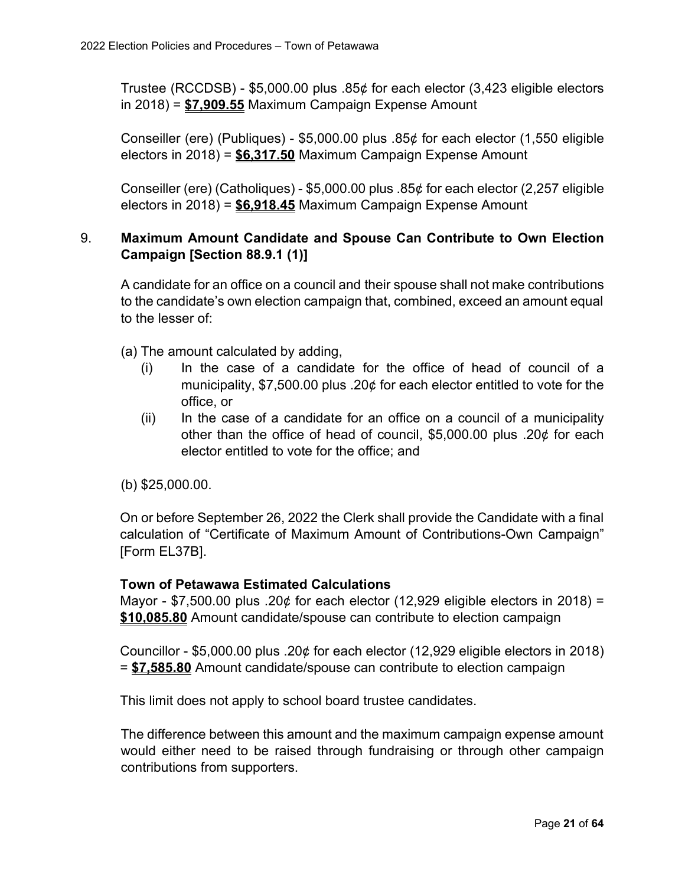Trustee (RCCDSB) - $5,000.00 plus .85¢ for each elector (3,423 eligible electors in 2018) = **$7,909.55** Maximum Campaign Expense Amount

Conseiller (ere) (Publiques) - $5,000.00 plus .85¢ for each elector (1,550 eligible electors in 2018) = **$6,317.50** Maximum Campaign Expense Amount

Conseiller (ere) (Catholiques) - $5,000.00 plus .85¢ for each elector (2,257 eligible electors in 2018) = **$6,918.45** Maximum Campaign Expense Amount

## 9. Maximum Amount Candidate and Spouse Can Contribute to Own Election Campaign [Section 88.9.1 (1)]

A candidate for an office on a council and their spouse shall not make contributions to the candidate's own election campaign that, combined, exceed an amount equal to the lesser of:

(a) The amount calculated by adding,

- (i) In the case of a candidate for the office of head of council of a municipality, $7,500.00 plus .20¢ for each elector entitled to vote for the office, or
- (ii) In the case of a candidate for an office on a council of a municipality other than the office of head of council, $5,000.00 plus .20¢ for each elector entitled to vote for the office; and

(b) $25,000.00.

On or before September 26, 2022 the Clerk shall provide the Candidate with a final calculation of "Certificate of Maximum Amount of Contributions-Own Campaign" [Form EL37B].

**Town of Petawawa Estimated Calculations**

Mayor - $7,500.00 plus .20¢ for each elector (12,929 eligible electors in 2018) = **$10,085.80** Amount candidate/spouse can contribute to election campaign

Councillor - $5,000.00 plus .20¢ for each elector (12,929 eligible electors in 2018) = **$7,585.80** Amount candidate/spouse can contribute to election campaign

This limit does not apply to school board trustee candidates.

The difference between this amount and the maximum campaign expense amount would either need to be raised through fundraising or through other campaign contributions from supporters.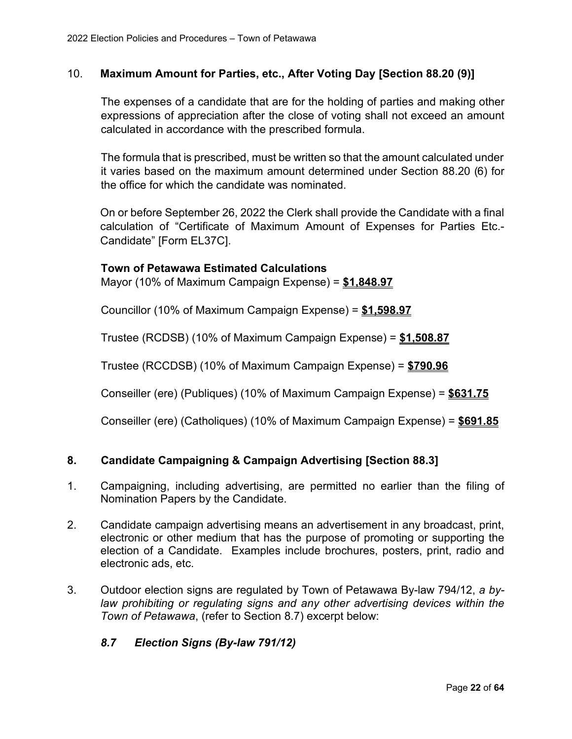## 10. Maximum Amount for Parties, etc., After Voting Day [Section 88.20 (9)]

The expenses of a candidate that are for the holding of parties and making other expressions of appreciation after the close of voting shall not exceed an amount calculated in accordance with the prescribed formula.

The formula that is prescribed, must be written so that the amount calculated under it varies based on the maximum amount determined under Section 88.20 (6) for the office for which the candidate was nominated.

On or before September 26, 2022 the Clerk shall provide the Candidate with a final calculation of "Certificate of Maximum Amount of Expenses for Parties Etc.- Candidate" [Form EL37C].

**Town of Petawawa Estimated Calculations**

Mayor (10% of Maximum Campaign Expense) = **$1,848.97**

Councillor (10% of Maximum Campaign Expense) = **$1,598.97**

Trustee (RCDSB) (10% of Maximum Campaign Expense) = **$1,508.87**

Trustee (RCCDSB) (10% of Maximum Campaign Expense) = **$790.96**

Conseiller (ere) (Publiques) (10% of Maximum Campaign Expense) = **$631.75**

Conseiller (ere) (Catholiques) (10% of Maximum Campaign Expense) = **$691.85**

## 8. Candidate Campaigning & Campaign Advertising [Section 88.3]

1. Campaigning, including advertising, are permitted no earlier than the filing of Nomination Papers by the Candidate.

2. Candidate campaign advertising means an advertisement in any broadcast, print, electronic or other medium that has the purpose of promoting or supporting the election of a Candidate. Examples include brochures, posters, print, radio and electronic ads, etc.

3. Outdoor election signs are regulated by Town of Petawawa By-law 794/12, *a by-law prohibiting or regulating signs and any other advertising devices within the Town of Petawawa*, (refer to Section 8.7) excerpt below:

### *8.7 Election Signs (By-law 791/12)*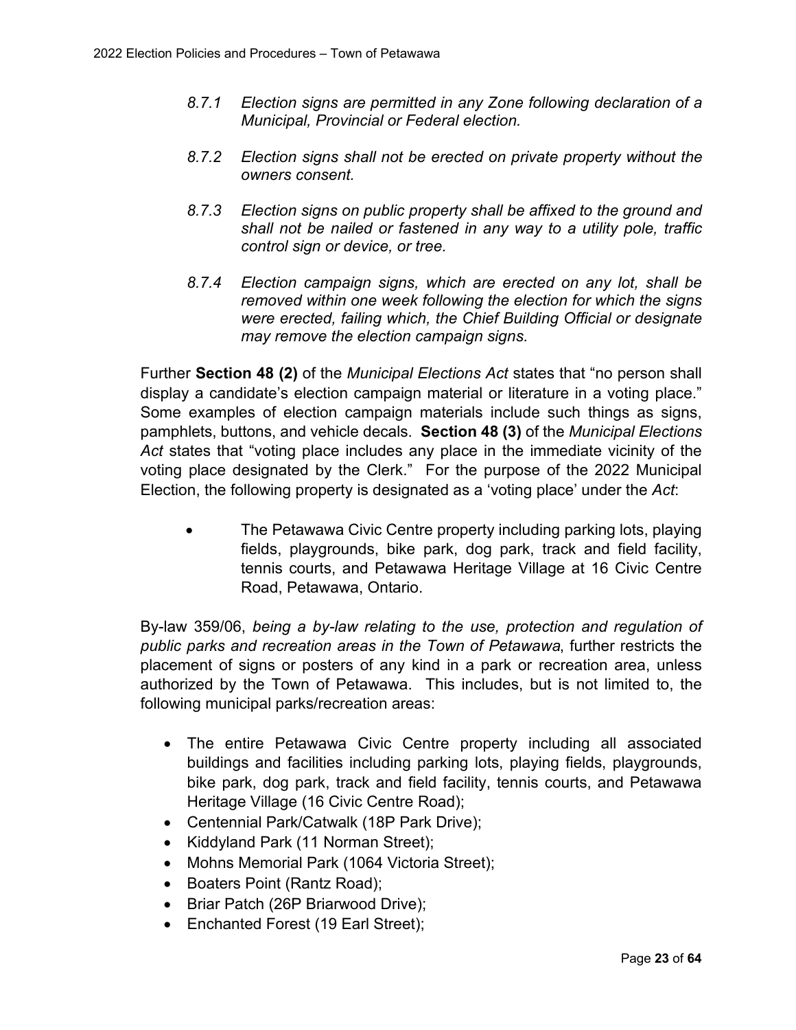*8.7.1 Election signs are permitted in any Zone following declaration of a Municipal, Provincial or Federal election.*

*8.7.2 Election signs shall not be erected on private property without the owners consent.*

*8.7.3 Election signs on public property shall be affixed to the ground and shall not be nailed or fastened in any way to a utility pole, traffic control sign or device, or tree.*

*8.7.4 Election campaign signs, which are erected on any lot, shall be removed within one week following the election for which the signs were erected, failing which, the Chief Building Official or designate may remove the election campaign signs.*

Further **Section 48 (2)** of the *Municipal Elections Act* states that "no person shall display a candidate's election campaign material or literature in a voting place." Some examples of election campaign materials include such things as signs, pamphlets, buttons, and vehicle decals. **Section 48 (3)** of the *Municipal Elections Act* states that "voting place includes any place in the immediate vicinity of the voting place designated by the Clerk." For the purpose of the 2022 Municipal Election, the following property is designated as a 'voting place' under the *Act*:

- The Petawawa Civic Centre property including parking lots, playing fields, playgrounds, bike park, dog park, track and field facility, tennis courts, and Petawawa Heritage Village at 16 Civic Centre Road, Petawawa, Ontario.

By-law 359/06, *being a by-law relating to the use, protection and regulation of public parks and recreation areas in the Town of Petawawa*, further restricts the placement of signs or posters of any kind in a park or recreation area, unless authorized by the Town of Petawawa. This includes, but is not limited to, the following municipal parks/recreation areas:

- The entire Petawawa Civic Centre property including all associated buildings and facilities including parking lots, playing fields, playgrounds, bike park, dog park, track and field facility, tennis courts, and Petawawa Heritage Village (16 Civic Centre Road);
- Centennial Park/Catwalk (18P Park Drive);
- Kiddyland Park (11 Norman Street);
- Mohns Memorial Park (1064 Victoria Street);
- Boaters Point (Rantz Road);
- Briar Patch (26P Briarwood Drive);
- Enchanted Forest (19 Earl Street);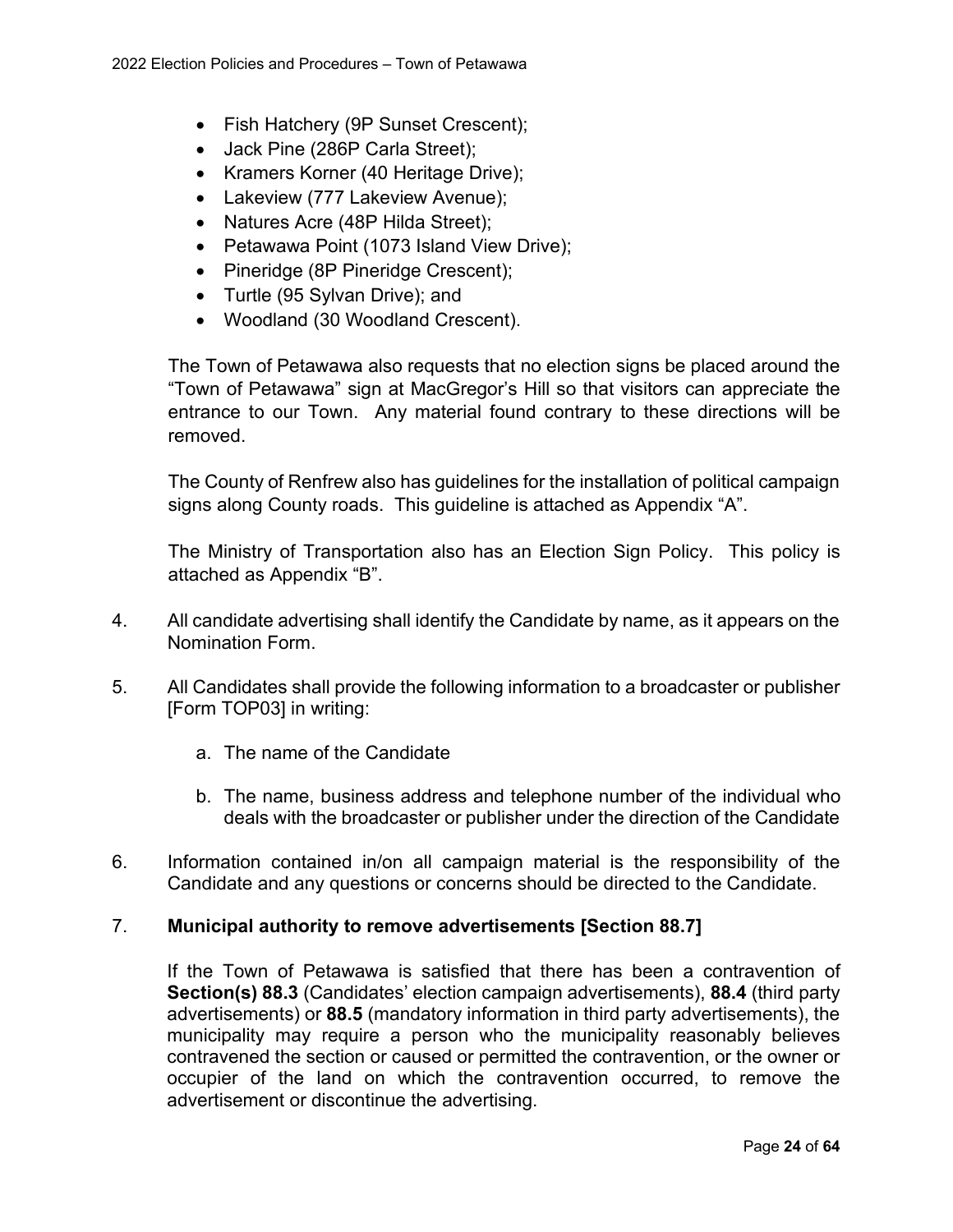- Fish Hatchery (9P Sunset Crescent);
- Jack Pine (286P Carla Street);
- Kramers Korner (40 Heritage Drive);
- Lakeview (777 Lakeview Avenue);
- Natures Acre (48P Hilda Street);
- Petawawa Point (1073 Island View Drive);
- Pineridge (8P Pineridge Crescent);
- Turtle (95 Sylvan Drive); and
- Woodland (30 Woodland Crescent).

The Town of Petawawa also requests that no election signs be placed around the "Town of Petawawa" sign at MacGregor's Hill so that visitors can appreciate the entrance to our Town. Any material found contrary to these directions will be removed.

The County of Renfrew also has guidelines for the installation of political campaign signs along County roads. This guideline is attached as Appendix "A".

The Ministry of Transportation also has an Election Sign Policy. This policy is attached as Appendix "B".

4. All candidate advertising shall identify the Candidate by name, as it appears on the Nomination Form.

5. All Candidates shall provide the following information to a broadcaster or publisher [Form TOP03] in writing:

   a. The name of the Candidate

   b. The name, business address and telephone number of the individual who deals with the broadcaster or publisher under the direction of the Candidate

6. Information contained in/on all campaign material is the responsibility of the Candidate and any questions or concerns should be directed to the Candidate.

7. **Municipal authority to remove advertisements [Section 88.7]**

   If the Town of Petawawa is satisfied that there has been a contravention of **Section(s) 88.3** (Candidates' election campaign advertisements), **88.4** (third party advertisements) or **88.5** (mandatory information in third party advertisements), the municipality may require a person who the municipality reasonably believes contravened the section or caused or permitted the contravention, or the owner or occupier of the land on which the contravention occurred, to remove the advertisement or discontinue the advertising.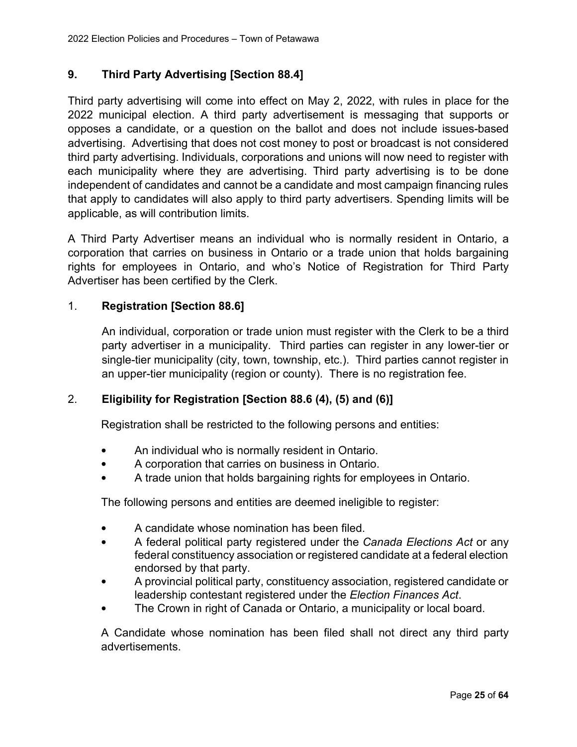## 9. Third Party Advertising [Section 88.4]

Third party advertising will come into effect on May 2, 2022, with rules in place for the 2022 municipal election. A third party advertisement is messaging that supports or opposes a candidate, or a question on the ballot and does not include issues-based advertising. Advertising that does not cost money to post or broadcast is not considered third party advertising. Individuals, corporations and unions will now need to register with each municipality where they are advertising. Third party advertising is to be done independent of candidates and cannot be a candidate and most campaign financing rules that apply to candidates will also apply to third party advertisers. Spending limits will be applicable, as will contribution limits.

A Third Party Advertiser means an individual who is normally resident in Ontario, a corporation that carries on business in Ontario or a trade union that holds bargaining rights for employees in Ontario, and who's Notice of Registration for Third Party Advertiser has been certified by the Clerk.

### 1. Registration [Section 88.6]

An individual, corporation or trade union must register with the Clerk to be a third party advertiser in a municipality. Third parties can register in any lower-tier or single-tier municipality (city, town, township, etc.). Third parties cannot register in an upper-tier municipality (region or county). There is no registration fee.

### 2. Eligibility for Registration [Section 88.6 (4), (5) and (6)]

Registration shall be restricted to the following persons and entities:

- An individual who is normally resident in Ontario.
- A corporation that carries on business in Ontario.
- A trade union that holds bargaining rights for employees in Ontario.

The following persons and entities are deemed ineligible to register:

- A candidate whose nomination has been filed.
- A federal political party registered under the *Canada Elections Act* or any federal constituency association or registered candidate at a federal election endorsed by that party.
- A provincial political party, constituency association, registered candidate or leadership contestant registered under the *Election Finances Act*.
- The Crown in right of Canada or Ontario, a municipality or local board.

A Candidate whose nomination has been filed shall not direct any third party advertisements.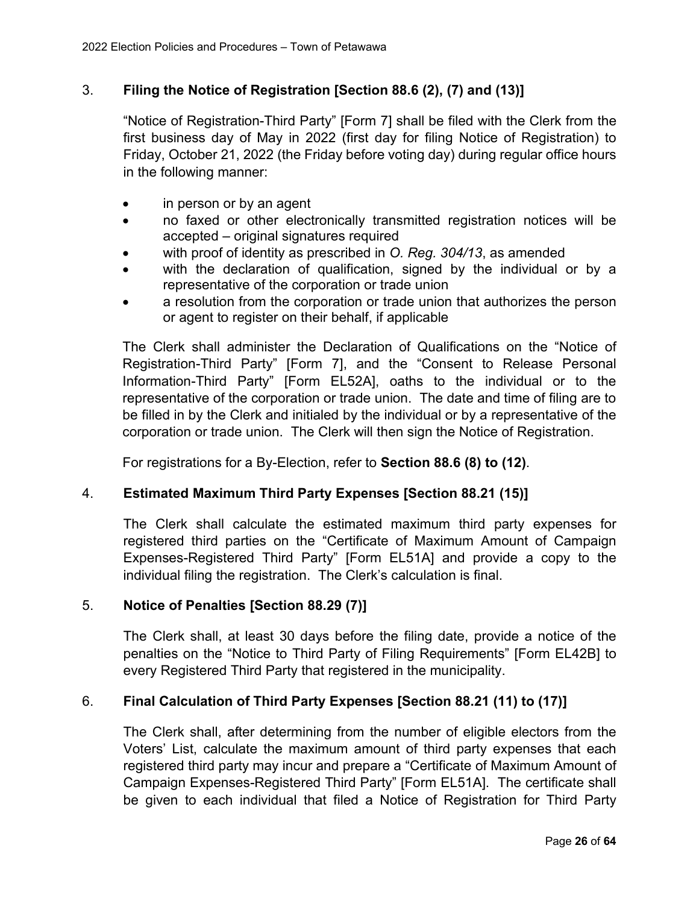## 3. **Filing the Notice of Registration [Section 88.6 (2), (7) and (13)]**

"Notice of Registration-Third Party" [Form 7] shall be filed with the Clerk from the first business day of May in 2022 (first day for filing Notice of Registration) to Friday, October 21, 2022 (the Friday before voting day) during regular office hours in the following manner:

- in person or by an agent
- no faxed or other electronically transmitted registration notices will be accepted – original signatures required
- with proof of identity as prescribed in *O. Reg. 304/13*, as amended
- with the declaration of qualification, signed by the individual or by a representative of the corporation or trade union
- a resolution from the corporation or trade union that authorizes the person or agent to register on their behalf, if applicable

The Clerk shall administer the Declaration of Qualifications on the "Notice of Registration-Third Party" [Form 7], and the "Consent to Release Personal Information-Third Party" [Form EL52A], oaths to the individual or to the representative of the corporation or trade union. The date and time of filing are to be filled in by the Clerk and initialed by the individual or by a representative of the corporation or trade union. The Clerk will then sign the Notice of Registration.

For registrations for a By-Election, refer to **Section 88.6 (8) to (12)**.

## 4. **Estimated Maximum Third Party Expenses [Section 88.21 (15)]**

The Clerk shall calculate the estimated maximum third party expenses for registered third parties on the "Certificate of Maximum Amount of Campaign Expenses-Registered Third Party" [Form EL51A] and provide a copy to the individual filing the registration. The Clerk's calculation is final.

## 5. **Notice of Penalties [Section 88.29 (7)]**

The Clerk shall, at least 30 days before the filing date, provide a notice of the penalties on the "Notice to Third Party of Filing Requirements" [Form EL42B] to every Registered Third Party that registered in the municipality.

## 6. **Final Calculation of Third Party Expenses [Section 88.21 (11) to (17)]**

The Clerk shall, after determining from the number of eligible electors from the Voters' List, calculate the maximum amount of third party expenses that each registered third party may incur and prepare a "Certificate of Maximum Amount of Campaign Expenses-Registered Third Party" [Form EL51A]. The certificate shall be given to each individual that filed a Notice of Registration for Third Party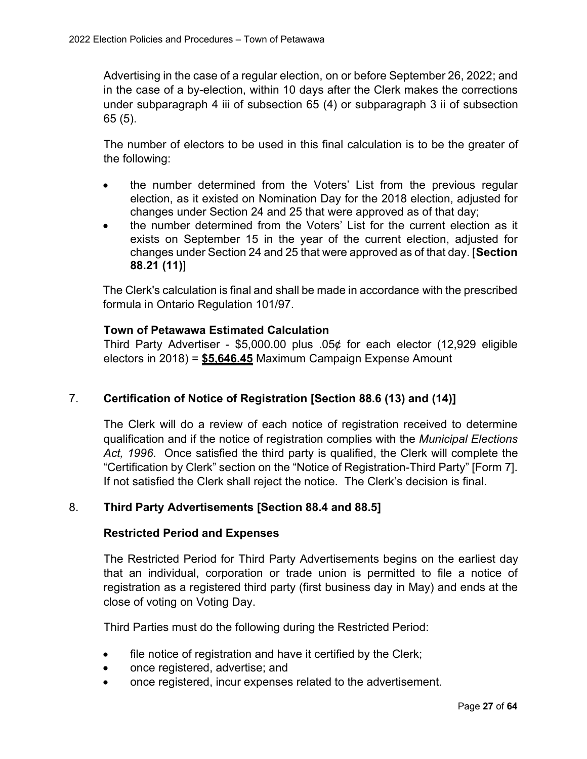Advertising in the case of a regular election, on or before September 26, 2022; and in the case of a by-election, within 10 days after the Clerk makes the corrections under subparagraph 4 iii of subsection 65 (4) or subparagraph 3 ii of subsection 65 (5).

The number of electors to be used in this final calculation is to be the greater of the following:

- the number determined from the Voters' List from the previous regular election, as it existed on Nomination Day for the 2018 election, adjusted for changes under Section 24 and 25 that were approved as of that day;
- the number determined from the Voters' List for the current election as it exists on September 15 in the year of the current election, adjusted for changes under Section 24 and 25 that were approved as of that day. [**Section 88.21 (11)**]

The Clerk's calculation is final and shall be made in accordance with the prescribed formula in Ontario Regulation 101/97.

**Town of Petawawa Estimated Calculation**
Third Party Advertiser - $5,000.00 plus .05¢ for each elector (12,929 eligible electors in 2018) = **$5,646.45** Maximum Campaign Expense Amount

## 7. Certification of Notice of Registration [Section 88.6 (13) and (14)]

The Clerk will do a review of each notice of registration received to determine qualification and if the notice of registration complies with the *Municipal Elections Act, 1996*. Once satisfied the third party is qualified, the Clerk will complete the "Certification by Clerk" section on the "Notice of Registration-Third Party" [Form 7]. If not satisfied the Clerk shall reject the notice. The Clerk's decision is final.

## 8. Third Party Advertisements [Section 88.4 and 88.5]

### Restricted Period and Expenses

The Restricted Period for Third Party Advertisements begins on the earliest day that an individual, corporation or trade union is permitted to file a notice of registration as a registered third party (first business day in May) and ends at the close of voting on Voting Day.

Third Parties must do the following during the Restricted Period:

- file notice of registration and have it certified by the Clerk;
- once registered, advertise; and
- once registered, incur expenses related to the advertisement.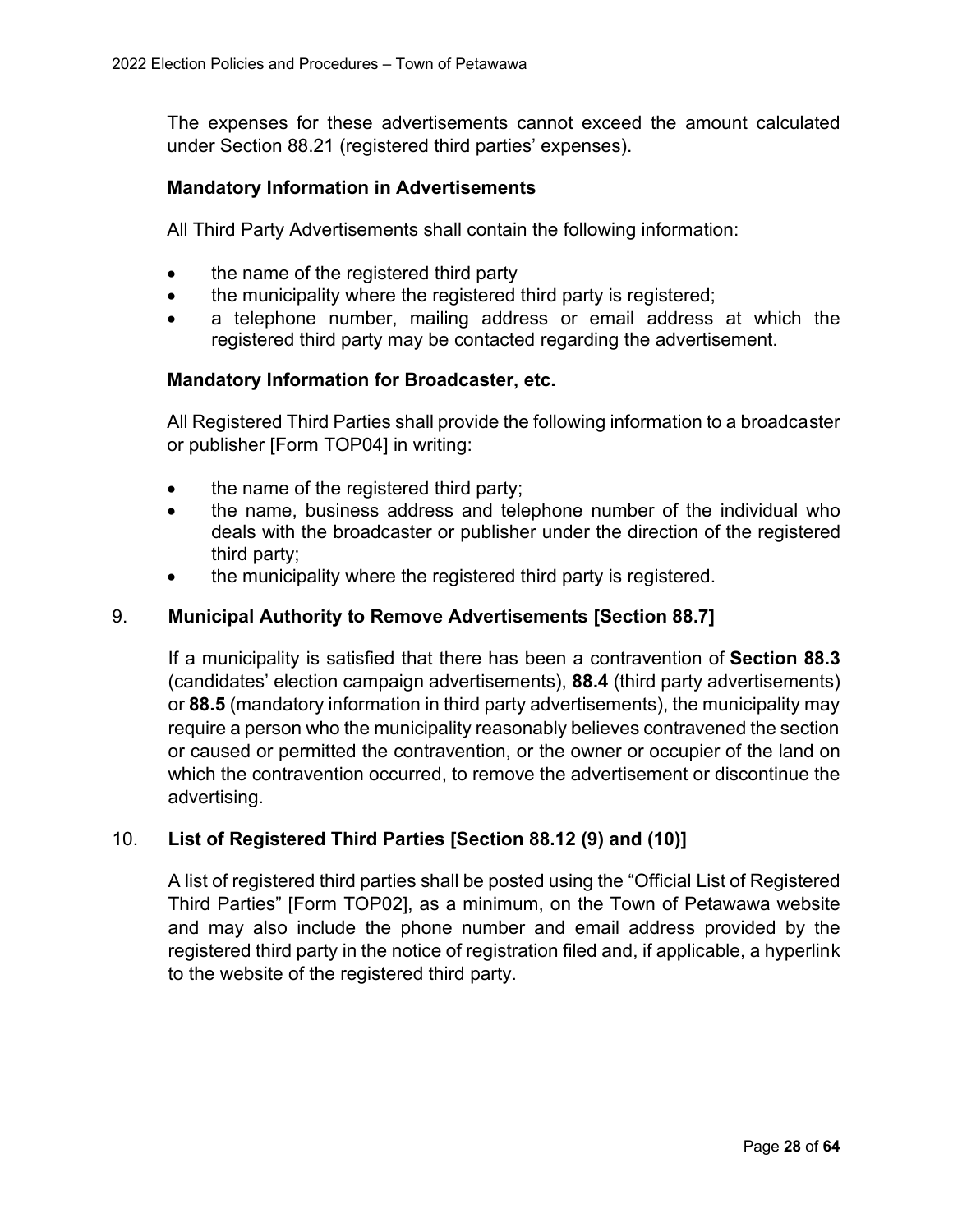The expenses for these advertisements cannot exceed the amount calculated under Section 88.21 (registered third parties' expenses).

**Mandatory Information in Advertisements**

All Third Party Advertisements shall contain the following information:

- the name of the registered third party
- the municipality where the registered third party is registered;
- a telephone number, mailing address or email address at which the registered third party may be contacted regarding the advertisement.

**Mandatory Information for Broadcaster, etc.**

All Registered Third Parties shall provide the following information to a broadcaster or publisher [Form TOP04] in writing:

- the name of the registered third party;
- the name, business address and telephone number of the individual who deals with the broadcaster or publisher under the direction of the registered third party;
- the municipality where the registered third party is registered.

## 9. Municipal Authority to Remove Advertisements [Section 88.7]

If a municipality is satisfied that there has been a contravention of **Section 88.3** (candidates' election campaign advertisements), **88.4** (third party advertisements) or **88.5** (mandatory information in third party advertisements), the municipality may require a person who the municipality reasonably believes contravened the section or caused or permitted the contravention, or the owner or occupier of the land on which the contravention occurred, to remove the advertisement or discontinue the advertising.

## 10. List of Registered Third Parties [Section 88.12 (9) and (10)]

A list of registered third parties shall be posted using the "Official List of Registered Third Parties" [Form TOP02], as a minimum, on the Town of Petawawa website and may also include the phone number and email address provided by the registered third party in the notice of registration filed and, if applicable, a hyperlink to the website of the registered third party.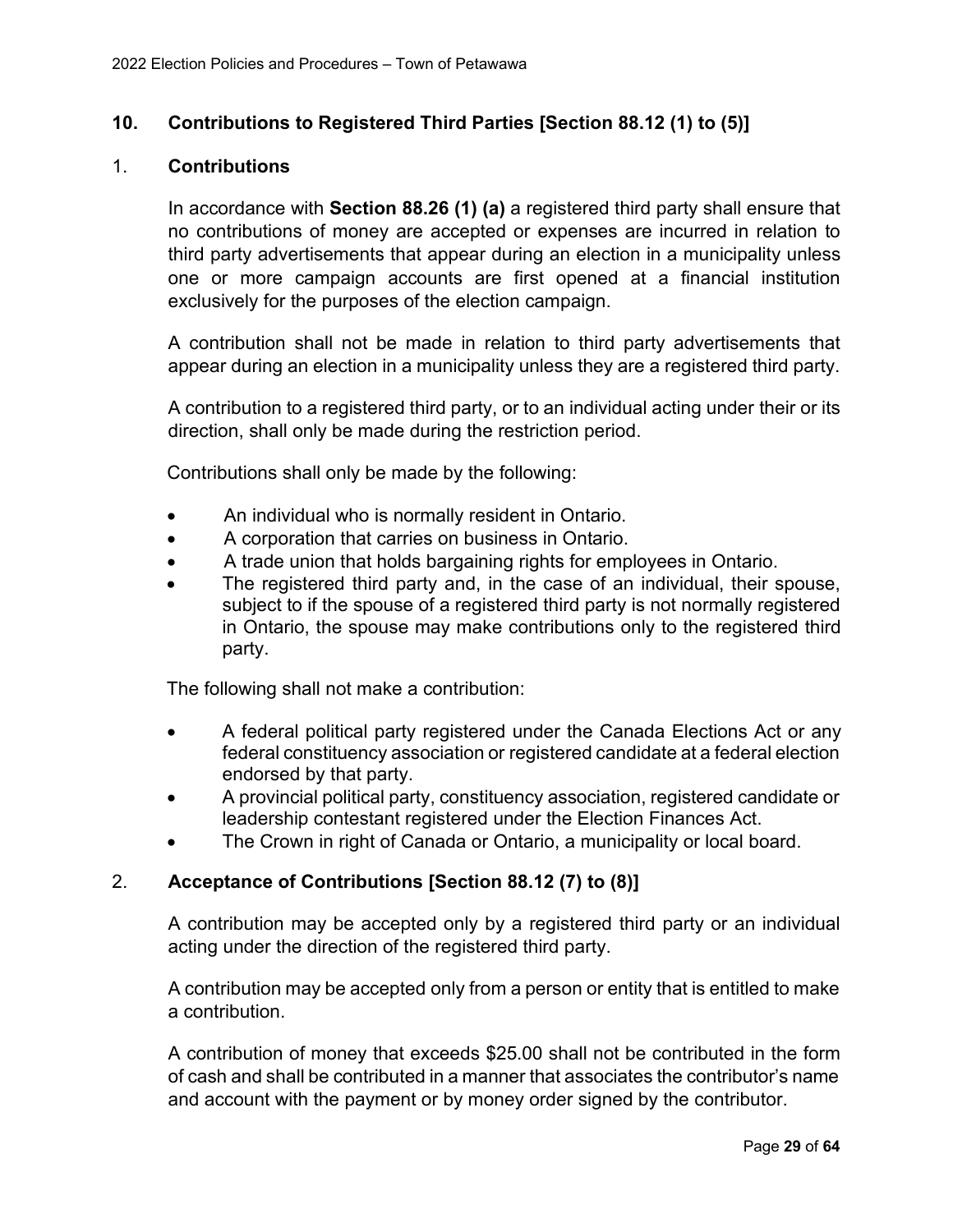## 10. Contributions to Registered Third Parties [Section 88.12 (1) to (5)]

### 1. Contributions

In accordance with **Section 88.26 (1) (a)** a registered third party shall ensure that no contributions of money are accepted or expenses are incurred in relation to third party advertisements that appear during an election in a municipality unless one or more campaign accounts are first opened at a financial institution exclusively for the purposes of the election campaign.

A contribution shall not be made in relation to third party advertisements that appear during an election in a municipality unless they are a registered third party.

A contribution to a registered third party, or to an individual acting under their or its direction, shall only be made during the restriction period.

Contributions shall only be made by the following:

- An individual who is normally resident in Ontario.
- A corporation that carries on business in Ontario.
- A trade union that holds bargaining rights for employees in Ontario.
- The registered third party and, in the case of an individual, their spouse, subject to if the spouse of a registered third party is not normally registered in Ontario, the spouse may make contributions only to the registered third party.

The following shall not make a contribution:

- A federal political party registered under the Canada Elections Act or any federal constituency association or registered candidate at a federal election endorsed by that party.
- A provincial political party, constituency association, registered candidate or leadership contestant registered under the Election Finances Act.
- The Crown in right of Canada or Ontario, a municipality or local board.

### 2. Acceptance of Contributions [Section 88.12 (7) to (8)]

A contribution may be accepted only by a registered third party or an individual acting under the direction of the registered third party.

A contribution may be accepted only from a person or entity that is entitled to make a contribution.

A contribution of money that exceeds $25.00 shall not be contributed in the form of cash and shall be contributed in a manner that associates the contributor's name and account with the payment or by money order signed by the contributor.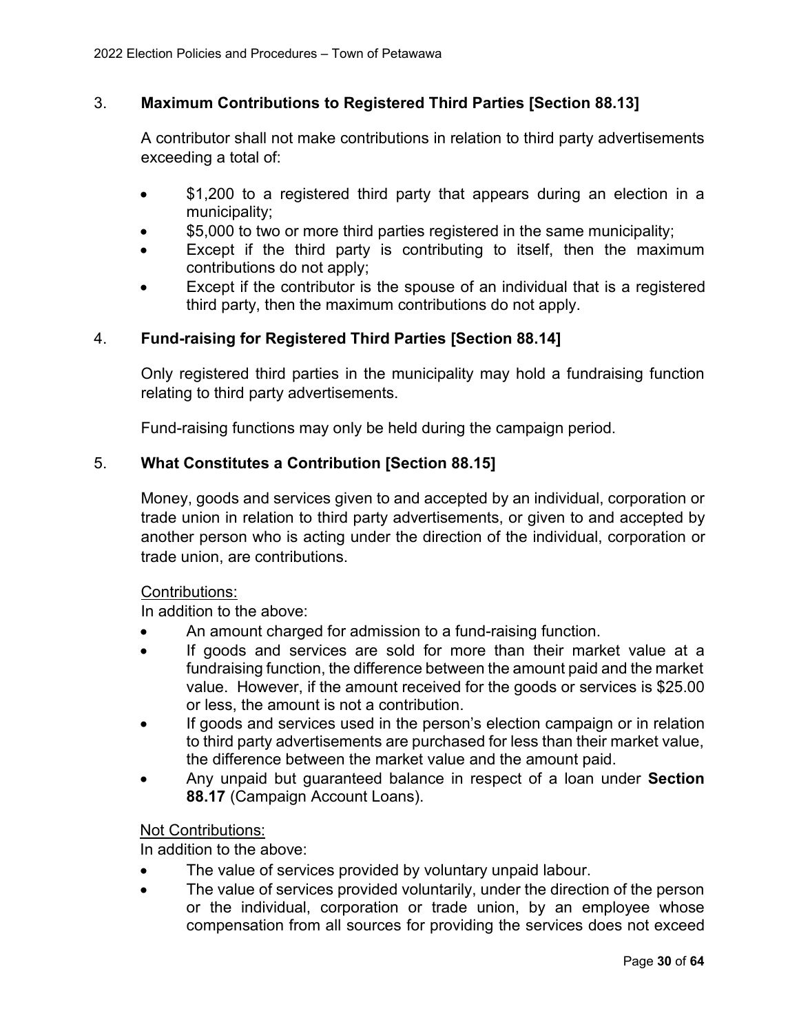## 3. Maximum Contributions to Registered Third Parties [Section 88.13]

A contributor shall not make contributions in relation to third party advertisements exceeding a total of:

- $1,200 to a registered third party that appears during an election in a municipality;
- $5,000 to two or more third parties registered in the same municipality;
- Except if the third party is contributing to itself, then the maximum contributions do not apply;
- Except if the contributor is the spouse of an individual that is a registered third party, then the maximum contributions do not apply.

## 4. Fund-raising for Registered Third Parties [Section 88.14]

Only registered third parties in the municipality may hold a fundraising function relating to third party advertisements.

Fund-raising functions may only be held during the campaign period.

## 5. What Constitutes a Contribution [Section 88.15]

Money, goods and services given to and accepted by an individual, corporation or trade union in relation to third party advertisements, or given to and accepted by another person who is acting under the direction of the individual, corporation or trade union, are contributions.

<u>Contributions:</u>
In addition to the above:

- An amount charged for admission to a fund-raising function.
- If goods and services are sold for more than their market value at a fundraising function, the difference between the amount paid and the market value. However, if the amount received for the goods or services is $25.00 or less, the amount is not a contribution.
- If goods and services used in the person's election campaign or in relation to third party advertisements are purchased for less than their market value, the difference between the market value and the amount paid.
- Any unpaid but guaranteed balance in respect of a loan under **Section 88.17** (Campaign Account Loans).

<u>Not Contributions:</u>
In addition to the above:

- The value of services provided by voluntary unpaid labour.
- The value of services provided voluntarily, under the direction of the person or the individual, corporation or trade union, by an employee whose compensation from all sources for providing the services does not exceed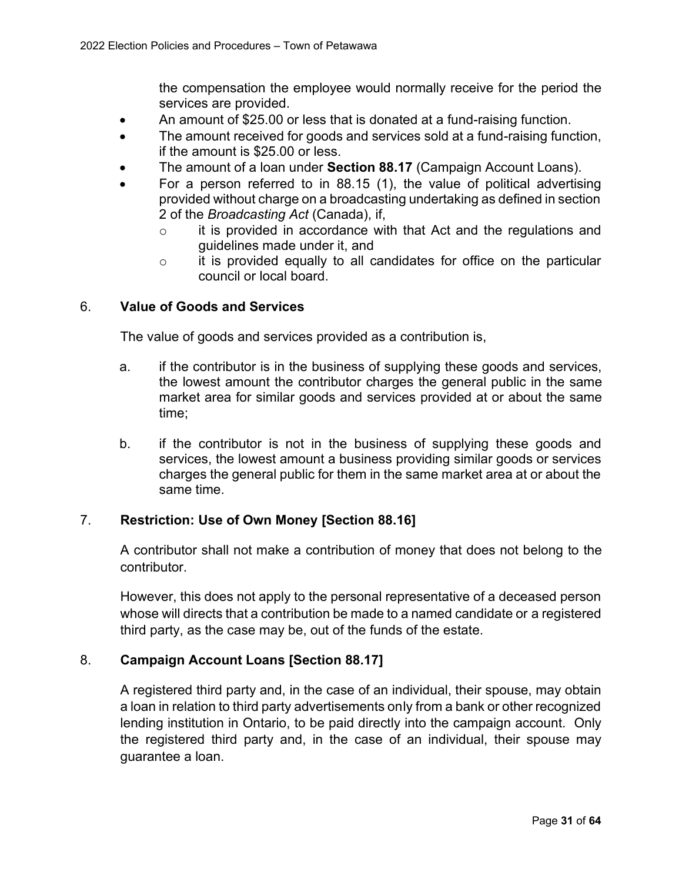the compensation the employee would normally receive for the period the services are provided.

- An amount of $25.00 or less that is donated at a fund-raising function.
- The amount received for goods and services sold at a fund-raising function, if the amount is $25.00 or less.
- The amount of a loan under **Section 88.17** (Campaign Account Loans).
- For a person referred to in 88.15 (1), the value of political advertising provided without charge on a broadcasting undertaking as defined in section 2 of the *Broadcasting Act* (Canada), if,
  - it is provided in accordance with that Act and the regulations and guidelines made under it, and
  - it is provided equally to all candidates for office on the particular council or local board.

## 6. **Value of Goods and Services**

The value of goods and services provided as a contribution is,

a. if the contributor is in the business of supplying these goods and services, the lowest amount the contributor charges the general public in the same market area for similar goods and services provided at or about the same time;

b. if the contributor is not in the business of supplying these goods and services, the lowest amount a business providing similar goods or services charges the general public for them in the same market area at or about the same time.

## 7. **Restriction: Use of Own Money [Section 88.16]**

A contributor shall not make a contribution of money that does not belong to the contributor.

However, this does not apply to the personal representative of a deceased person whose will directs that a contribution be made to a named candidate or a registered third party, as the case may be, out of the funds of the estate.

## 8. **Campaign Account Loans [Section 88.17]**

A registered third party and, in the case of an individual, their spouse, may obtain a loan in relation to third party advertisements only from a bank or other recognized lending institution in Ontario, to be paid directly into the campaign account. Only the registered third party and, in the case of an individual, their spouse may guarantee a loan.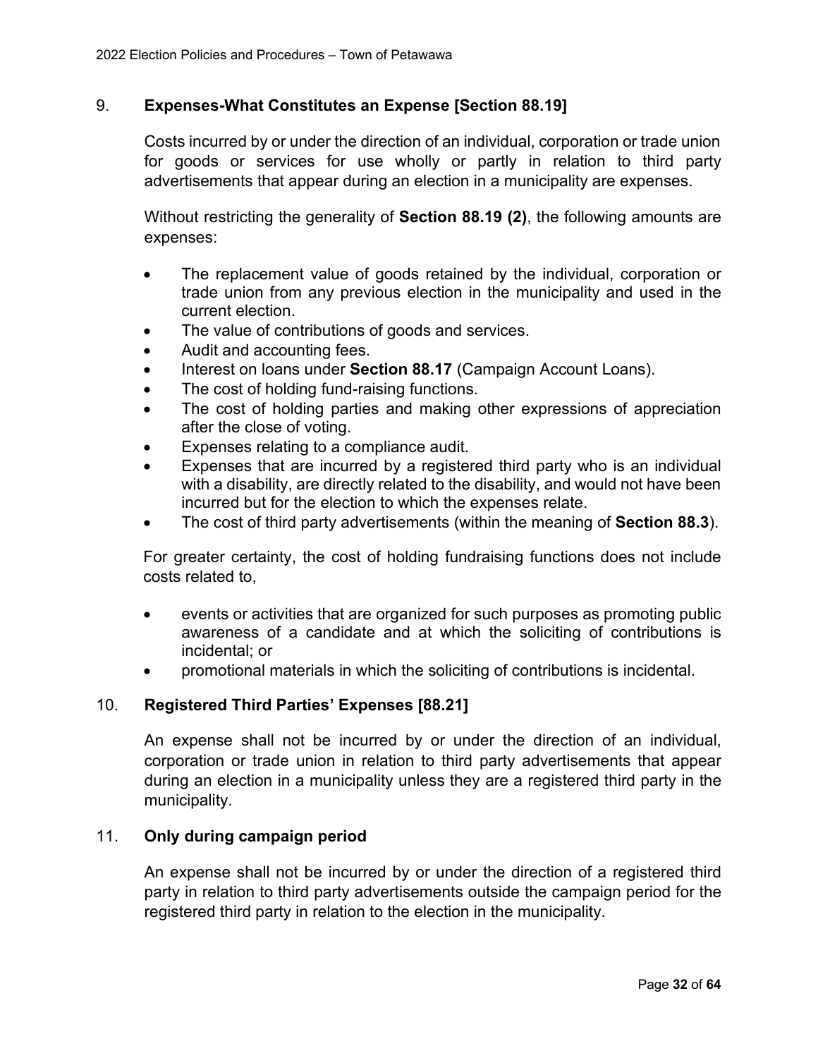## 9. **Expenses-What Constitutes an Expense [Section 88.19]**

Costs incurred by or under the direction of an individual, corporation or trade union for goods or services for use wholly or partly in relation to third party advertisements that appear during an election in a municipality are expenses.

Without restricting the generality of **Section 88.19 (2)**, the following amounts are expenses:

- The replacement value of goods retained by the individual, corporation or trade union from any previous election in the municipality and used in the current election.
- The value of contributions of goods and services.
- Audit and accounting fees.
- Interest on loans under **Section 88.17** (Campaign Account Loans).
- The cost of holding fund-raising functions.
- The cost of holding parties and making other expressions of appreciation after the close of voting.
- Expenses relating to a compliance audit.
- Expenses that are incurred by a registered third party who is an individual with a disability, are directly related to the disability, and would not have been incurred but for the election to which the expenses relate.
- The cost of third party advertisements (within the meaning of **Section 88.3**).

For greater certainty, the cost of holding fundraising functions does not include costs related to,

- events or activities that are organized for such purposes as promoting public awareness of a candidate and at which the soliciting of contributions is incidental; or
- promotional materials in which the soliciting of contributions is incidental.

## 10. **Registered Third Parties' Expenses [88.21]**

An expense shall not be incurred by or under the direction of an individual, corporation or trade union in relation to third party advertisements that appear during an election in a municipality unless they are a registered third party in the municipality.

## 11. **Only during campaign period**

An expense shall not be incurred by or under the direction of a registered third party in relation to third party advertisements outside the campaign period for the registered third party in relation to the election in the municipality.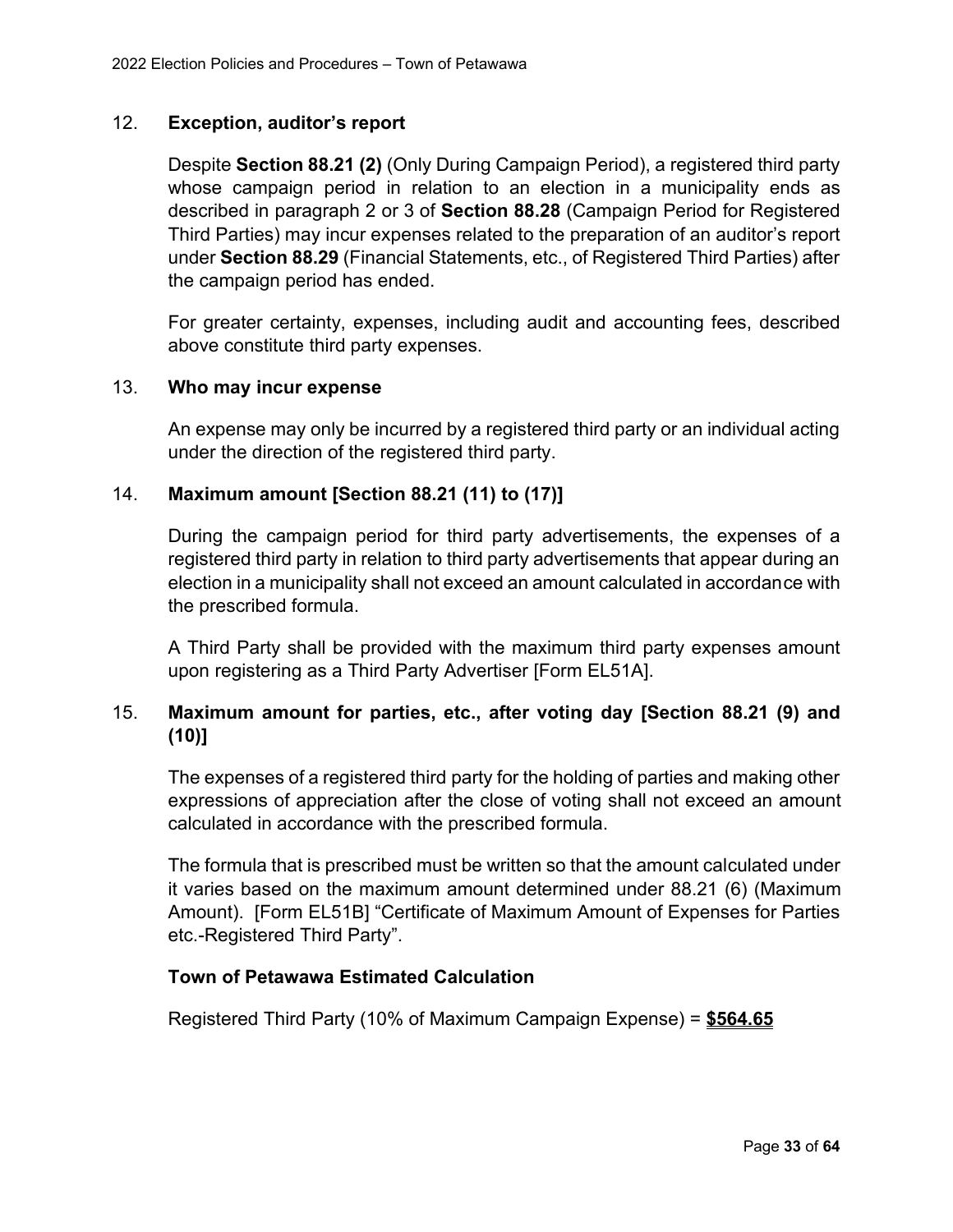## 12. **Exception, auditor's report**

Despite **Section 88.21 (2)** (Only During Campaign Period), a registered third party whose campaign period in relation to an election in a municipality ends as described in paragraph 2 or 3 of **Section 88.28** (Campaign Period for Registered Third Parties) may incur expenses related to the preparation of an auditor's report under **Section 88.29** (Financial Statements, etc., of Registered Third Parties) after the campaign period has ended.

For greater certainty, expenses, including audit and accounting fees, described above constitute third party expenses.

## 13. **Who may incur expense**

An expense may only be incurred by a registered third party or an individual acting under the direction of the registered third party.

## 14. **Maximum amount [Section 88.21 (11) to (17)]**

During the campaign period for third party advertisements, the expenses of a registered third party in relation to third party advertisements that appear during an election in a municipality shall not exceed an amount calculated in accordance with the prescribed formula.

A Third Party shall be provided with the maximum third party expenses amount upon registering as a Third Party Advertiser [Form EL51A].

## 15. **Maximum amount for parties, etc., after voting day [Section 88.21 (9) and (10)]**

The expenses of a registered third party for the holding of parties and making other expressions of appreciation after the close of voting shall not exceed an amount calculated in accordance with the prescribed formula.

The formula that is prescribed must be written so that the amount calculated under it varies based on the maximum amount determined under 88.21 (6) (Maximum Amount). [Form EL51B] "Certificate of Maximum Amount of Expenses for Parties etc.-Registered Third Party".

### **Town of Petawawa Estimated Calculation**

Registered Third Party (10% of Maximum Campaign Expense) = **$564.65**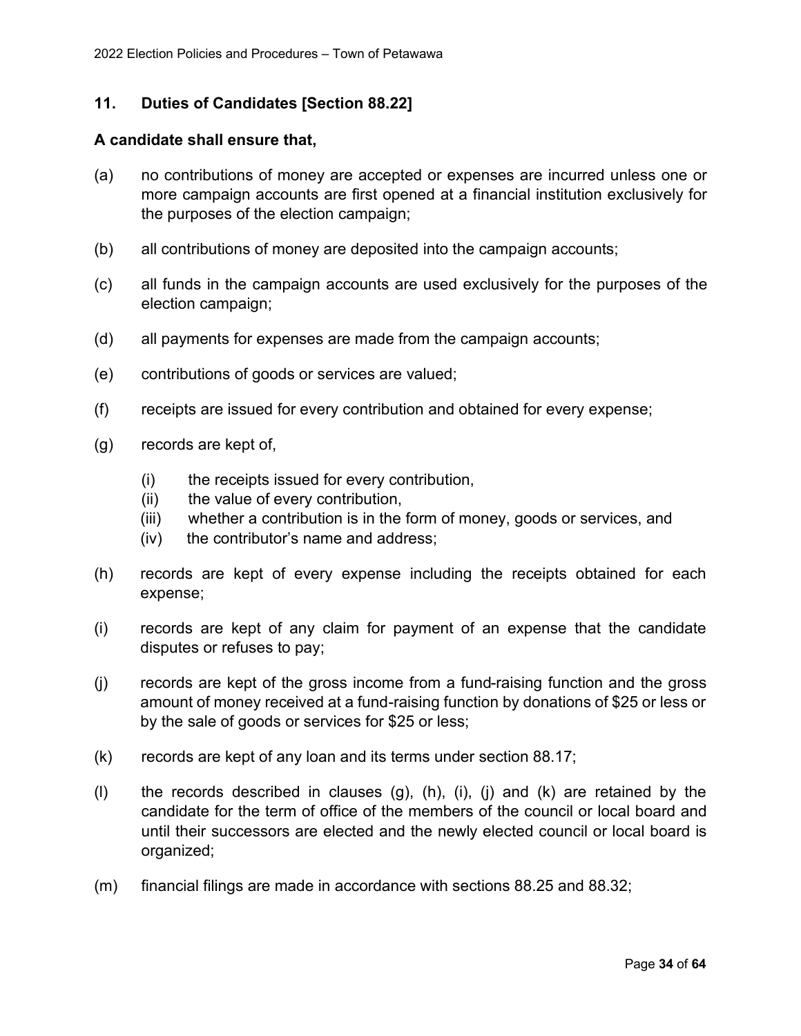## 11. Duties of Candidates [Section 88.22]

**A candidate shall ensure that,**

(a) no contributions of money are accepted or expenses are incurred unless one or more campaign accounts are first opened at a financial institution exclusively for the purposes of the election campaign;

(b) all contributions of money are deposited into the campaign accounts;

(c) all funds in the campaign accounts are used exclusively for the purposes of the election campaign;

(d) all payments for expenses are made from the campaign accounts;

(e) contributions of goods or services are valued;

(f) receipts are issued for every contribution and obtained for every expense;

(g) records are kept of,

- (i) the receipts issued for every contribution,
- (ii) the value of every contribution,
- (iii) whether a contribution is in the form of money, goods or services, and
- (iv) the contributor's name and address;

(h) records are kept of every expense including the receipts obtained for each expense;

(i) records are kept of any claim for payment of an expense that the candidate disputes or refuses to pay;

(j) records are kept of the gross income from a fund-raising function and the gross amount of money received at a fund-raising function by donations of $25 or less or by the sale of goods or services for $25 or less;

(k) records are kept of any loan and its terms under section 88.17;

(l) the records described in clauses (g), (h), (i), (j) and (k) are retained by the candidate for the term of office of the members of the council or local board and until their successors are elected and the newly elected council or local board is organized;

(m) financial filings are made in accordance with sections 88.25 and 88.32;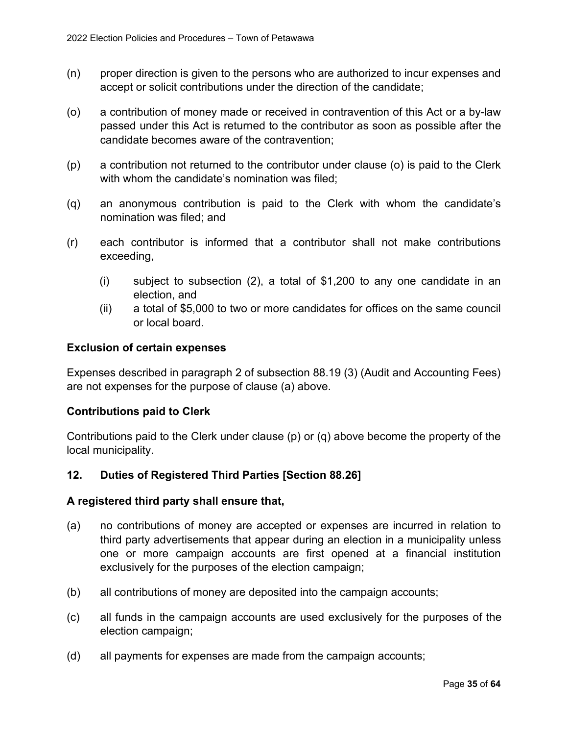(n) proper direction is given to the persons who are authorized to incur expenses and accept or solicit contributions under the direction of the candidate;

(o) a contribution of money made or received in contravention of this Act or a by-law passed under this Act is returned to the contributor as soon as possible after the candidate becomes aware of the contravention;

(p) a contribution not returned to the contributor under clause (o) is paid to the Clerk with whom the candidate's nomination was filed;

(q) an anonymous contribution is paid to the Clerk with whom the candidate's nomination was filed; and

(r) each contributor is informed that a contributor shall not make contributions exceeding,

  (i) subject to subsection (2), a total of $1,200 to any one candidate in an election, and
  (ii) a total of $5,000 to two or more candidates for offices on the same council or local board.

**Exclusion of certain expenses**

Expenses described in paragraph 2 of subsection 88.19 (3) (Audit and Accounting Fees) are not expenses for the purpose of clause (a) above.

**Contributions paid to Clerk**

Contributions paid to the Clerk under clause (p) or (q) above become the property of the local municipality.

## 12. Duties of Registered Third Parties [Section 88.26]

**A registered third party shall ensure that,**

(a) no contributions of money are accepted or expenses are incurred in relation to third party advertisements that appear during an election in a municipality unless one or more campaign accounts are first opened at a financial institution exclusively for the purposes of the election campaign;

(b) all contributions of money are deposited into the campaign accounts;

(c) all funds in the campaign accounts are used exclusively for the purposes of the election campaign;

(d) all payments for expenses are made from the campaign accounts;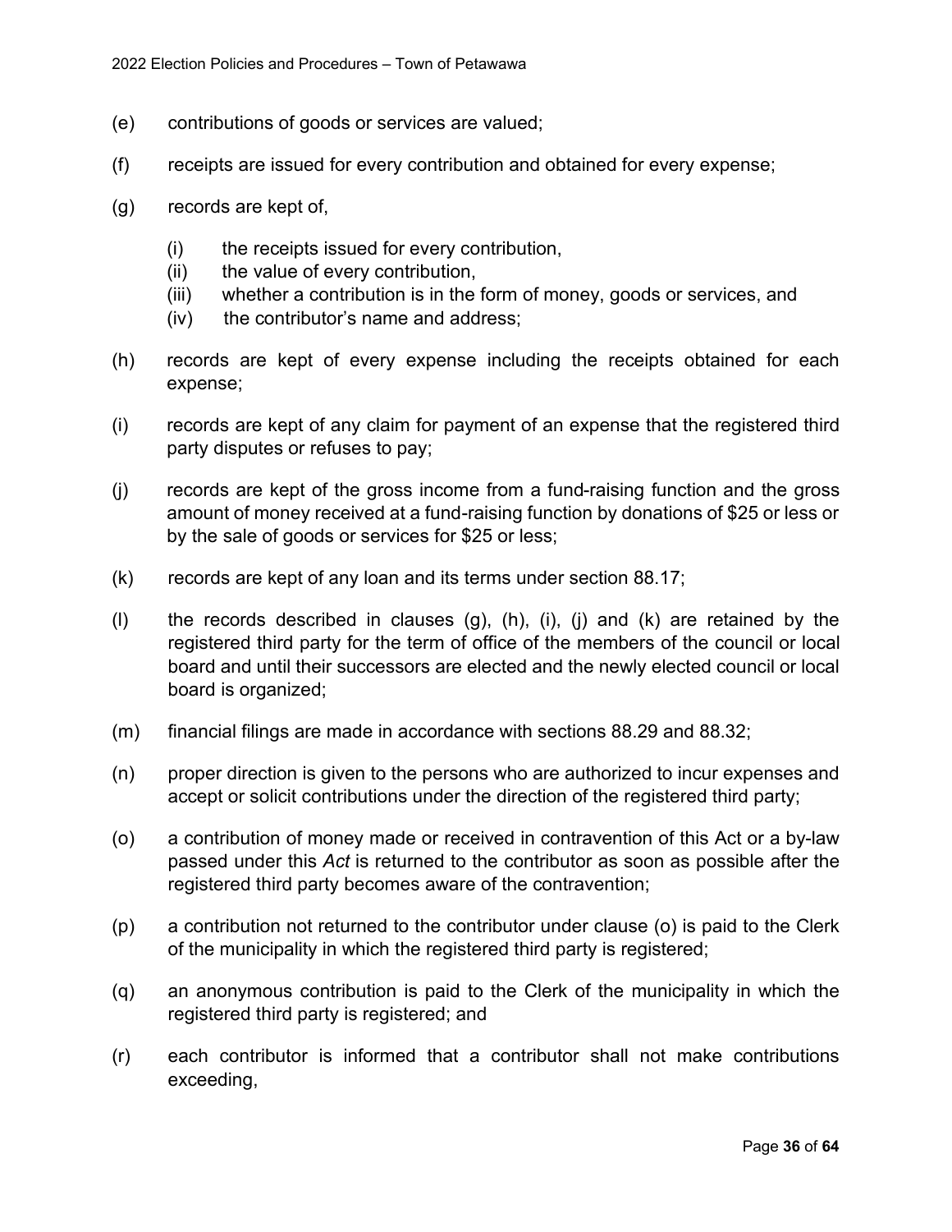(e) contributions of goods or services are valued;

(f) receipts are issued for every contribution and obtained for every expense;

(g) records are kept of,

  (i) the receipts issued for every contribution,
  (ii) the value of every contribution,
  (iii) whether a contribution is in the form of money, goods or services, and
  (iv) the contributor's name and address;

(h) records are kept of every expense including the receipts obtained for each expense;

(i) records are kept of any claim for payment of an expense that the registered third party disputes or refuses to pay;

(j) records are kept of the gross income from a fund-raising function and the gross amount of money received at a fund-raising function by donations of $25 or less or by the sale of goods or services for $25 or less;

(k) records are kept of any loan and its terms under section 88.17;

(l) the records described in clauses (g), (h), (i), (j) and (k) are retained by the registered third party for the term of office of the members of the council or local board and until their successors are elected and the newly elected council or local board is organized;

(m) financial filings are made in accordance with sections 88.29 and 88.32;

(n) proper direction is given to the persons who are authorized to incur expenses and accept or solicit contributions under the direction of the registered third party;

(o) a contribution of money made or received in contravention of this Act or a by-law passed under this *Act* is returned to the contributor as soon as possible after the registered third party becomes aware of the contravention;

(p) a contribution not returned to the contributor under clause (o) is paid to the Clerk of the municipality in which the registered third party is registered;

(q) an anonymous contribution is paid to the Clerk of the municipality in which the registered third party is registered; and

(r) each contributor is informed that a contributor shall not make contributions exceeding,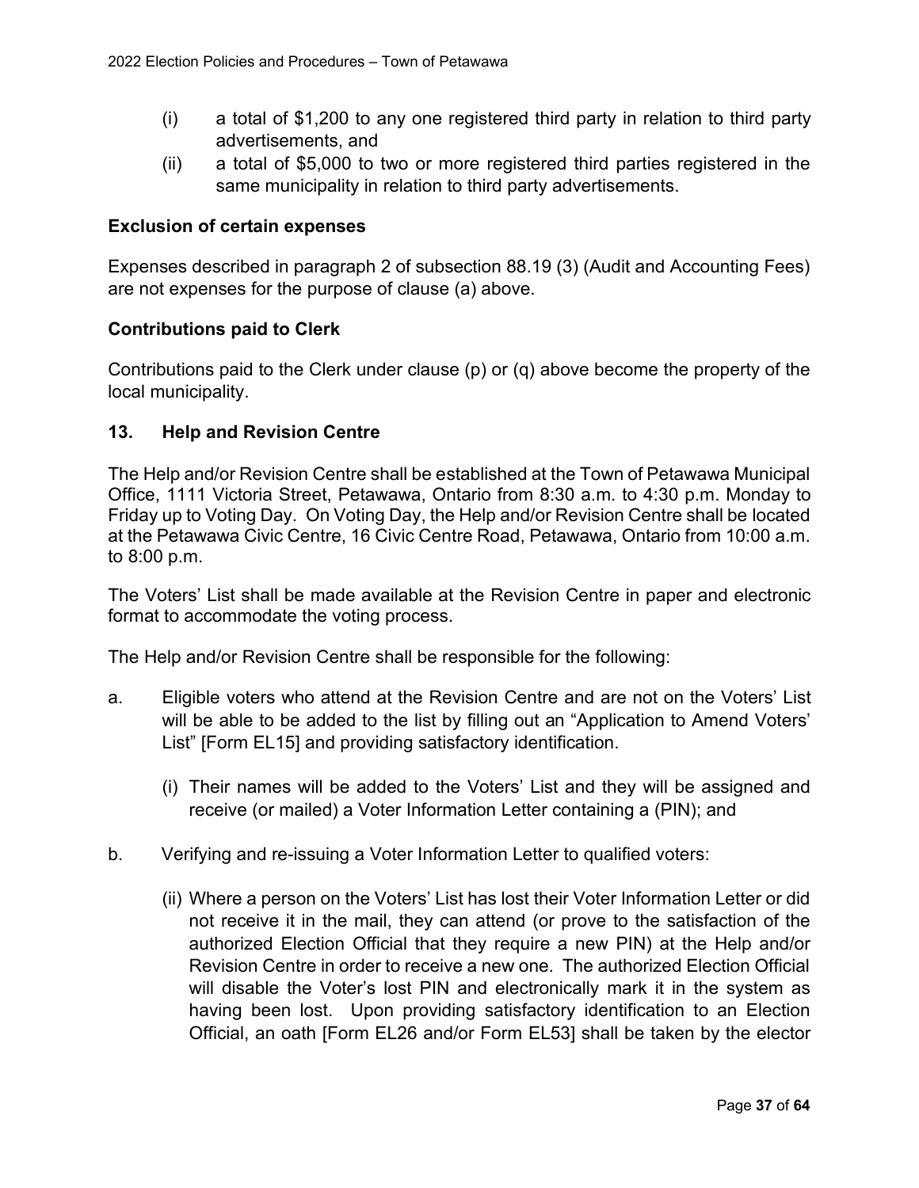(i) a total of $1,200 to any one registered third party in relation to third party advertisements, and

(ii) a total of $5,000 to two or more registered third parties registered in the same municipality in relation to third party advertisements.

**Exclusion of certain expenses**

Expenses described in paragraph 2 of subsection 88.19 (3) (Audit and Accounting Fees) are not expenses for the purpose of clause (a) above.

**Contributions paid to Clerk**

Contributions paid to the Clerk under clause (p) or (q) above become the property of the local municipality.

## 13. Help and Revision Centre

The Help and/or Revision Centre shall be established at the Town of Petawawa Municipal Office, 1111 Victoria Street, Petawawa, Ontario from 8:30 a.m. to 4:30 p.m. Monday to Friday up to Voting Day. On Voting Day, the Help and/or Revision Centre shall be located at the Petawawa Civic Centre, 16 Civic Centre Road, Petawawa, Ontario from 10:00 a.m. to 8:00 p.m.

The Voters' List shall be made available at the Revision Centre in paper and electronic format to accommodate the voting process.

The Help and/or Revision Centre shall be responsible for the following:

a. Eligible voters who attend at the Revision Centre and are not on the Voters' List will be able to be added to the list by filling out an "Application to Amend Voters' List" [Form EL15] and providing satisfactory identification.

   (i) Their names will be added to the Voters' List and they will be assigned and receive (or mailed) a Voter Information Letter containing a (PIN); and

b. Verifying and re-issuing a Voter Information Letter to qualified voters:

   (ii) Where a person on the Voters' List has lost their Voter Information Letter or did not receive it in the mail, they can attend (or prove to the satisfaction of the authorized Election Official that they require a new PIN) at the Help and/or Revision Centre in order to receive a new one. The authorized Election Official will disable the Voter's lost PIN and electronically mark it in the system as having been lost. Upon providing satisfactory identification to an Election Official, an oath [Form EL26 and/or Form EL53] shall be taken by the elector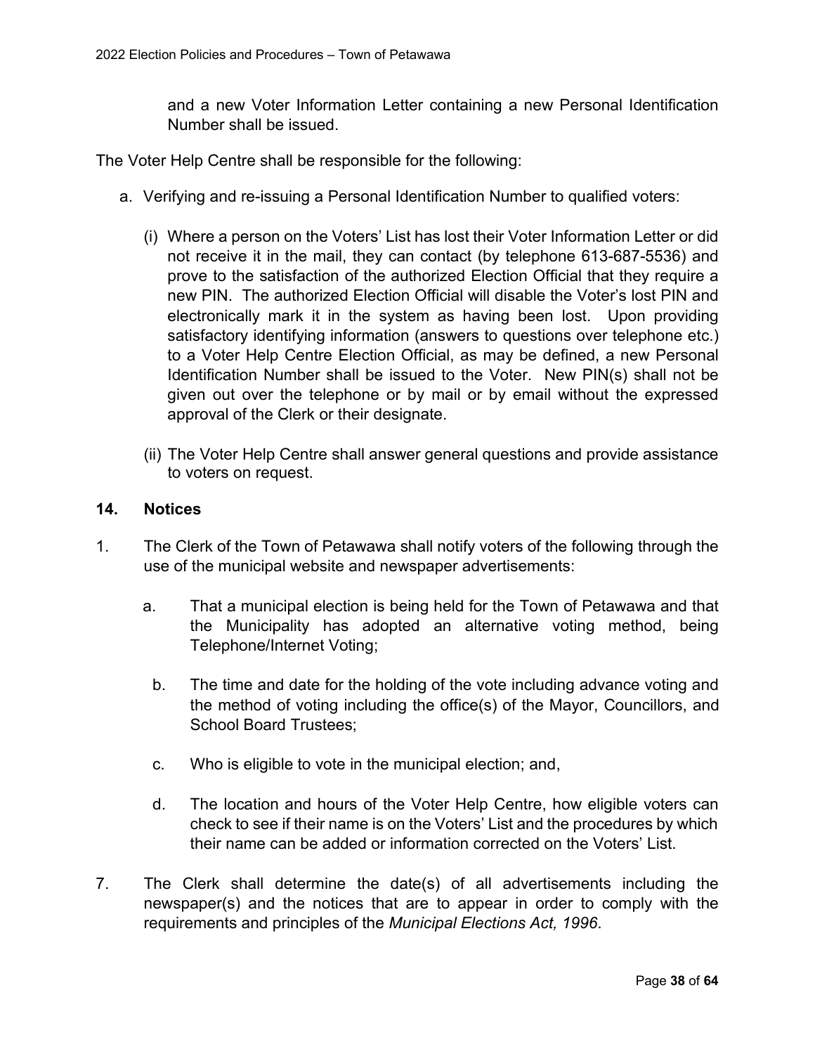and a new Voter Information Letter containing a new Personal Identification Number shall be issued.

The Voter Help Centre shall be responsible for the following:

a. Verifying and re-issuing a Personal Identification Number to qualified voters:

   (i) Where a person on the Voters' List has lost their Voter Information Letter or did not receive it in the mail, they can contact (by telephone 613-687-5536) and prove to the satisfaction of the authorized Election Official that they require a new PIN. The authorized Election Official will disable the Voter's lost PIN and electronically mark it in the system as having been lost. Upon providing satisfactory identifying information (answers to questions over telephone etc.) to a Voter Help Centre Election Official, as may be defined, a new Personal Identification Number shall be issued to the Voter. New PIN(s) shall not be given out over the telephone or by mail or by email without the expressed approval of the Clerk or their designate.

   (ii) The Voter Help Centre shall answer general questions and provide assistance to voters on request.

## 14. Notices

1. The Clerk of the Town of Petawawa shall notify voters of the following through the use of the municipal website and newspaper advertisements:

   a. That a municipal election is being held for the Town of Petawawa and that the Municipality has adopted an alternative voting method, being Telephone/Internet Voting;

   b. The time and date for the holding of the vote including advance voting and the method of voting including the office(s) of the Mayor, Councillors, and School Board Trustees;

   c. Who is eligible to vote in the municipal election; and,

   d. The location and hours of the Voter Help Centre, how eligible voters can check to see if their name is on the Voters' List and the procedures by which their name can be added or information corrected on the Voters' List.

7. The Clerk shall determine the date(s) of all advertisements including the newspaper(s) and the notices that are to appear in order to comply with the requirements and principles of the *Municipal Elections Act, 1996*.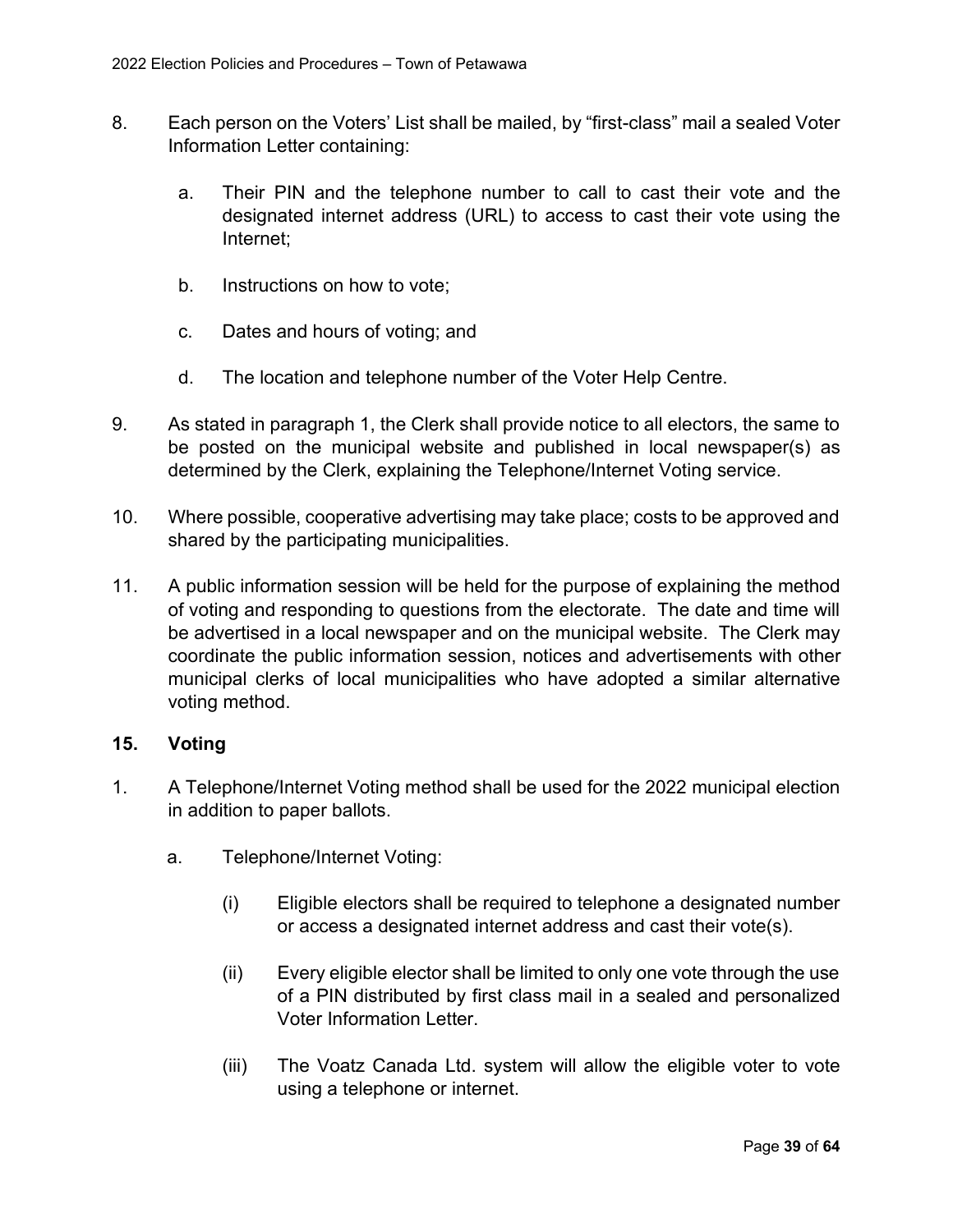8. Each person on the Voters' List shall be mailed, by "first-class" mail a sealed Voter Information Letter containing:

   a. Their PIN and the telephone number to call to cast their vote and the designated internet address (URL) to access to cast their vote using the Internet;

   b. Instructions on how to vote;

   c. Dates and hours of voting; and

   d. The location and telephone number of the Voter Help Centre.

9. As stated in paragraph 1, the Clerk shall provide notice to all electors, the same to be posted on the municipal website and published in local newspaper(s) as determined by the Clerk, explaining the Telephone/Internet Voting service.

10. Where possible, cooperative advertising may take place; costs to be approved and shared by the participating municipalities.

11. A public information session will be held for the purpose of explaining the method of voting and responding to questions from the electorate. The date and time will be advertised in a local newspaper and on the municipal website. The Clerk may coordinate the public information session, notices and advertisements with other municipal clerks of local municipalities who have adopted a similar alternative voting method.

## 15. Voting

1. A Telephone/Internet Voting method shall be used for the 2022 municipal election in addition to paper ballots.

   a. Telephone/Internet Voting:

      (i) Eligible electors shall be required to telephone a designated number or access a designated internet address and cast their vote(s).

      (ii) Every eligible elector shall be limited to only one vote through the use of a PIN distributed by first class mail in a sealed and personalized Voter Information Letter.

      (iii) The Voatz Canada Ltd. system will allow the eligible voter to vote using a telephone or internet.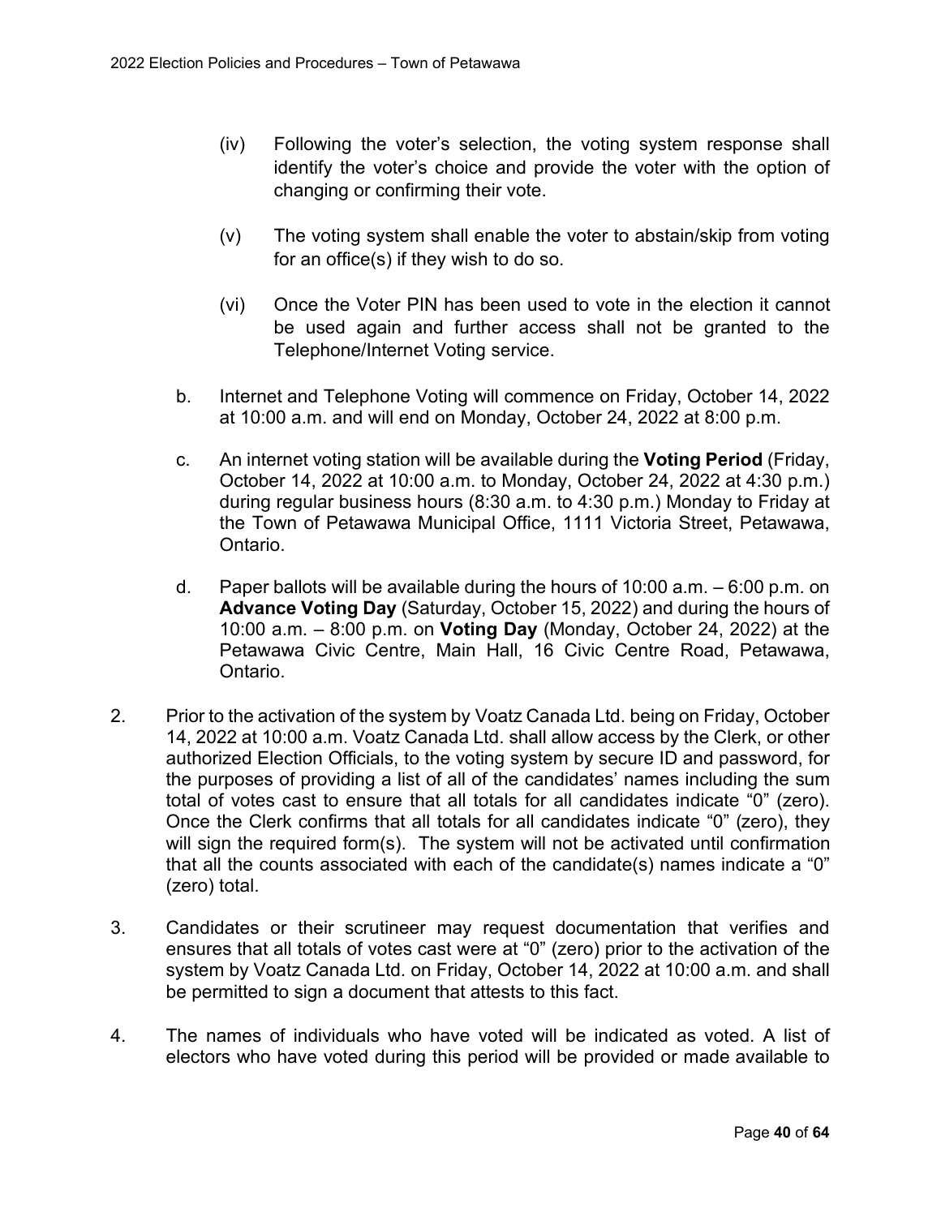(iv) Following the voter's selection, the voting system response shall identify the voter's choice and provide the voter with the option of changing or confirming their vote.

(v) The voting system shall enable the voter to abstain/skip from voting for an office(s) if they wish to do so.

(vi) Once the Voter PIN has been used to vote in the election it cannot be used again and further access shall not be granted to the Telephone/Internet Voting service.

b. Internet and Telephone Voting will commence on Friday, October 14, 2022 at 10:00 a.m. and will end on Monday, October 24, 2022 at 8:00 p.m.

c. An internet voting station will be available during the **Voting Period** (Friday, October 14, 2022 at 10:00 a.m. to Monday, October 24, 2022 at 4:30 p.m.) during regular business hours (8:30 a.m. to 4:30 p.m.) Monday to Friday at the Town of Petawawa Municipal Office, 1111 Victoria Street, Petawawa, Ontario.

d. Paper ballots will be available during the hours of 10:00 a.m. – 6:00 p.m. on **Advance Voting Day** (Saturday, October 15, 2022) and during the hours of 10:00 a.m. – 8:00 p.m. on **Voting Day** (Monday, October 24, 2022) at the Petawawa Civic Centre, Main Hall, 16 Civic Centre Road, Petawawa, Ontario.

2. Prior to the activation of the system by Voatz Canada Ltd. being on Friday, October 14, 2022 at 10:00 a.m. Voatz Canada Ltd. shall allow access by the Clerk, or other authorized Election Officials, to the voting system by secure ID and password, for the purposes of providing a list of all of the candidates' names including the sum total of votes cast to ensure that all totals for all candidates indicate "0" (zero). Once the Clerk confirms that all totals for all candidates indicate "0" (zero), they will sign the required form(s). The system will not be activated until confirmation that all the counts associated with each of the candidate(s) names indicate a "0" (zero) total.

3. Candidates or their scrutineer may request documentation that verifies and ensures that all totals of votes cast were at "0" (zero) prior to the activation of the system by Voatz Canada Ltd. on Friday, October 14, 2022 at 10:00 a.m. and shall be permitted to sign a document that attests to this fact.

4. The names of individuals who have voted will be indicated as voted. A list of electors who have voted during this period will be provided or made available to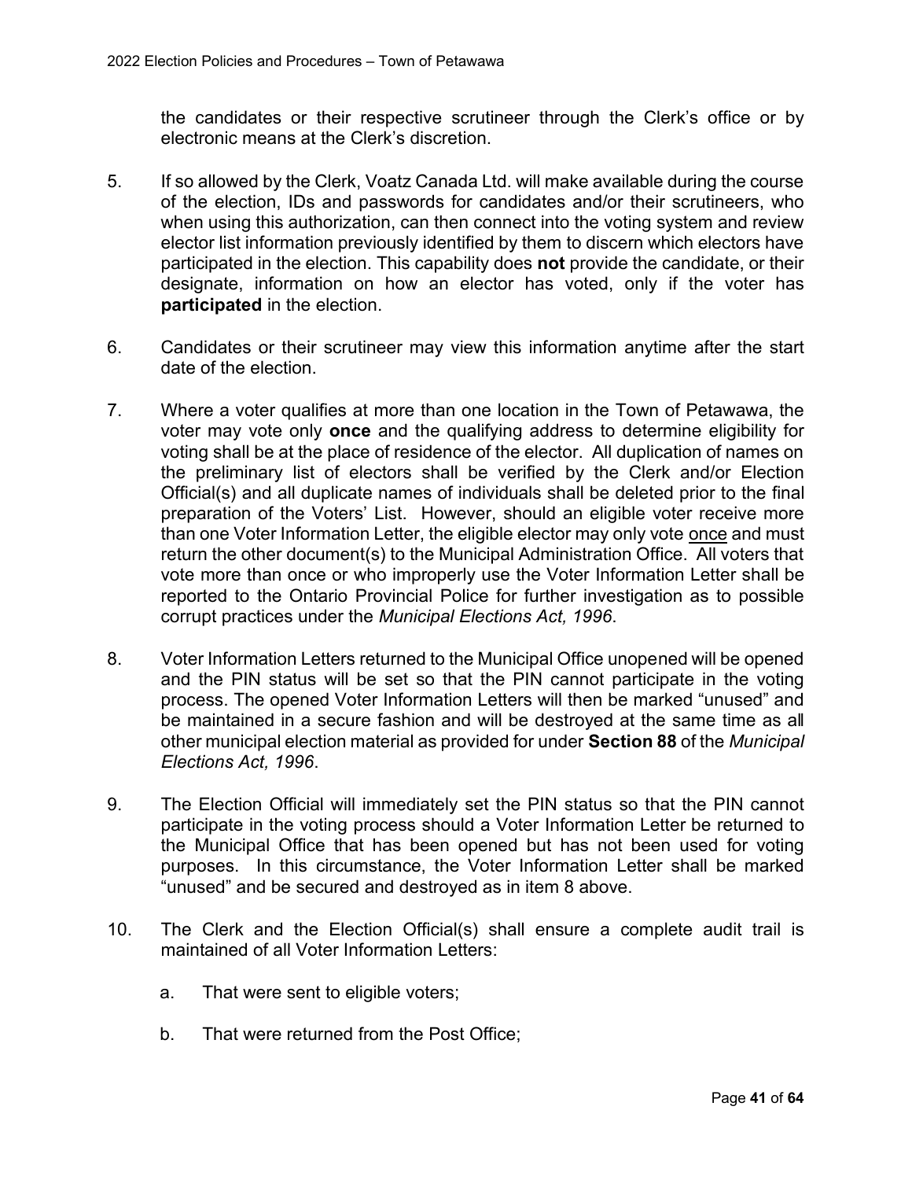the candidates or their respective scrutineer through the Clerk's office or by electronic means at the Clerk's discretion.

5. If so allowed by the Clerk, Voatz Canada Ltd. will make available during the course of the election, IDs and passwords for candidates and/or their scrutineers, who when using this authorization, can then connect into the voting system and review elector list information previously identified by them to discern which electors have participated in the election. This capability does **not** provide the candidate, or their designate, information on how an elector has voted, only if the voter has **participated** in the election.

6. Candidates or their scrutineer may view this information anytime after the start date of the election.

7. Where a voter qualifies at more than one location in the Town of Petawawa, the voter may vote only **once** and the qualifying address to determine eligibility for voting shall be at the place of residence of the elector. All duplication of names on the preliminary list of electors shall be verified by the Clerk and/or Election Official(s) and all duplicate names of individuals shall be deleted prior to the final preparation of the Voters' List. However, should an eligible voter receive more than one Voter Information Letter, the eligible elector may only vote <u>once</u> and must return the other document(s) to the Municipal Administration Office. All voters that vote more than once or who improperly use the Voter Information Letter shall be reported to the Ontario Provincial Police for further investigation as to possible corrupt practices under the *Municipal Elections Act, 1996*.

8. Voter Information Letters returned to the Municipal Office unopened will be opened and the PIN status will be set so that the PIN cannot participate in the voting process. The opened Voter Information Letters will then be marked "unused" and be maintained in a secure fashion and will be destroyed at the same time as all other municipal election material as provided for under **Section 88** of the *Municipal Elections Act, 1996*.

9. The Election Official will immediately set the PIN status so that the PIN cannot participate in the voting process should a Voter Information Letter be returned to the Municipal Office that has been opened but has not been used for voting purposes. In this circumstance, the Voter Information Letter shall be marked "unused" and be secured and destroyed as in item 8 above.

10. The Clerk and the Election Official(s) shall ensure a complete audit trail is maintained of all Voter Information Letters:

    a. That were sent to eligible voters;

    b. That were returned from the Post Office;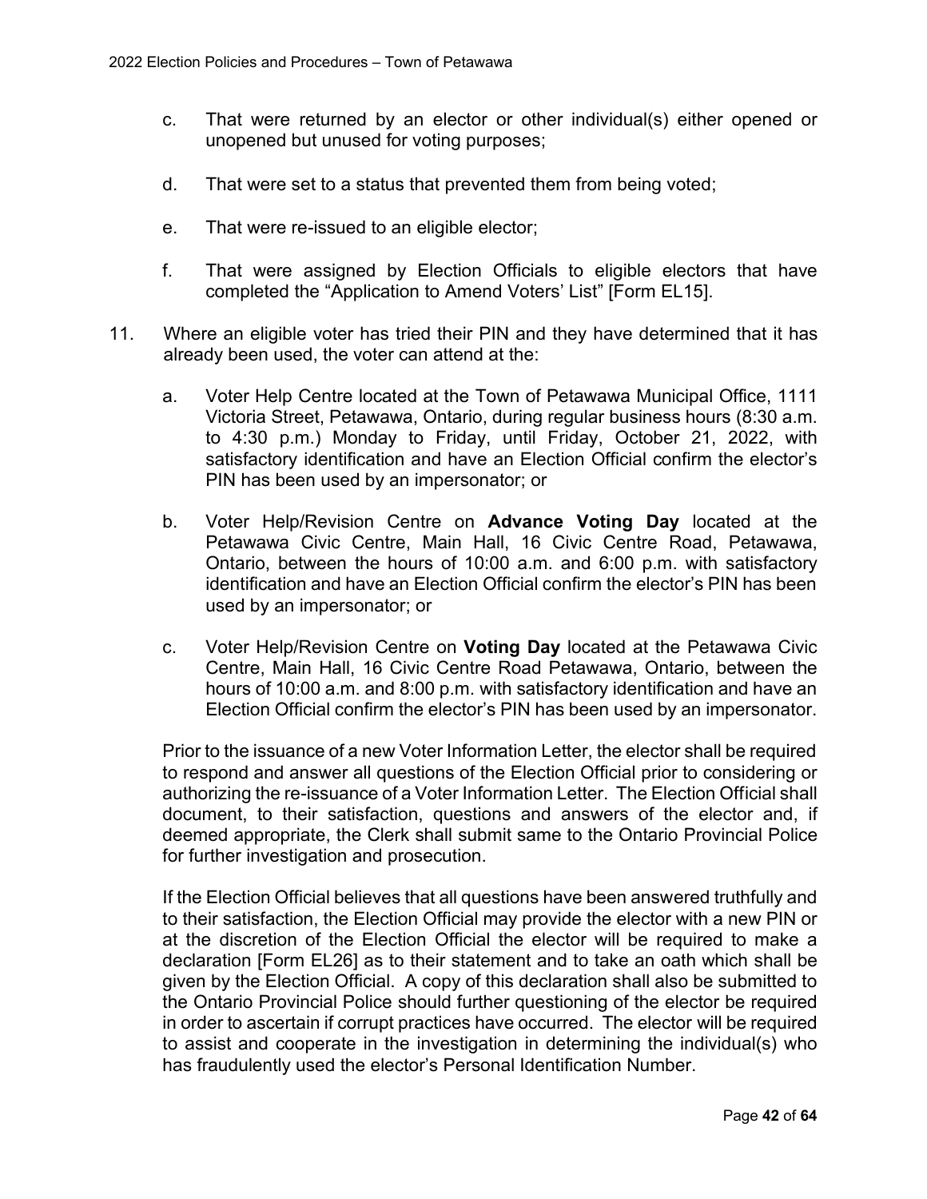c. That were returned by an elector or other individual(s) either opened or unopened but unused for voting purposes;

d. That were set to a status that prevented them from being voted;

e. That were re-issued to an eligible elector;

f. That were assigned by Election Officials to eligible electors that have completed the "Application to Amend Voters' List" [Form EL15].

11. Where an eligible voter has tried their PIN and they have determined that it has already been used, the voter can attend at the:

    a. Voter Help Centre located at the Town of Petawawa Municipal Office, 1111 Victoria Street, Petawawa, Ontario, during regular business hours (8:30 a.m. to 4:30 p.m.) Monday to Friday, until Friday, October 21, 2022, with satisfactory identification and have an Election Official confirm the elector's PIN has been used by an impersonator; or

    b. Voter Help/Revision Centre on **Advance Voting Day** located at the Petawawa Civic Centre, Main Hall, 16 Civic Centre Road, Petawawa, Ontario, between the hours of 10:00 a.m. and 6:00 p.m. with satisfactory identification and have an Election Official confirm the elector's PIN has been used by an impersonator; or

    c. Voter Help/Revision Centre on **Voting Day** located at the Petawawa Civic Centre, Main Hall, 16 Civic Centre Road Petawawa, Ontario, between the hours of 10:00 a.m. and 8:00 p.m. with satisfactory identification and have an Election Official confirm the elector's PIN has been used by an impersonator.

    Prior to the issuance of a new Voter Information Letter, the elector shall be required to respond and answer all questions of the Election Official prior to considering or authorizing the re-issuance of a Voter Information Letter. The Election Official shall document, to their satisfaction, questions and answers of the elector and, if deemed appropriate, the Clerk shall submit same to the Ontario Provincial Police for further investigation and prosecution.

    If the Election Official believes that all questions have been answered truthfully and to their satisfaction, the Election Official may provide the elector with a new PIN or at the discretion of the Election Official the elector will be required to make a declaration [Form EL26] as to their statement and to take an oath which shall be given by the Election Official. A copy of this declaration shall also be submitted to the Ontario Provincial Police should further questioning of the elector be required in order to ascertain if corrupt practices have occurred. The elector will be required to assist and cooperate in the investigation in determining the individual(s) who has fraudulently used the elector's Personal Identification Number.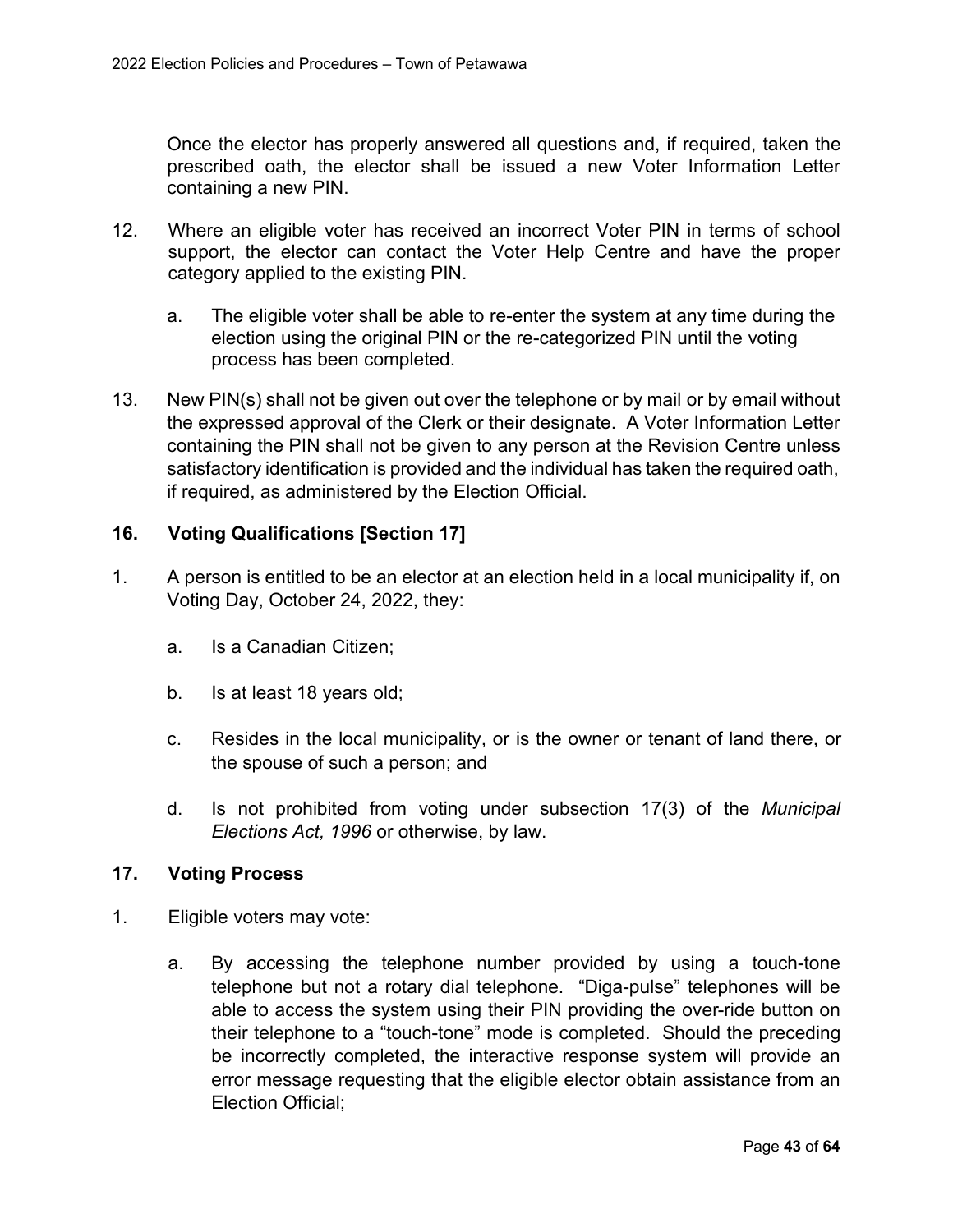Once the elector has properly answered all questions and, if required, taken the prescribed oath, the elector shall be issued a new Voter Information Letter containing a new PIN.

12. Where an eligible voter has received an incorrect Voter PIN in terms of school support, the elector can contact the Voter Help Centre and have the proper category applied to the existing PIN.

    a. The eligible voter shall be able to re-enter the system at any time during the election using the original PIN or the re-categorized PIN until the voting process has been completed.

13. New PIN(s) shall not be given out over the telephone or by mail or by email without the expressed approval of the Clerk or their designate. A Voter Information Letter containing the PIN shall not be given to any person at the Revision Centre unless satisfactory identification is provided and the individual has taken the required oath, if required, as administered by the Election Official.

## 16. Voting Qualifications [Section 17]

1. A person is entitled to be an elector at an election held in a local municipality if, on Voting Day, October 24, 2022, they:

    a. Is a Canadian Citizen;

    b. Is at least 18 years old;

    c. Resides in the local municipality, or is the owner or tenant of land there, or the spouse of such a person; and

    d. Is not prohibited from voting under subsection 17(3) of the *Municipal Elections Act, 1996* or otherwise, by law.

## 17. Voting Process

1. Eligible voters may vote:

    a. By accessing the telephone number provided by using a touch-tone telephone but not a rotary dial telephone. "Diga-pulse" telephones will be able to access the system using their PIN providing the over-ride button on their telephone to a "touch-tone" mode is completed. Should the preceding be incorrectly completed, the interactive response system will provide an error message requesting that the eligible elector obtain assistance from an Election Official;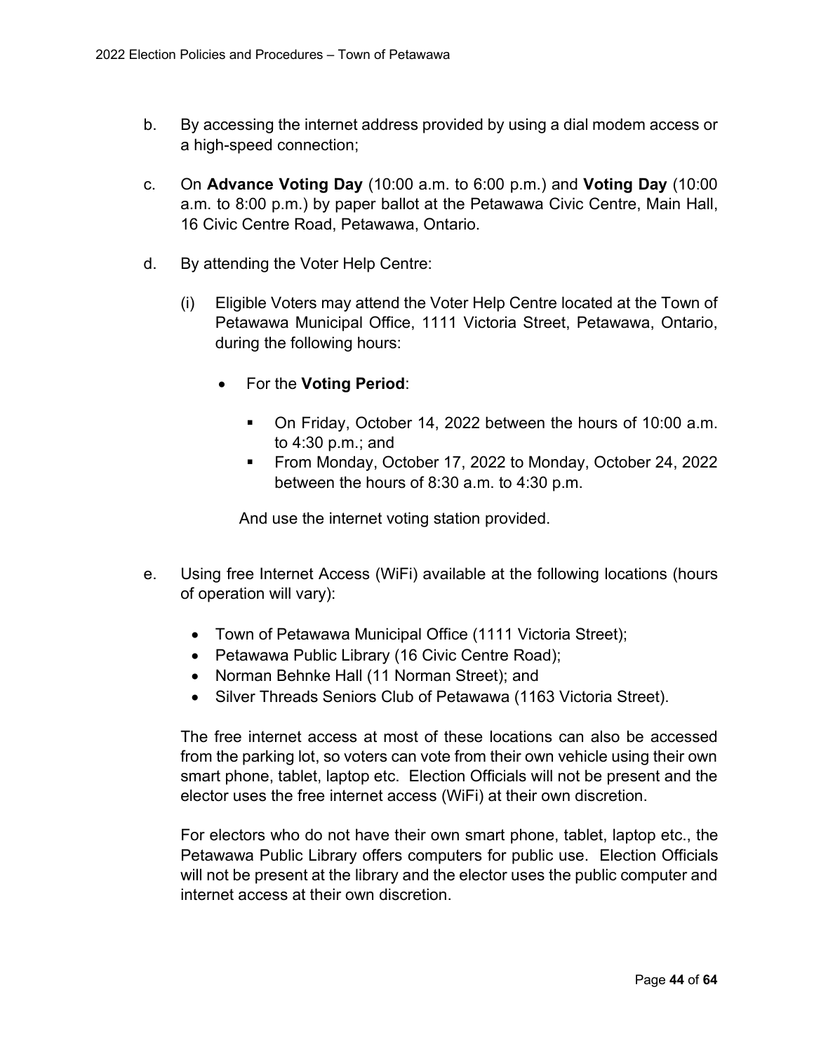b. By accessing the internet address provided by using a dial modem access or a high-speed connection;

c. On **Advance Voting Day** (10:00 a.m. to 6:00 p.m.) and **Voting Day** (10:00 a.m. to 8:00 p.m.) by paper ballot at the Petawawa Civic Centre, Main Hall, 16 Civic Centre Road, Petawawa, Ontario.

d. By attending the Voter Help Centre:

   (i) Eligible Voters may attend the Voter Help Centre located at the Town of Petawawa Municipal Office, 1111 Victoria Street, Petawawa, Ontario, during the following hours:

   - For the **Voting Period**:
     - On Friday, October 14, 2022 between the hours of 10:00 a.m. to 4:30 p.m.; and
     - From Monday, October 17, 2022 to Monday, October 24, 2022 between the hours of 8:30 a.m. to 4:30 p.m.

   And use the internet voting station provided.

e. Using free Internet Access (WiFi) available at the following locations (hours of operation will vary):

   - Town of Petawawa Municipal Office (1111 Victoria Street);
   - Petawawa Public Library (16 Civic Centre Road);
   - Norman Behnke Hall (11 Norman Street); and
   - Silver Threads Seniors Club of Petawawa (1163 Victoria Street).

   The free internet access at most of these locations can also be accessed from the parking lot, so voters can vote from their own vehicle using their own smart phone, tablet, laptop etc. Election Officials will not be present and the elector uses the free internet access (WiFi) at their own discretion.

   For electors who do not have their own smart phone, tablet, laptop etc., the Petawawa Public Library offers computers for public use. Election Officials will not be present at the library and the elector uses the public computer and internet access at their own discretion.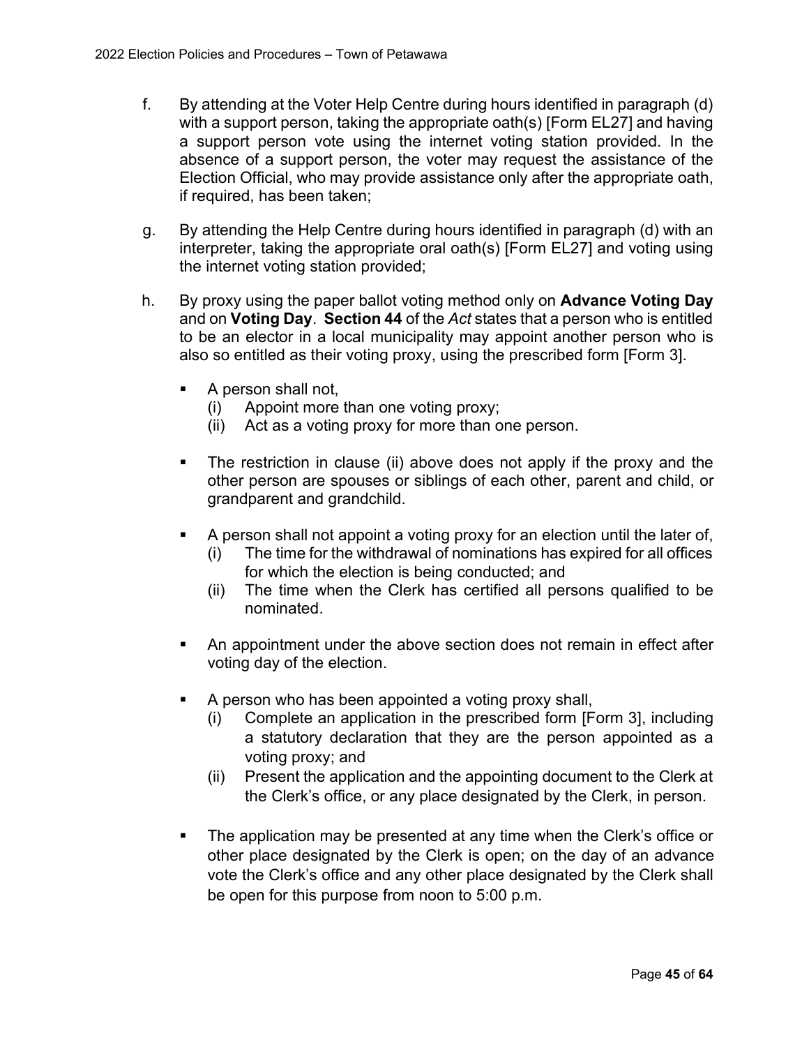f. By attending at the Voter Help Centre during hours identified in paragraph (d) with a support person, taking the appropriate oath(s) [Form EL27] and having a support person vote using the internet voting station provided. In the absence of a support person, the voter may request the assistance of the Election Official, who may provide assistance only after the appropriate oath, if required, has been taken;

g. By attending the Help Centre during hours identified in paragraph (d) with an interpreter, taking the appropriate oral oath(s) [Form EL27] and voting using the internet voting station provided;

h. By proxy using the paper ballot voting method only on **Advance Voting Day** and on **Voting Day**. **Section 44** of the *Act* states that a person who is entitled to be an elector in a local municipality may appoint another person who is also so entitled as their voting proxy, using the prescribed form [Form 3].

   - A person shall not,
     (i) Appoint more than one voting proxy;
     (ii) Act as a voting proxy for more than one person.

   - The restriction in clause (ii) above does not apply if the proxy and the other person are spouses or siblings of each other, parent and child, or grandparent and grandchild.

   - A person shall not appoint a voting proxy for an election until the later of,
     (i) The time for the withdrawal of nominations has expired for all offices for which the election is being conducted; and
     (ii) The time when the Clerk has certified all persons qualified to be nominated.

   - An appointment under the above section does not remain in effect after voting day of the election.

   - A person who has been appointed a voting proxy shall,
     (i) Complete an application in the prescribed form [Form 3], including a statutory declaration that they are the person appointed as a voting proxy; and
     (ii) Present the application and the appointing document to the Clerk at the Clerk's office, or any place designated by the Clerk, in person.

   - The application may be presented at any time when the Clerk's office or other place designated by the Clerk is open; on the day of an advance vote the Clerk's office and any other place designated by the Clerk shall be open for this purpose from noon to 5:00 p.m.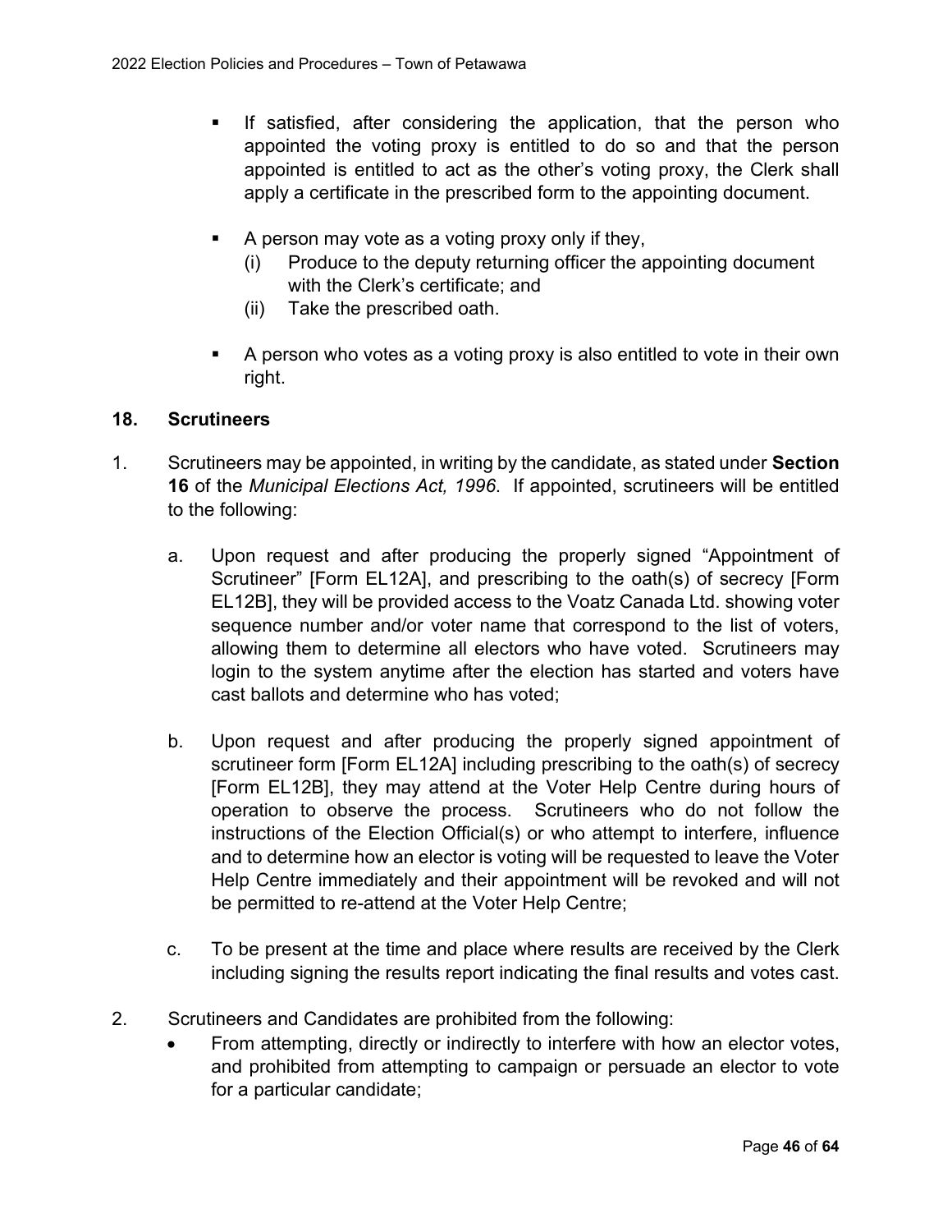- If satisfied, after considering the application, that the person who appointed the voting proxy is entitled to do so and that the person appointed is entitled to act as the other's voting proxy, the Clerk shall apply a certificate in the prescribed form to the appointing document.

- A person may vote as a voting proxy only if they,
  (i) Produce to the deputy returning officer the appointing document with the Clerk's certificate; and
  (ii) Take the prescribed oath.

- A person who votes as a voting proxy is also entitled to vote in their own right.

### 18. Scrutineers

1. Scrutineers may be appointed, in writing by the candidate, as stated under **Section 16** of the *Municipal Elections Act, 1996*. If appointed, scrutineers will be entitled to the following:

   a. Upon request and after producing the properly signed "Appointment of Scrutineer" [Form EL12A], and prescribing to the oath(s) of secrecy [Form EL12B], they will be provided access to the Voatz Canada Ltd. showing voter sequence number and/or voter name that correspond to the list of voters, allowing them to determine all electors who have voted. Scrutineers may login to the system anytime after the election has started and voters have cast ballots and determine who has voted;

   b. Upon request and after producing the properly signed appointment of scrutineer form [Form EL12A] including prescribing to the oath(s) of secrecy [Form EL12B], they may attend at the Voter Help Centre during hours of operation to observe the process. Scrutineers who do not follow the instructions of the Election Official(s) or who attempt to interfere, influence and to determine how an elector is voting will be requested to leave the Voter Help Centre immediately and their appointment will be revoked and will not be permitted to re-attend at the Voter Help Centre;

   c. To be present at the time and place where results are received by the Clerk including signing the results report indicating the final results and votes cast.

2. Scrutineers and Candidates are prohibited from the following:
   - From attempting, directly or indirectly to interfere with how an elector votes, and prohibited from attempting to campaign or persuade an elector to vote for a particular candidate;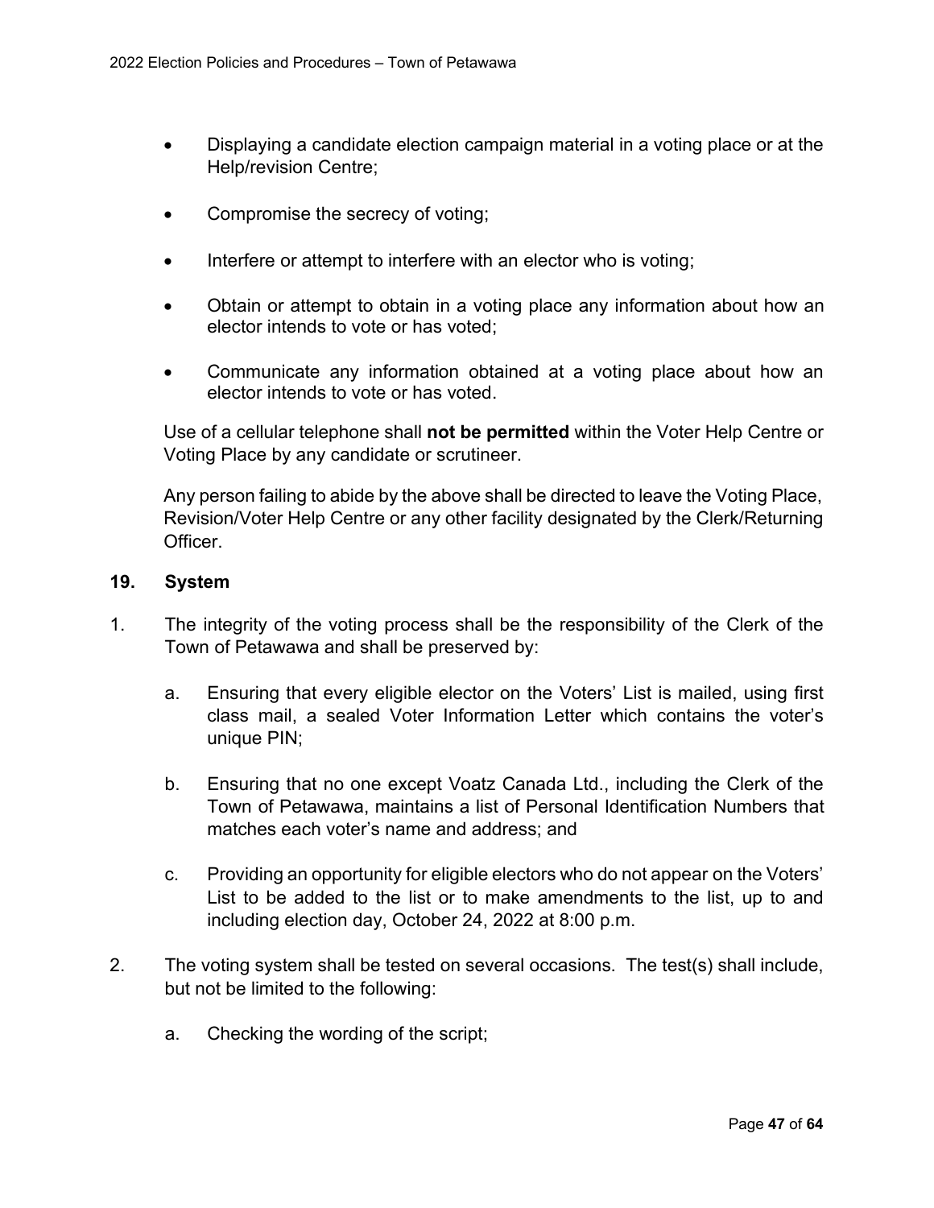- Displaying a candidate election campaign material in a voting place or at the Help/revision Centre;
- Compromise the secrecy of voting;
- Interfere or attempt to interfere with an elector who is voting;
- Obtain or attempt to obtain in a voting place any information about how an elector intends to vote or has voted;
- Communicate any information obtained at a voting place about how an elector intends to vote or has voted.

Use of a cellular telephone shall **not be permitted** within the Voter Help Centre or Voting Place by any candidate or scrutineer.

Any person failing to abide by the above shall be directed to leave the Voting Place, Revision/Voter Help Centre or any other facility designated by the Clerk/Returning Officer.

## 19. System

1. The integrity of the voting process shall be the responsibility of the Clerk of the Town of Petawawa and shall be preserved by:

    a. Ensuring that every eligible elector on the Voters' List is mailed, using first class mail, a sealed Voter Information Letter which contains the voter's unique PIN;

    b. Ensuring that no one except Voatz Canada Ltd., including the Clerk of the Town of Petawawa, maintains a list of Personal Identification Numbers that matches each voter's name and address; and

    c. Providing an opportunity for eligible electors who do not appear on the Voters' List to be added to the list or to make amendments to the list, up to and including election day, October 24, 2022 at 8:00 p.m.

2. The voting system shall be tested on several occasions. The test(s) shall include, but not be limited to the following:

    a. Checking the wording of the script;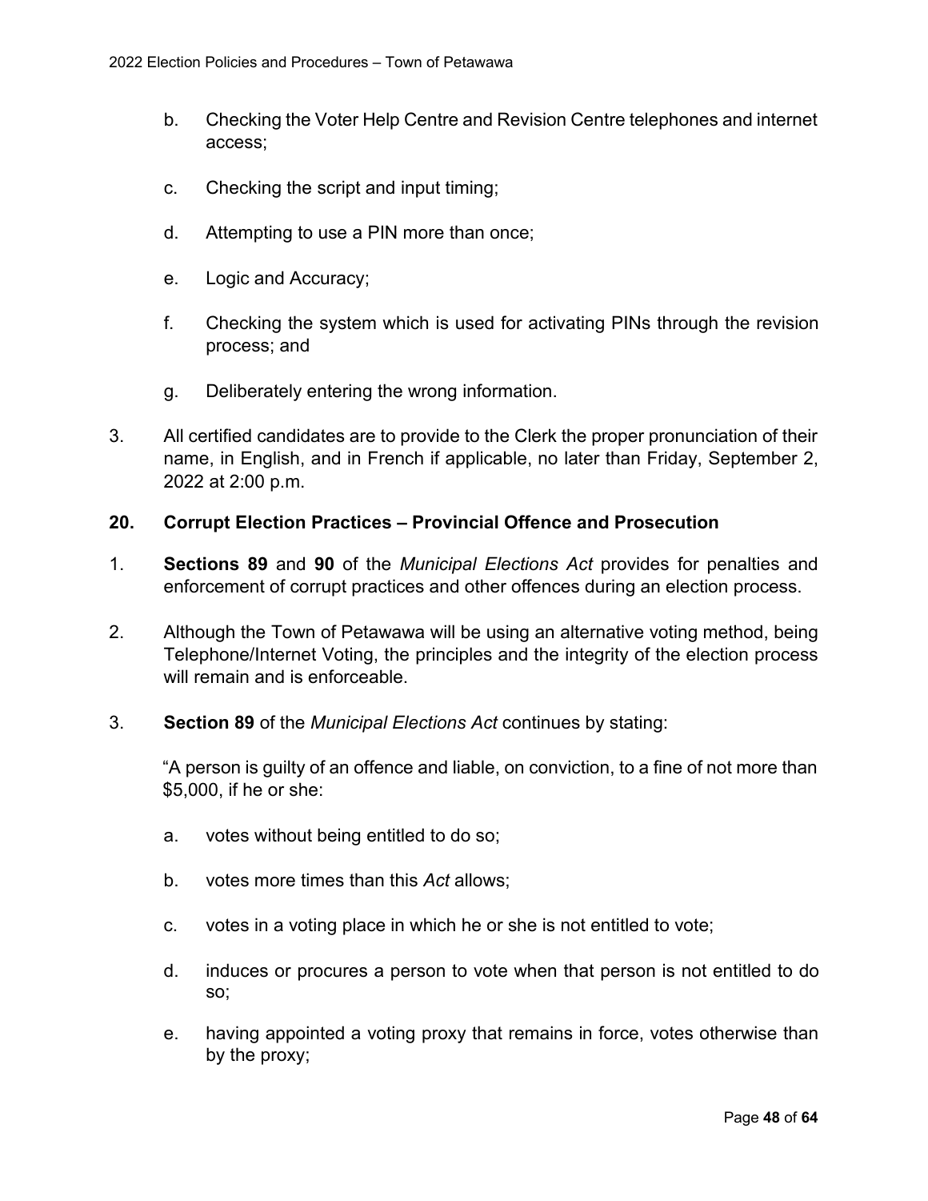b. Checking the Voter Help Centre and Revision Centre telephones and internet access;

c. Checking the script and input timing;

d. Attempting to use a PIN more than once;

e. Logic and Accuracy;

f. Checking the system which is used for activating PINs through the revision process; and

g. Deliberately entering the wrong information.

3. All certified candidates are to provide to the Clerk the proper pronunciation of their name, in English, and in French if applicable, no later than Friday, September 2, 2022 at 2:00 p.m.

## 20. Corrupt Election Practices – Provincial Offence and Prosecution

1. **Sections 89** and **90** of the *Municipal Elections Act* provides for penalties and enforcement of corrupt practices and other offences during an election process.

2. Although the Town of Petawawa will be using an alternative voting method, being Telephone/Internet Voting, the principles and the integrity of the election process will remain and is enforceable.

3. **Section 89** of the *Municipal Elections Act* continues by stating:

   "A person is guilty of an offence and liable, on conviction, to a fine of not more than $5,000, if he or she:

   a. votes without being entitled to do so;

   b. votes more times than this *Act* allows;

   c. votes in a voting place in which he or she is not entitled to vote;

   d. induces or procures a person to vote when that person is not entitled to do so;

   e. having appointed a voting proxy that remains in force, votes otherwise than by the proxy;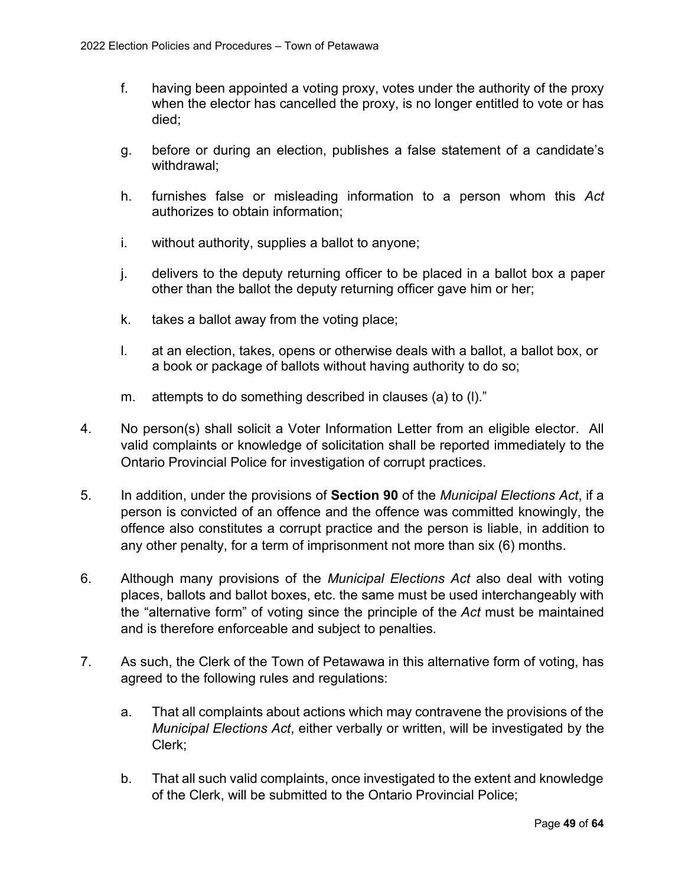f. having been appointed a voting proxy, votes under the authority of the proxy when the elector has cancelled the proxy, is no longer entitled to vote or has died;

g. before or during an election, publishes a false statement of a candidate's withdrawal;

h. furnishes false or misleading information to a person whom this *Act* authorizes to obtain information;

i. without authority, supplies a ballot to anyone;

j. delivers to the deputy returning officer to be placed in a ballot box a paper other than the ballot the deputy returning officer gave him or her;

k. takes a ballot away from the voting place;

l. at an election, takes, opens or otherwise deals with a ballot, a ballot box, or a book or package of ballots without having authority to do so;

m. attempts to do something described in clauses (a) to (l)."

4. No person(s) shall solicit a Voter Information Letter from an eligible elector. All valid complaints or knowledge of solicitation shall be reported immediately to the Ontario Provincial Police for investigation of corrupt practices.

5. In addition, under the provisions of **Section 90** of the *Municipal Elections Act*, if a person is convicted of an offence and the offence was committed knowingly, the offence also constitutes a corrupt practice and the person is liable, in addition to any other penalty, for a term of imprisonment not more than six (6) months.

6. Although many provisions of the *Municipal Elections Act* also deal with voting places, ballots and ballot boxes, etc. the same must be used interchangeably with the "alternative form" of voting since the principle of the *Act* must be maintained and is therefore enforceable and subject to penalties.

7. As such, the Clerk of the Town of Petawawa in this alternative form of voting, has agreed to the following rules and regulations:

   a. That all complaints about actions which may contravene the provisions of the *Municipal Elections Act*, either verbally or written, will be investigated by the Clerk;

   b. That all such valid complaints, once investigated to the extent and knowledge of the Clerk, will be submitted to the Ontario Provincial Police;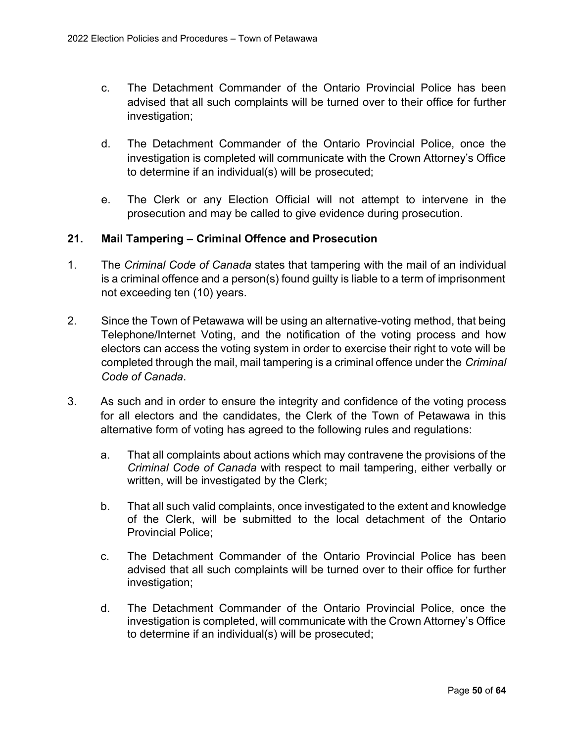c. The Detachment Commander of the Ontario Provincial Police has been advised that all such complaints will be turned over to their office for further investigation;

d. The Detachment Commander of the Ontario Provincial Police, once the investigation is completed will communicate with the Crown Attorney's Office to determine if an individual(s) will be prosecuted;

e. The Clerk or any Election Official will not attempt to intervene in the prosecution and may be called to give evidence during prosecution.

## 21. Mail Tampering – Criminal Offence and Prosecution

1. The *Criminal Code of Canada* states that tampering with the mail of an individual is a criminal offence and a person(s) found guilty is liable to a term of imprisonment not exceeding ten (10) years.

2. Since the Town of Petawawa will be using an alternative-voting method, that being Telephone/Internet Voting, and the notification of the voting process and how electors can access the voting system in order to exercise their right to vote will be completed through the mail, mail tampering is a criminal offence under the *Criminal Code of Canada*.

3. As such and in order to ensure the integrity and confidence of the voting process for all electors and the candidates, the Clerk of the Town of Petawawa in this alternative form of voting has agreed to the following rules and regulations:

   a. That all complaints about actions which may contravene the provisions of the *Criminal Code of Canada* with respect to mail tampering, either verbally or written, will be investigated by the Clerk;

   b. That all such valid complaints, once investigated to the extent and knowledge of the Clerk, will be submitted to the local detachment of the Ontario Provincial Police;

   c. The Detachment Commander of the Ontario Provincial Police has been advised that all such complaints will be turned over to their office for further investigation;

   d. The Detachment Commander of the Ontario Provincial Police, once the investigation is completed, will communicate with the Crown Attorney's Office to determine if an individual(s) will be prosecuted;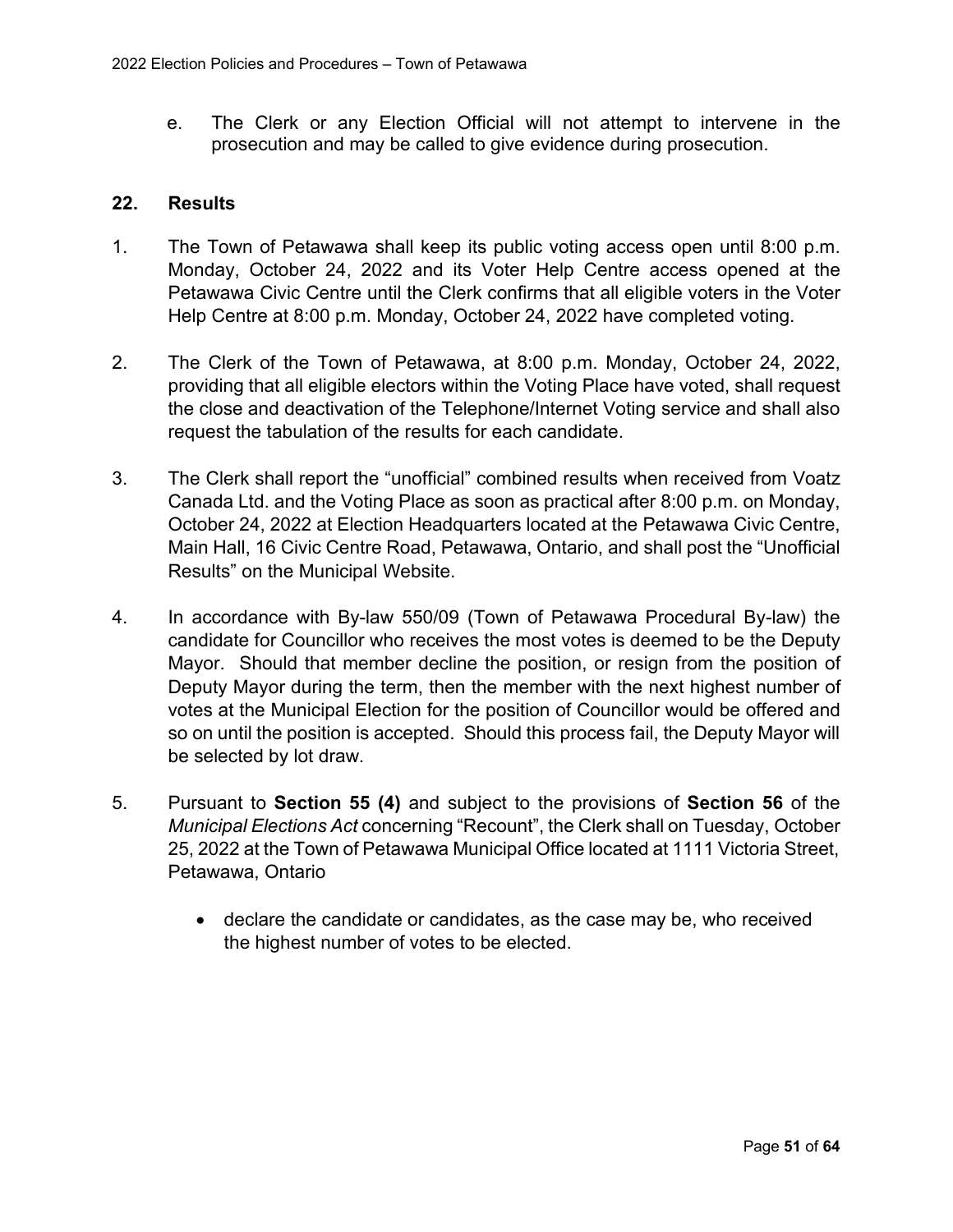e. The Clerk or any Election Official will not attempt to intervene in the prosecution and may be called to give evidence during prosecution.

## 22. Results

1. The Town of Petawawa shall keep its public voting access open until 8:00 p.m. Monday, October 24, 2022 and its Voter Help Centre access opened at the Petawawa Civic Centre until the Clerk confirms that all eligible voters in the Voter Help Centre at 8:00 p.m. Monday, October 24, 2022 have completed voting.

2. The Clerk of the Town of Petawawa, at 8:00 p.m. Monday, October 24, 2022, providing that all eligible electors within the Voting Place have voted, shall request the close and deactivation of the Telephone/Internet Voting service and shall also request the tabulation of the results for each candidate.

3. The Clerk shall report the "unofficial" combined results when received from Voatz Canada Ltd. and the Voting Place as soon as practical after 8:00 p.m. on Monday, October 24, 2022 at Election Headquarters located at the Petawawa Civic Centre, Main Hall, 16 Civic Centre Road, Petawawa, Ontario, and shall post the "Unofficial Results" on the Municipal Website.

4. In accordance with By-law 550/09 (Town of Petawawa Procedural By-law) the candidate for Councillor who receives the most votes is deemed to be the Deputy Mayor. Should that member decline the position, or resign from the position of Deputy Mayor during the term, then the member with the next highest number of votes at the Municipal Election for the position of Councillor would be offered and so on until the position is accepted. Should this process fail, the Deputy Mayor will be selected by lot draw.

5. Pursuant to **Section 55 (4)** and subject to the provisions of **Section 56** of the *Municipal Elections Act* concerning "Recount", the Clerk shall on Tuesday, October 25, 2022 at the Town of Petawawa Municipal Office located at 1111 Victoria Street, Petawawa, Ontario

   - declare the candidate or candidates, as the case may be, who received the highest number of votes to be elected.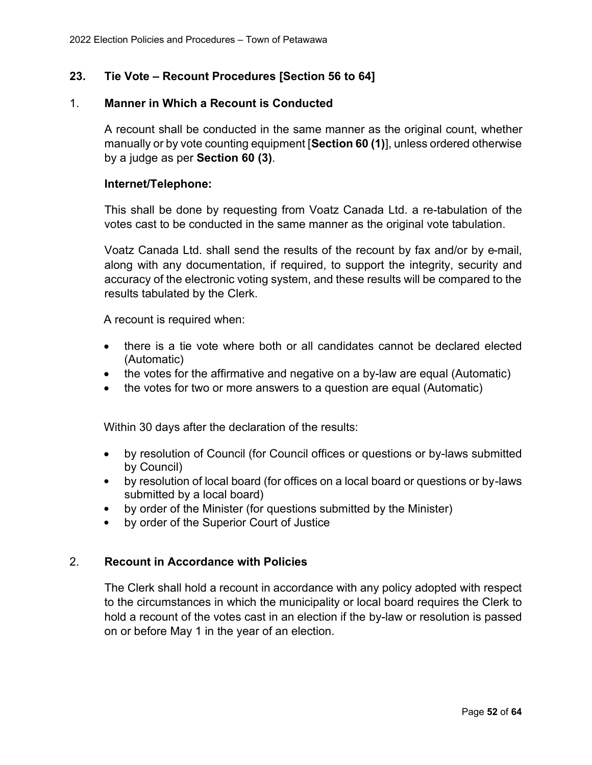## 23. Tie Vote – Recount Procedures [Section 56 to 64]

### 1. Manner in Which a Recount is Conducted

A recount shall be conducted in the same manner as the original count, whether manually or by vote counting equipment [**Section 60 (1)**], unless ordered otherwise by a judge as per **Section 60 (3)**.

**Internet/Telephone:**

This shall be done by requesting from Voatz Canada Ltd. a re-tabulation of the votes cast to be conducted in the same manner as the original vote tabulation.

Voatz Canada Ltd. shall send the results of the recount by fax and/or by e-mail, along with any documentation, if required, to support the integrity, security and accuracy of the electronic voting system, and these results will be compared to the results tabulated by the Clerk.

A recount is required when:

- there is a tie vote where both or all candidates cannot be declared elected (Automatic)
- the votes for the affirmative and negative on a by-law are equal (Automatic)
- the votes for two or more answers to a question are equal (Automatic)

Within 30 days after the declaration of the results:

- by resolution of Council (for Council offices or questions or by-laws submitted by Council)
- by resolution of local board (for offices on a local board or questions or by-laws submitted by a local board)
- by order of the Minister (for questions submitted by the Minister)
- by order of the Superior Court of Justice

### 2. Recount in Accordance with Policies

The Clerk shall hold a recount in accordance with any policy adopted with respect to the circumstances in which the municipality or local board requires the Clerk to hold a recount of the votes cast in an election if the by-law or resolution is passed on or before May 1 in the year of an election.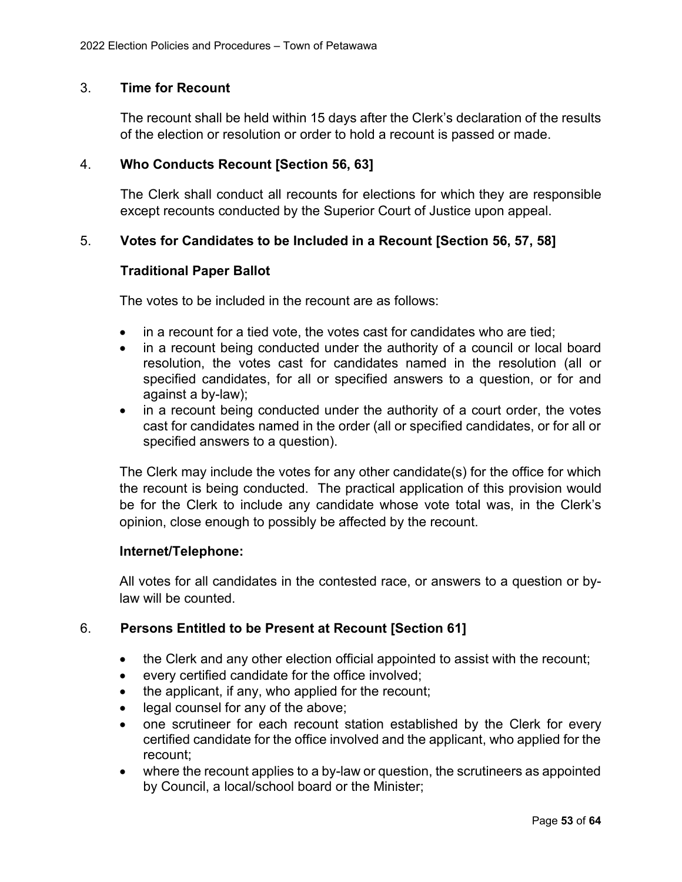## 3. Time for Recount

The recount shall be held within 15 days after the Clerk's declaration of the results of the election or resolution or order to hold a recount is passed or made.

## 4. Who Conducts Recount [Section 56, 63]

The Clerk shall conduct all recounts for elections for which they are responsible except recounts conducted by the Superior Court of Justice upon appeal.

## 5. Votes for Candidates to be Included in a Recount [Section 56, 57, 58]

### Traditional Paper Ballot

The votes to be included in the recount are as follows:

- in a recount for a tied vote, the votes cast for candidates who are tied;
- in a recount being conducted under the authority of a council or local board resolution, the votes cast for candidates named in the resolution (all or specified candidates, for all or specified answers to a question, or for and against a by-law);
- in a recount being conducted under the authority of a court order, the votes cast for candidates named in the order (all or specified candidates, or for all or specified answers to a question).

The Clerk may include the votes for any other candidate(s) for the office for which the recount is being conducted. The practical application of this provision would be for the Clerk to include any candidate whose vote total was, in the Clerk's opinion, close enough to possibly be affected by the recount.

### Internet/Telephone:

All votes for all candidates in the contested race, or answers to a question or by-law will be counted.

## 6. Persons Entitled to be Present at Recount [Section 61]

- the Clerk and any other election official appointed to assist with the recount;
- every certified candidate for the office involved;
- the applicant, if any, who applied for the recount;
- legal counsel for any of the above;
- one scrutineer for each recount station established by the Clerk for every certified candidate for the office involved and the applicant, who applied for the recount;
- where the recount applies to a by-law or question, the scrutineers as appointed by Council, a local/school board or the Minister;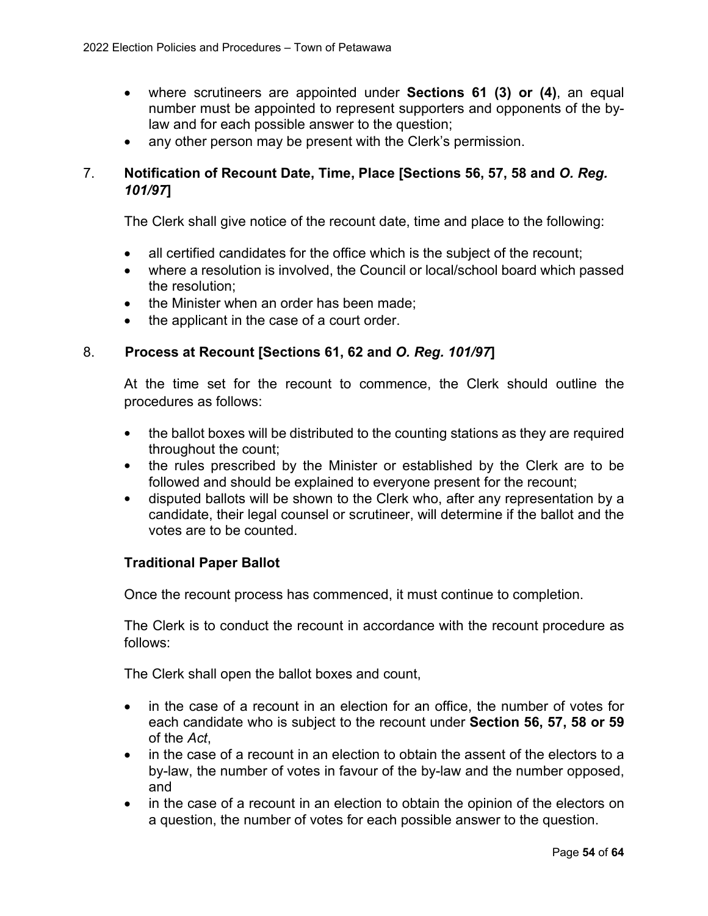- where scrutineers are appointed under **Sections 61 (3) or (4)**, an equal number must be appointed to represent supporters and opponents of the by-law and for each possible answer to the question;
- any other person may be present with the Clerk's permission.

## 7. Notification of Recount Date, Time, Place [Sections 56, 57, 58 and *O. Reg. 101/97*]

The Clerk shall give notice of the recount date, time and place to the following:

- all certified candidates for the office which is the subject of the recount;
- where a resolution is involved, the Council or local/school board which passed the resolution;
- the Minister when an order has been made;
- the applicant in the case of a court order.

## 8. Process at Recount [Sections 61, 62 and *O. Reg. 101/97*]

At the time set for the recount to commence, the Clerk should outline the procedures as follows:

- the ballot boxes will be distributed to the counting stations as they are required throughout the count;
- the rules prescribed by the Minister or established by the Clerk are to be followed and should be explained to everyone present for the recount;
- disputed ballots will be shown to the Clerk who, after any representation by a candidate, their legal counsel or scrutineer, will determine if the ballot and the votes are to be counted.

**Traditional Paper Ballot**

Once the recount process has commenced, it must continue to completion.

The Clerk is to conduct the recount in accordance with the recount procedure as follows:

The Clerk shall open the ballot boxes and count,

- in the case of a recount in an election for an office, the number of votes for each candidate who is subject to the recount under **Section 56, 57, 58 or 59** of the *Act*,
- in the case of a recount in an election to obtain the assent of the electors to a by-law, the number of votes in favour of the by-law and the number opposed, and
- in the case of a recount in an election to obtain the opinion of the electors on a question, the number of votes for each possible answer to the question.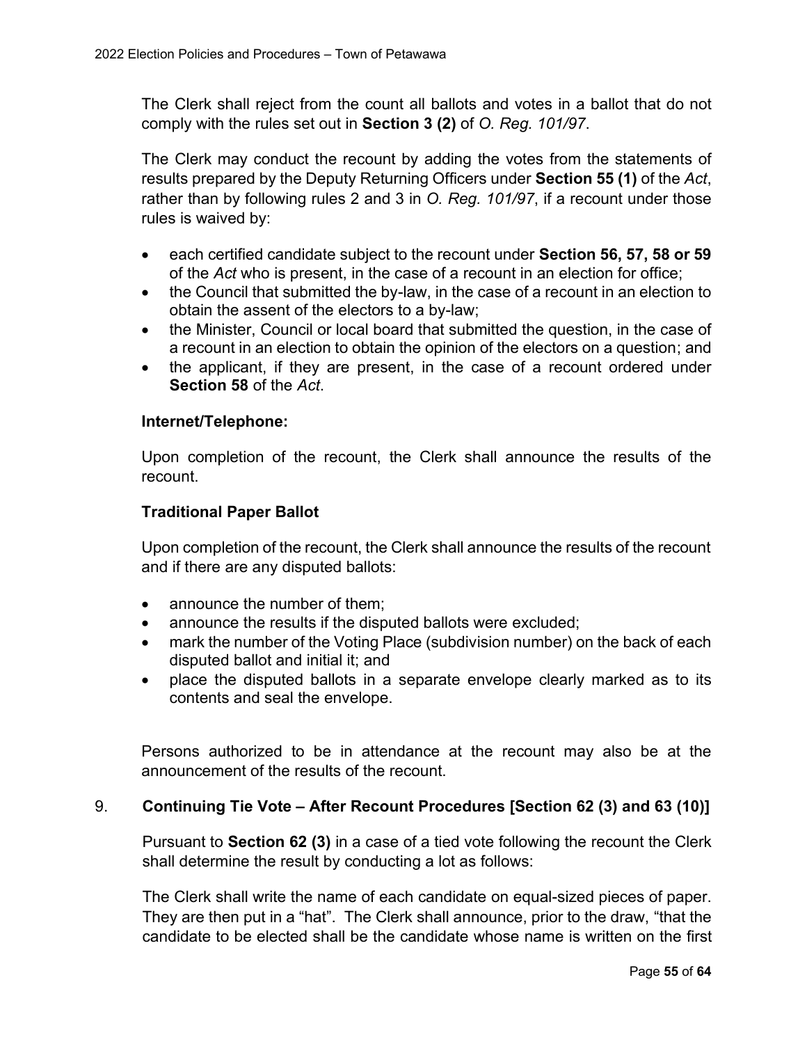The Clerk shall reject from the count all ballots and votes in a ballot that do not comply with the rules set out in **Section 3 (2)** of *O. Reg. 101/97*.

The Clerk may conduct the recount by adding the votes from the statements of results prepared by the Deputy Returning Officers under **Section 55 (1)** of the *Act*, rather than by following rules 2 and 3 in *O. Reg. 101/97*, if a recount under those rules is waived by:

- each certified candidate subject to the recount under **Section 56, 57, 58 or 59** of the *Act* who is present, in the case of a recount in an election for office;
- the Council that submitted the by-law, in the case of a recount in an election to obtain the assent of the electors to a by-law;
- the Minister, Council or local board that submitted the question, in the case of a recount in an election to obtain the opinion of the electors on a question; and
- the applicant, if they are present, in the case of a recount ordered under **Section 58** of the *Act*.

**Internet/Telephone:**

Upon completion of the recount, the Clerk shall announce the results of the recount.

**Traditional Paper Ballot**

Upon completion of the recount, the Clerk shall announce the results of the recount and if there are any disputed ballots:

- announce the number of them;
- announce the results if the disputed ballots were excluded;
- mark the number of the Voting Place (subdivision number) on the back of each disputed ballot and initial it; and
- place the disputed ballots in a separate envelope clearly marked as to its contents and seal the envelope.

Persons authorized to be in attendance at the recount may also be at the announcement of the results of the recount.

### 9. Continuing Tie Vote – After Recount Procedures [Section 62 (3) and 63 (10)]

Pursuant to **Section 62 (3)** in a case of a tied vote following the recount the Clerk shall determine the result by conducting a lot as follows:

The Clerk shall write the name of each candidate on equal-sized pieces of paper. They are then put in a "hat". The Clerk shall announce, prior to the draw, "that the candidate to be elected shall be the candidate whose name is written on the first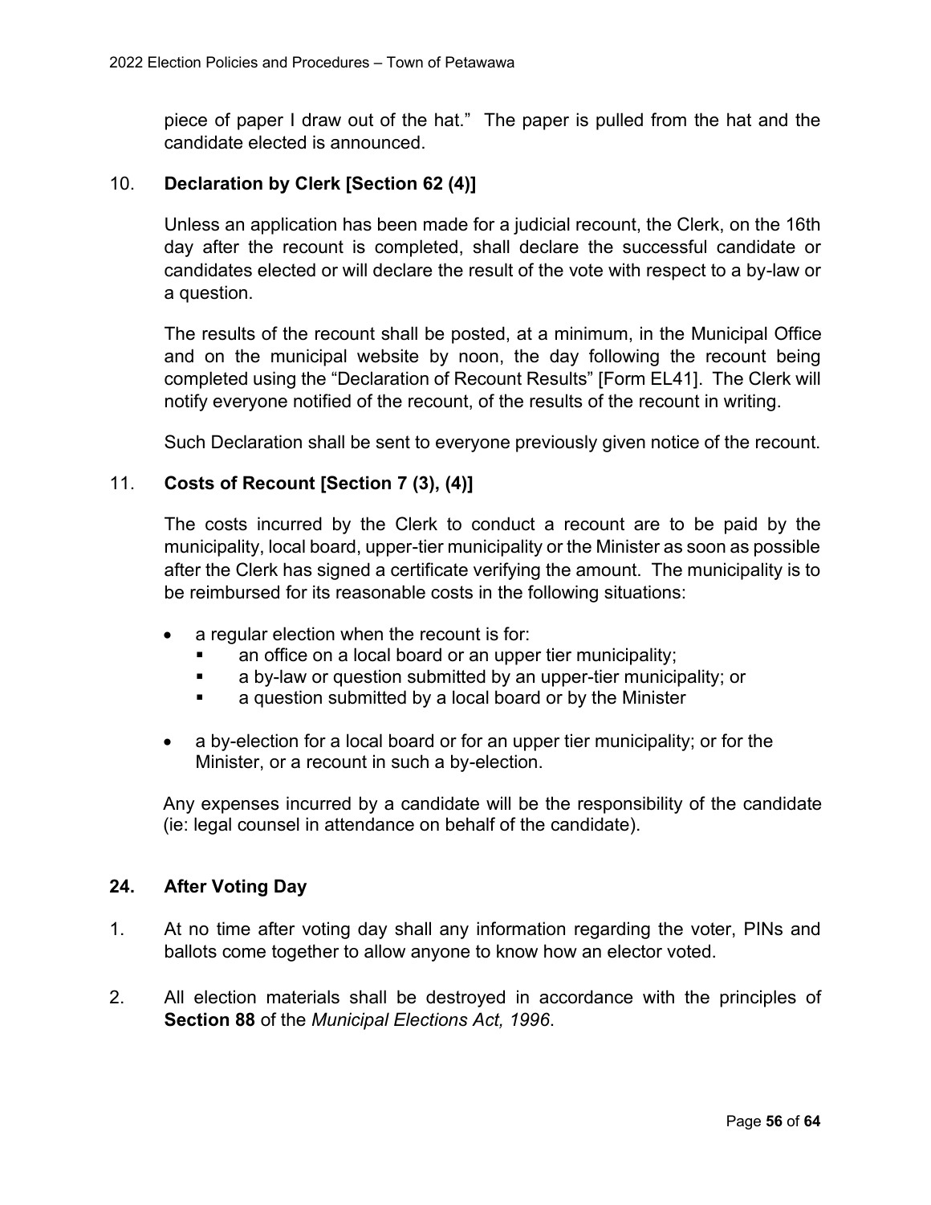piece of paper I draw out of the hat." The paper is pulled from the hat and the candidate elected is announced.

10. **Declaration by Clerk [Section 62 (4)]**

Unless an application has been made for a judicial recount, the Clerk, on the 16th day after the recount is completed, shall declare the successful candidate or candidates elected or will declare the result of the vote with respect to a by-law or a question.

The results of the recount shall be posted, at a minimum, in the Municipal Office and on the municipal website by noon, the day following the recount being completed using the "Declaration of Recount Results" [Form EL41]. The Clerk will notify everyone notified of the recount, of the results of the recount in writing.

Such Declaration shall be sent to everyone previously given notice of the recount.

11. **Costs of Recount [Section 7 (3), (4)]**

The costs incurred by the Clerk to conduct a recount are to be paid by the municipality, local board, upper-tier municipality or the Minister as soon as possible after the Clerk has signed a certificate verifying the amount. The municipality is to be reimbursed for its reasonable costs in the following situations:

- a regular election when the recount is for:
  - an office on a local board or an upper tier municipality;
  - a by-law or question submitted by an upper-tier municipality; or
  - a question submitted by a local board or by the Minister
- a by-election for a local board or for an upper tier municipality; or for the Minister, or a recount in such a by-election.

Any expenses incurred by a candidate will be the responsibility of the candidate (ie: legal counsel in attendance on behalf of the candidate).

## 24. After Voting Day

1. At no time after voting day shall any information regarding the voter, PINs and ballots come together to allow anyone to know how an elector voted.

2. All election materials shall be destroyed in accordance with the principles of **Section 88** of the *Municipal Elections Act, 1996*.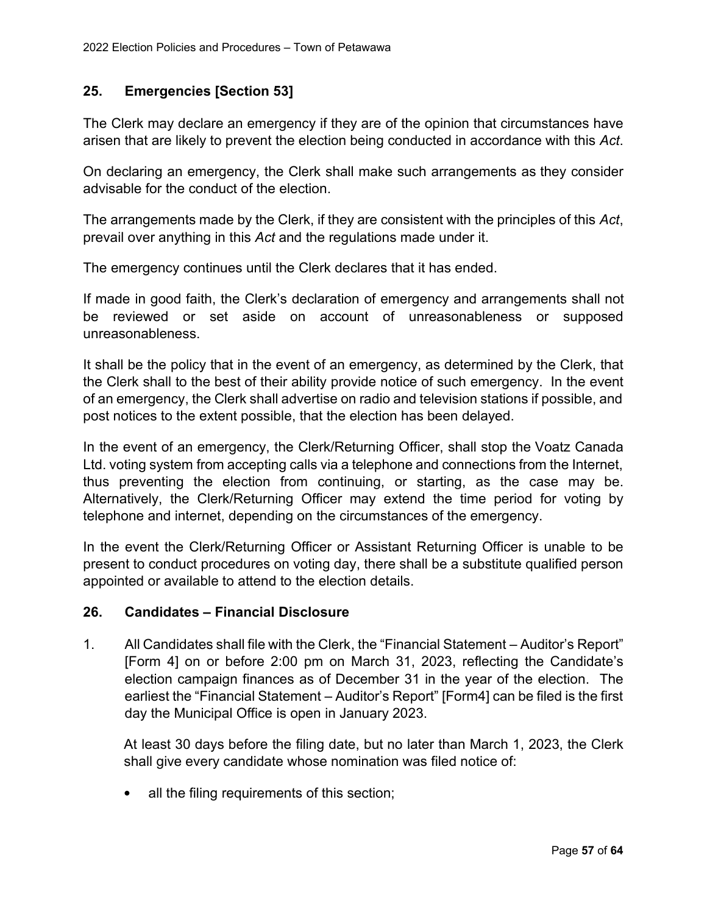## 25. Emergencies [Section 53]

The Clerk may declare an emergency if they are of the opinion that circumstances have arisen that are likely to prevent the election being conducted in accordance with this *Act*.

On declaring an emergency, the Clerk shall make such arrangements as they consider advisable for the conduct of the election.

The arrangements made by the Clerk, if they are consistent with the principles of this *Act*, prevail over anything in this *Act* and the regulations made under it.

The emergency continues until the Clerk declares that it has ended.

If made in good faith, the Clerk's declaration of emergency and arrangements shall not be reviewed or set aside on account of unreasonableness or supposed unreasonableness.

It shall be the policy that in the event of an emergency, as determined by the Clerk, that the Clerk shall to the best of their ability provide notice of such emergency. In the event of an emergency, the Clerk shall advertise on radio and television stations if possible, and post notices to the extent possible, that the election has been delayed.

In the event of an emergency, the Clerk/Returning Officer, shall stop the Voatz Canada Ltd. voting system from accepting calls via a telephone and connections from the Internet, thus preventing the election from continuing, or starting, as the case may be. Alternatively, the Clerk/Returning Officer may extend the time period for voting by telephone and internet, depending on the circumstances of the emergency.

In the event the Clerk/Returning Officer or Assistant Returning Officer is unable to be present to conduct procedures on voting day, there shall be a substitute qualified person appointed or available to attend to the election details.

## 26. Candidates – Financial Disclosure

1. All Candidates shall file with the Clerk, the "Financial Statement – Auditor's Report" [Form 4] on or before 2:00 pm on March 31, 2023, reflecting the Candidate's election campaign finances as of December 31 in the year of the election. The earliest the "Financial Statement – Auditor's Report" [Form4] can be filed is the first day the Municipal Office is open in January 2023.

   At least 30 days before the filing date, but no later than March 1, 2023, the Clerk shall give every candidate whose nomination was filed notice of:

   - all the filing requirements of this section;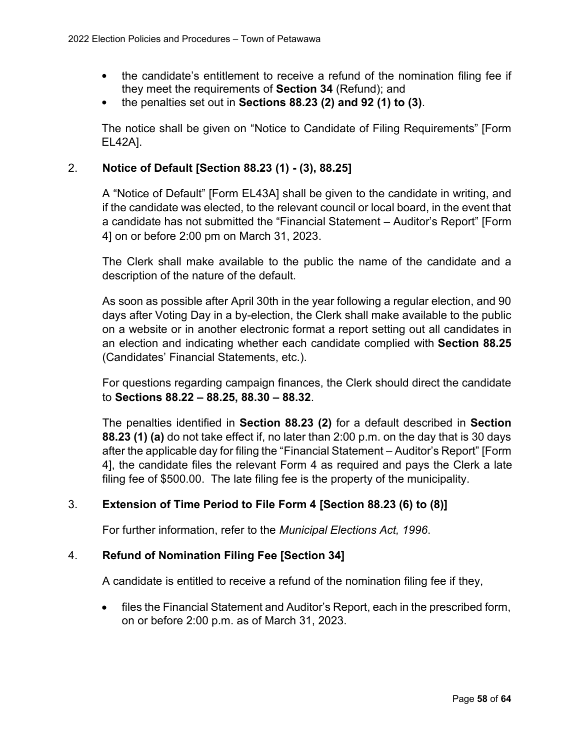- the candidate's entitlement to receive a refund of the nomination filing fee if they meet the requirements of **Section 34** (Refund); and
- the penalties set out in **Sections 88.23 (2) and 92 (1) to (3)**.

The notice shall be given on "Notice to Candidate of Filing Requirements" [Form EL42A].

2. **Notice of Default [Section 88.23 (1) - (3), 88.25]**

A "Notice of Default" [Form EL43A] shall be given to the candidate in writing, and if the candidate was elected, to the relevant council or local board, in the event that a candidate has not submitted the "Financial Statement – Auditor's Report" [Form 4] on or before 2:00 pm on March 31, 2023.

The Clerk shall make available to the public the name of the candidate and a description of the nature of the default.

As soon as possible after April 30th in the year following a regular election, and 90 days after Voting Day in a by-election, the Clerk shall make available to the public on a website or in another electronic format a report setting out all candidates in an election and indicating whether each candidate complied with **Section 88.25** (Candidates' Financial Statements, etc.).

For questions regarding campaign finances, the Clerk should direct the candidate to **Sections 88.22 – 88.25, 88.30 – 88.32**.

The penalties identified in **Section 88.23 (2)** for a default described in **Section 88.23 (1) (a)** do not take effect if, no later than 2:00 p.m. on the day that is 30 days after the applicable day for filing the "Financial Statement – Auditor's Report" [Form 4], the candidate files the relevant Form 4 as required and pays the Clerk a late filing fee of $500.00. The late filing fee is the property of the municipality.

3. **Extension of Time Period to File Form 4 [Section 88.23 (6) to (8)]**

For further information, refer to the *Municipal Elections Act, 1996*.

4. **Refund of Nomination Filing Fee [Section 34]**

A candidate is entitled to receive a refund of the nomination filing fee if they,

- files the Financial Statement and Auditor's Report, each in the prescribed form, on or before 2:00 p.m. as of March 31, 2023.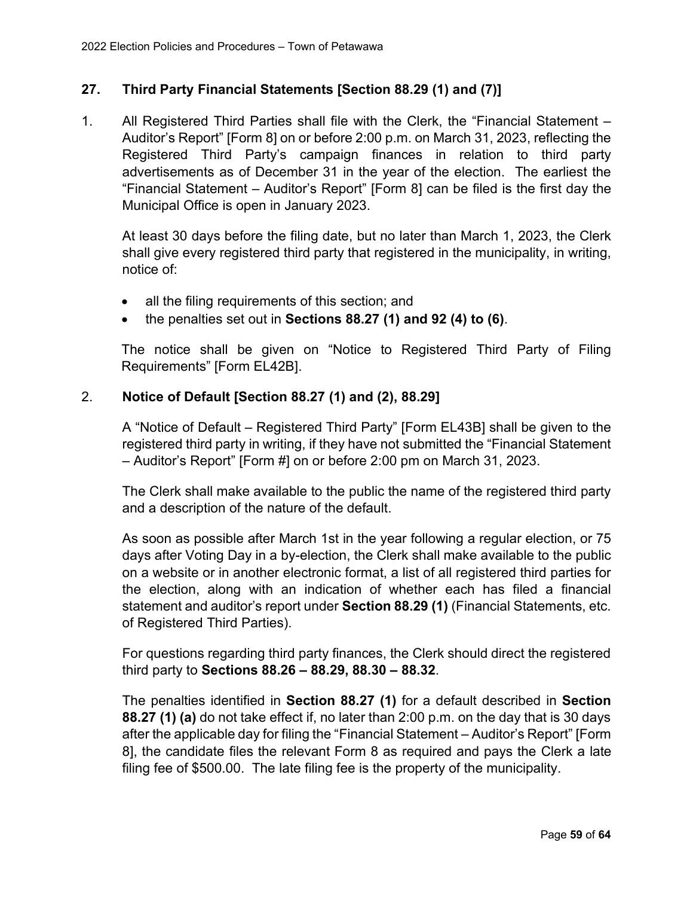## 27. Third Party Financial Statements [Section 88.29 (1) and (7)]

1. All Registered Third Parties shall file with the Clerk, the "Financial Statement – Auditor's Report" [Form 8] on or before 2:00 p.m. on March 31, 2023, reflecting the Registered Third Party's campaign finances in relation to third party advertisements as of December 31 in the year of the election. The earliest the "Financial Statement – Auditor's Report" [Form 8] can be filed is the first day the Municipal Office is open in January 2023.

   At least 30 days before the filing date, but no later than March 1, 2023, the Clerk shall give every registered third party that registered in the municipality, in writing, notice of:

   - all the filing requirements of this section; and
   - the penalties set out in **Sections 88.27 (1) and 92 (4) to (6)**.

   The notice shall be given on "Notice to Registered Third Party of Filing Requirements" [Form EL42B].

2. **Notice of Default [Section 88.27 (1) and (2), 88.29]**

   A "Notice of Default – Registered Third Party" [Form EL43B] shall be given to the registered third party in writing, if they have not submitted the "Financial Statement – Auditor's Report" [Form #] on or before 2:00 pm on March 31, 2023.

   The Clerk shall make available to the public the name of the registered third party and a description of the nature of the default.

   As soon as possible after March 1st in the year following a regular election, or 75 days after Voting Day in a by-election, the Clerk shall make available to the public on a website or in another electronic format, a list of all registered third parties for the election, along with an indication of whether each has filed a financial statement and auditor's report under **Section 88.29 (1)** (Financial Statements, etc. of Registered Third Parties).

   For questions regarding third party finances, the Clerk should direct the registered third party to **Sections 88.26 – 88.29, 88.30 – 88.32**.

   The penalties identified in **Section 88.27 (1)** for a default described in **Section 88.27 (1) (a)** do not take effect if, no later than 2:00 p.m. on the day that is 30 days after the applicable day for filing the "Financial Statement – Auditor's Report" [Form 8], the candidate files the relevant Form 8 as required and pays the Clerk a late filing fee of $500.00. The late filing fee is the property of the municipality.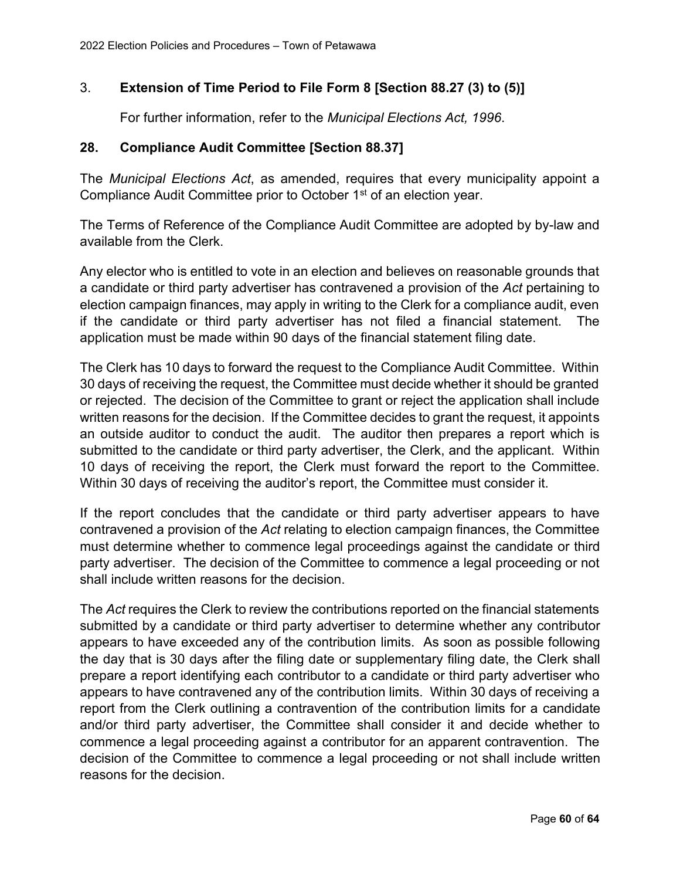### 3. **Extension of Time Period to File Form 8 [Section 88.27 (3) to (5)]**

For further information, refer to the *Municipal Elections Act, 1996*.

## 28. Compliance Audit Committee [Section 88.37]

The *Municipal Elections Act*, as amended, requires that every municipality appoint a Compliance Audit Committee prior to October 1st of an election year.

The Terms of Reference of the Compliance Audit Committee are adopted by by-law and available from the Clerk.

Any elector who is entitled to vote in an election and believes on reasonable grounds that a candidate or third party advertiser has contravened a provision of the *Act* pertaining to election campaign finances, may apply in writing to the Clerk for a compliance audit, even if the candidate or third party advertiser has not filed a financial statement. The application must be made within 90 days of the financial statement filing date.

The Clerk has 10 days to forward the request to the Compliance Audit Committee. Within 30 days of receiving the request, the Committee must decide whether it should be granted or rejected. The decision of the Committee to grant or reject the application shall include written reasons for the decision. If the Committee decides to grant the request, it appoints an outside auditor to conduct the audit. The auditor then prepares a report which is submitted to the candidate or third party advertiser, the Clerk, and the applicant. Within 10 days of receiving the report, the Clerk must forward the report to the Committee. Within 30 days of receiving the auditor's report, the Committee must consider it.

If the report concludes that the candidate or third party advertiser appears to have contravened a provision of the *Act* relating to election campaign finances, the Committee must determine whether to commence legal proceedings against the candidate or third party advertiser. The decision of the Committee to commence a legal proceeding or not shall include written reasons for the decision.

The *Act* requires the Clerk to review the contributions reported on the financial statements submitted by a candidate or third party advertiser to determine whether any contributor appears to have exceeded any of the contribution limits. As soon as possible following the day that is 30 days after the filing date or supplementary filing date, the Clerk shall prepare a report identifying each contributor to a candidate or third party advertiser who appears to have contravened any of the contribution limits. Within 30 days of receiving a report from the Clerk outlining a contravention of the contribution limits for a candidate and/or third party advertiser, the Committee shall consider it and decide whether to commence a legal proceeding against a contributor for an apparent contravention. The decision of the Committee to commence a legal proceeding or not shall include written reasons for the decision.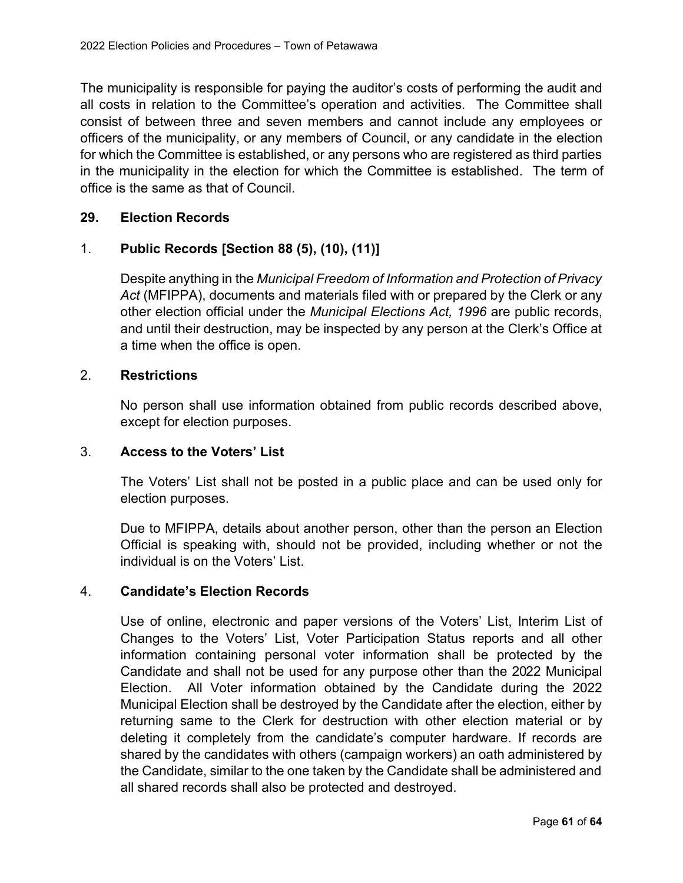The municipality is responsible for paying the auditor's costs of performing the audit and all costs in relation to the Committee's operation and activities. The Committee shall consist of between three and seven members and cannot include any employees or officers of the municipality, or any members of Council, or any candidate in the election for which the Committee is established, or any persons who are registered as third parties in the municipality in the election for which the Committee is established. The term of office is the same as that of Council.

## 29. Election Records

### 1. Public Records [Section 88 (5), (10), (11)]

Despite anything in the *Municipal Freedom of Information and Protection of Privacy Act* (MFIPPA), documents and materials filed with or prepared by the Clerk or any other election official under the *Municipal Elections Act, 1996* are public records, and until their destruction, may be inspected by any person at the Clerk's Office at a time when the office is open.

### 2. Restrictions

No person shall use information obtained from public records described above, except for election purposes.

### 3. Access to the Voters' List

The Voters' List shall not be posted in a public place and can be used only for election purposes.

Due to MFIPPA, details about another person, other than the person an Election Official is speaking with, should not be provided, including whether or not the individual is on the Voters' List.

### 4. Candidate's Election Records

Use of online, electronic and paper versions of the Voters' List, Interim List of Changes to the Voters' List, Voter Participation Status reports and all other information containing personal voter information shall be protected by the Candidate and shall not be used for any purpose other than the 2022 Municipal Election. All Voter information obtained by the Candidate during the 2022 Municipal Election shall be destroyed by the Candidate after the election, either by returning same to the Clerk for destruction with other election material or by deleting it completely from the candidate's computer hardware. If records are shared by the candidates with others (campaign workers) an oath administered by the Candidate, similar to the one taken by the Candidate shall be administered and all shared records shall also be protected and destroyed.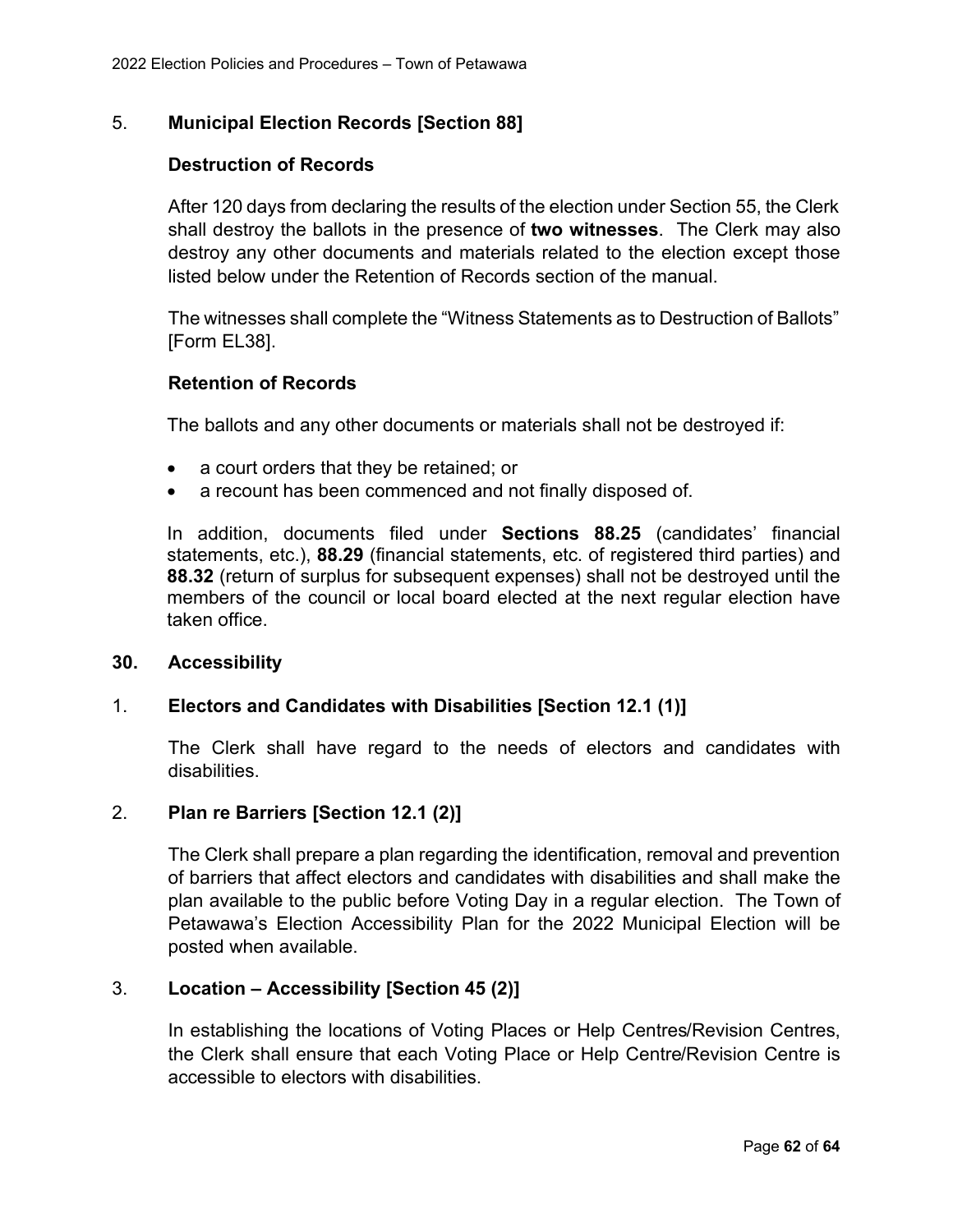## 5. **Municipal Election Records [Section 88]**

### Destruction of Records

After 120 days from declaring the results of the election under Section 55, the Clerk shall destroy the ballots in the presence of **two witnesses**. The Clerk may also destroy any other documents and materials related to the election except those listed below under the Retention of Records section of the manual.

The witnesses shall complete the "Witness Statements as to Destruction of Ballots" [Form EL38].

### Retention of Records

The ballots and any other documents or materials shall not be destroyed if:

- a court orders that they be retained; or
- a recount has been commenced and not finally disposed of.

In addition, documents filed under **Sections 88.25** (candidates' financial statements, etc.), **88.29** (financial statements, etc. of registered third parties) and **88.32** (return of surplus for subsequent expenses) shall not be destroyed until the members of the council or local board elected at the next regular election have taken office.

# 30. Accessibility

## 1. **Electors and Candidates with Disabilities [Section 12.1 (1)]**

The Clerk shall have regard to the needs of electors and candidates with disabilities.

## 2. **Plan re Barriers [Section 12.1 (2)]**

The Clerk shall prepare a plan regarding the identification, removal and prevention of barriers that affect electors and candidates with disabilities and shall make the plan available to the public before Voting Day in a regular election. The Town of Petawawa's Election Accessibility Plan for the 2022 Municipal Election will be posted when available.

## 3. **Location – Accessibility [Section 45 (2)]**

In establishing the locations of Voting Places or Help Centres/Revision Centres, the Clerk shall ensure that each Voting Place or Help Centre/Revision Centre is accessible to electors with disabilities.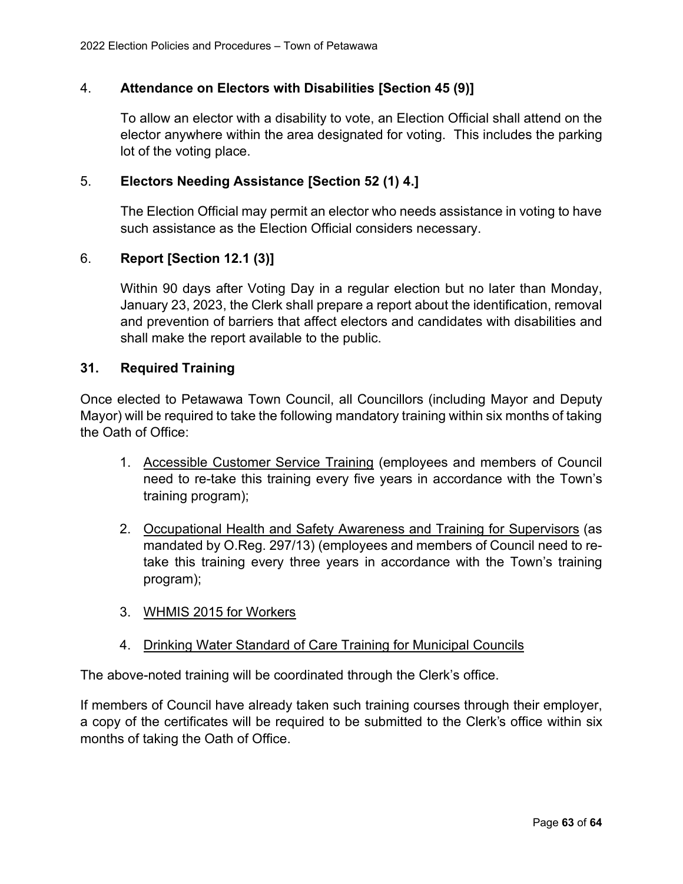4. **Attendance on Electors with Disabilities [Section 45 (9)]**

   To allow an elector with a disability to vote, an Election Official shall attend on the elector anywhere within the area designated for voting. This includes the parking lot of the voting place.

5. **Electors Needing Assistance [Section 52 (1) 4.]**

   The Election Official may permit an elector who needs assistance in voting to have such assistance as the Election Official considers necessary.

6. **Report [Section 12.1 (3)]**

   Within 90 days after Voting Day in a regular election but no later than Monday, January 23, 2023, the Clerk shall prepare a report about the identification, removal and prevention of barriers that affect electors and candidates with disabilities and shall make the report available to the public.

## 31. Required Training

Once elected to Petawawa Town Council, all Councillors (including Mayor and Deputy Mayor) will be required to take the following mandatory training within six months of taking the Oath of Office:

1. <u>Accessible Customer Service Training</u> (employees and members of Council need to re-take this training every five years in accordance with the Town's training program);
2. <u>Occupational Health and Safety Awareness and Training for Supervisors</u> (as mandated by O.Reg. 297/13) (employees and members of Council need to re-take this training every three years in accordance with the Town's training program);
3. <u>WHMIS 2015 for Workers</u>
4. <u>Drinking Water Standard of Care Training for Municipal Councils</u>

The above-noted training will be coordinated through the Clerk's office.

If members of Council have already taken such training courses through their employer, a copy of the certificates will be required to be submitted to the Clerk's office within six months of taking the Oath of Office.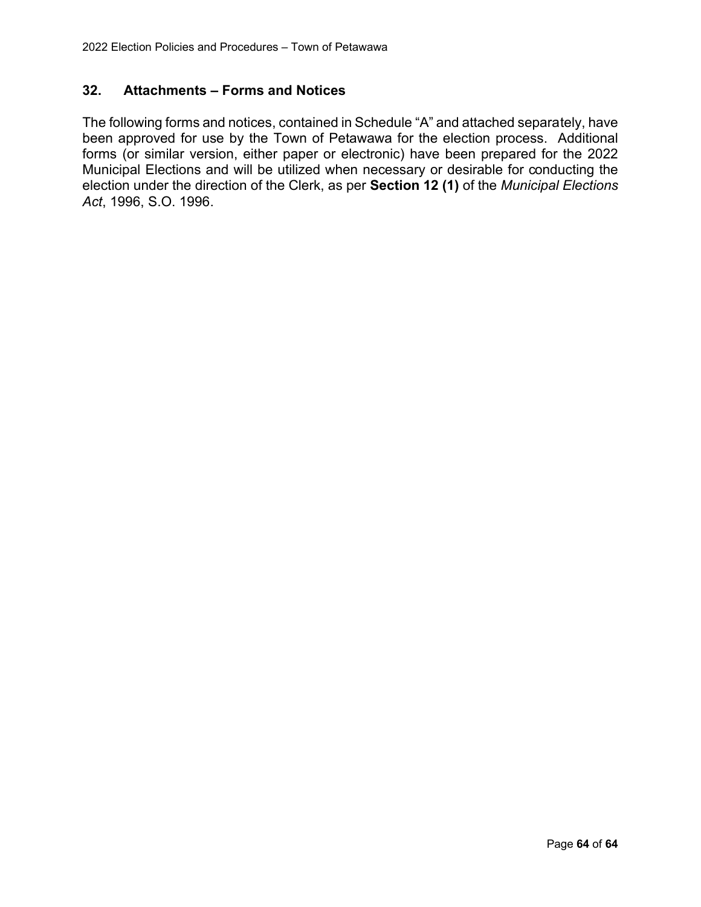## 32. Attachments – Forms and Notices

The following forms and notices, contained in Schedule "A" and attached separately, have been approved for use by the Town of Petawawa for the election process. Additional forms (or similar version, either paper or electronic) have been prepared for the 2022 Municipal Elections and will be utilized when necessary or desirable for conducting the election under the direction of the Clerk, as per **Section 12 (1)** of the *Municipal Elections Act*, 1996, S.O. 1996.